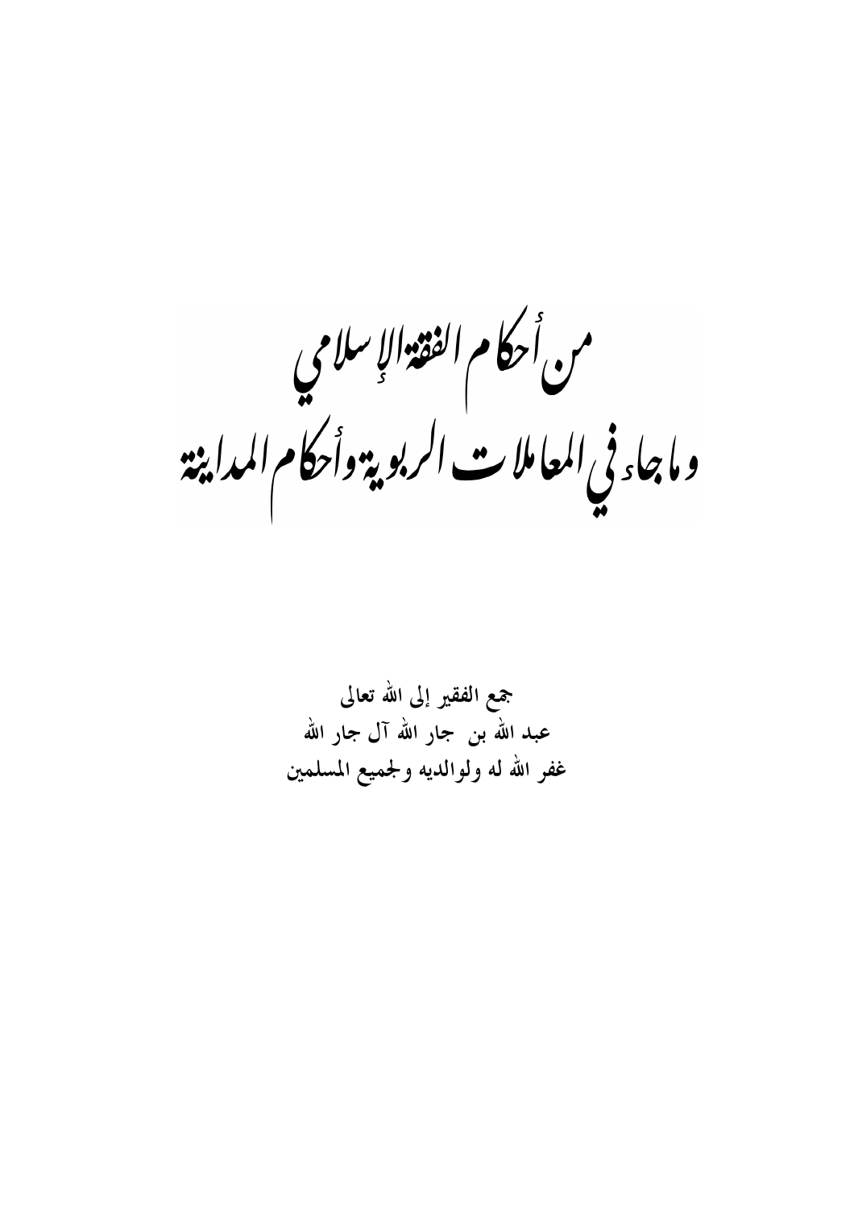# من أحكام الفقه الإسلامي
# وما جاء في المعاملات الربوية وأحكام المداينة

**جمع الفقير إلى الله تعالى**
**عبد الله بن جار الله آل جار الله**
**غفر الله له ولوالديه ولجميع المسلمين**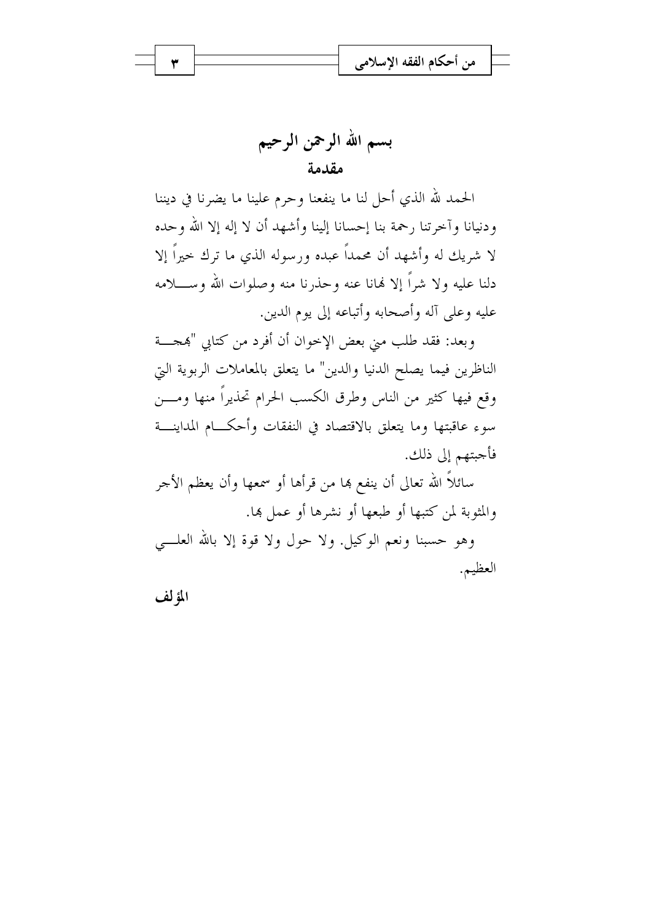# بسم الله الرحمن الرحيم

## مقدمة

الحمد لله الذي أحل لنا ما ينفعنا وحرم علينا ما يضرنا في ديننا ودنيانا وآخرتنا رحمة بنا إحسانا إلينا وأشهد أن لا إله إلا الله وحده لا شريك له وأشهد أن محمداً عبده ورسوله الذي ما ترك خيراً إلا دلنا عليه ولا شراً إلا نهانا عنه وحذرنا منه وصلوات الله وسلامه عليه وعلى آله وأصحابه وأتباعه إلى يوم الدين.

وبعد: فقد طلب مني بعض الإخوان أن أفرد من كتابي "بهجة الناظرين فيما يصلح الدنيا والدين" ما يتعلق بالمعاملات الربوية التي وقع فيها كثير من الناس وطرق الكسب الحرام تحذيراً منها ومن سوء عاقبتها وما يتعلق بالاقتصاد في النفقات وأحكام المداينة فأجبتهم إلى ذلك.

سائلاً الله تعالى أن ينفع بها من قرأها أو سمعها وأن يعظم الأجر والمثوبة لمن كتبها أو طبعها أو نشرها أو عمل بها.

وهو حسبنا ونعم الوكيل. ولا حول ولا قوة إلا بالله العلي العظيم.

**المؤلف**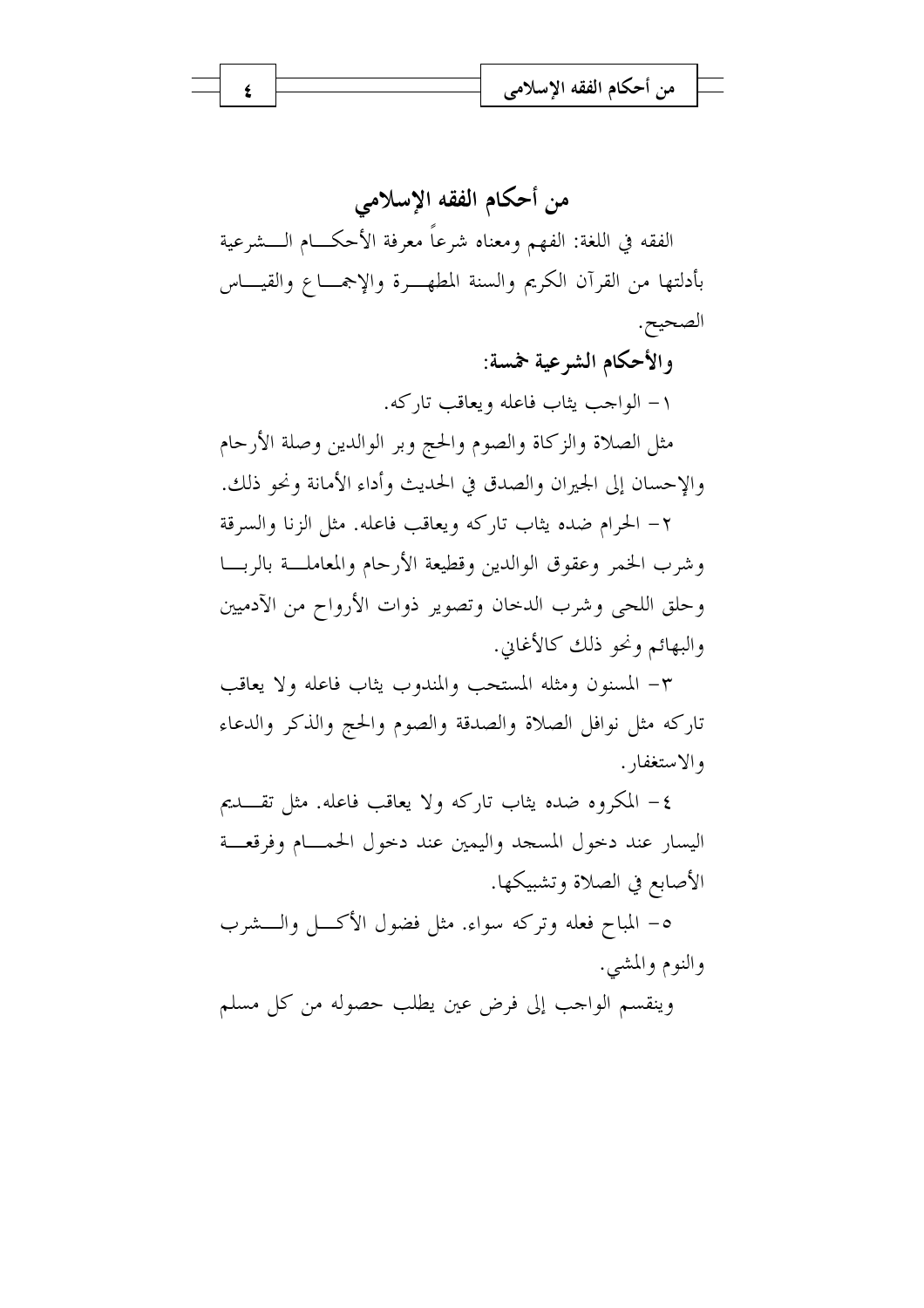# من أحكام الفقه الإسلامي

الفقه في اللغة: الفهم ومعناه شرعاً معرفة الأحكام الشرعية بأدلتها من القرآن الكريم والسنة المطهرة والإجماع والقياس الصحيح.

**والأحكام الشرعية خمسة:**

١- الواجب يثاب فاعله ويعاقب تاركه.

مثل الصلاة والزكاة والصوم والحج وبر الوالدين وصلة الأرحام والإحسان إلى الجيران والصدق في الحديث وأداء الأمانة ونحو ذلك.

٢- الحرام ضده يثاب تاركه ويعاقب فاعله. مثل الزنا والسرقة وشرب الخمر وعقوق الوالدين وقطيعة الأرحام والمعاملة بالربا وحلق اللحى وشرب الدخان وتصوير ذوات الأرواح من الآدميين والبهائم ونحو ذلك كالأغاني.

٣- المسنون ومثله المستحب والمندوب يثاب فاعله ولا يعاقب تاركه مثل نوافل الصلاة والصدقة والصوم والحج والذكر والدعاء والاستغفار.

٤- المكروه ضده يثاب تاركه ولا يعاقب فاعله. مثل تقديم اليسار عند دخول المسجد واليمين عند دخول الحمام وفرقعة الأصابع في الصلاة وتشبيكها.

٥- المباح فعله وتركه سواء. مثل فضول الأكل والشرب والنوم والمشي.

وينقسم الواجب إلى فرض عين يطلب حصوله من كل مسلم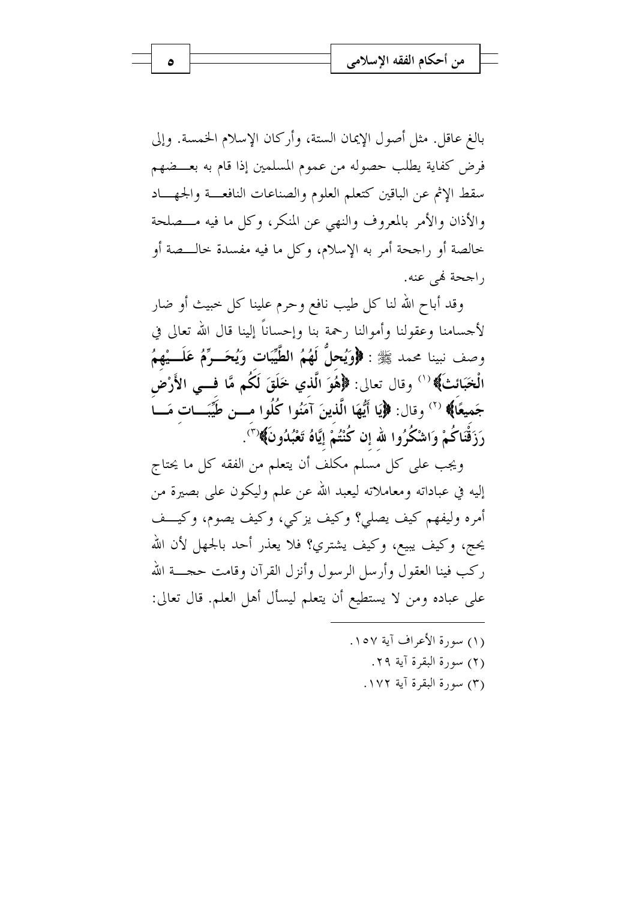بالغ عاقل. مثل أصول الإيمان الستة، وأركان الإسلام الخمسة. وإلى فرض كفاية يطلب حصوله من عموم المسلمين إذا قام به بعضهم سقط الإثم عن الباقين كتعلم العلوم والصناعات النافعة والجهاد والأذان والأمر بالمعروف والنهي عن المنكر، وكل ما فيه مصلحة خالصة أو راجحة أمر به الإسلام، وكل ما فيه مفسدة خالصة أو راجحة نهى عنه.

وقد أباح الله لنا كل طيب نافع وحرم علينا كل خبيث أو ضار لأجسامنا وعقولنا وأموالنا رحمة بنا وإحساناً إلينا قال الله تعالى في وصف نبينا محمد ﷺ: **﴿وَيُحِلُّ لَهُمُ الطَّيِّبَاتِ وَيُحَرِّمُ عَلَيْهِمُ الْخَبَائِثَ﴾**(1) وقال تعالى: **﴿هُوَ الَّذِي خَلَقَ لَكُم مَّا فِي الأَرْضِ جَمِيعًا﴾** (2) وقال: **﴿يَا أَيُّهَا الَّذِينَ آمَنُوا كُلُوا مِن طَيِّبَاتِ مَا رَزَقْنَاكُمْ وَاشْكُرُوا للهِ إِن كُنْتُمْ إِيَّاهُ تَعْبُدُونَ﴾**(3).

ويجب على كل مسلم مكلف أن يتعلم من الفقه كل ما يحتاج إليه في عباداته ومعاملاته ليعبد الله عن علم وليكون على بصيرة من أمره وليفهم كيف يصلي؟ وكيف يزكي، وكيف يصوم، وكيف يحج، وكيف يبيع، وكيف يشتري؟ فلا يعذر أحد بالجهل لأن الله ركب فينا العقول وأرسل الرسول وأنزل القرآن وقامت حجة الله على عباده ومن لا يستطيع أن يتعلم ليسأل أهل العلم. قال تعالى:

---

(1) سورة الأعراف آية ١٥٧.

(2) سورة البقرة آية ٢٩.

(3) سورة البقرة آية ١٧٢.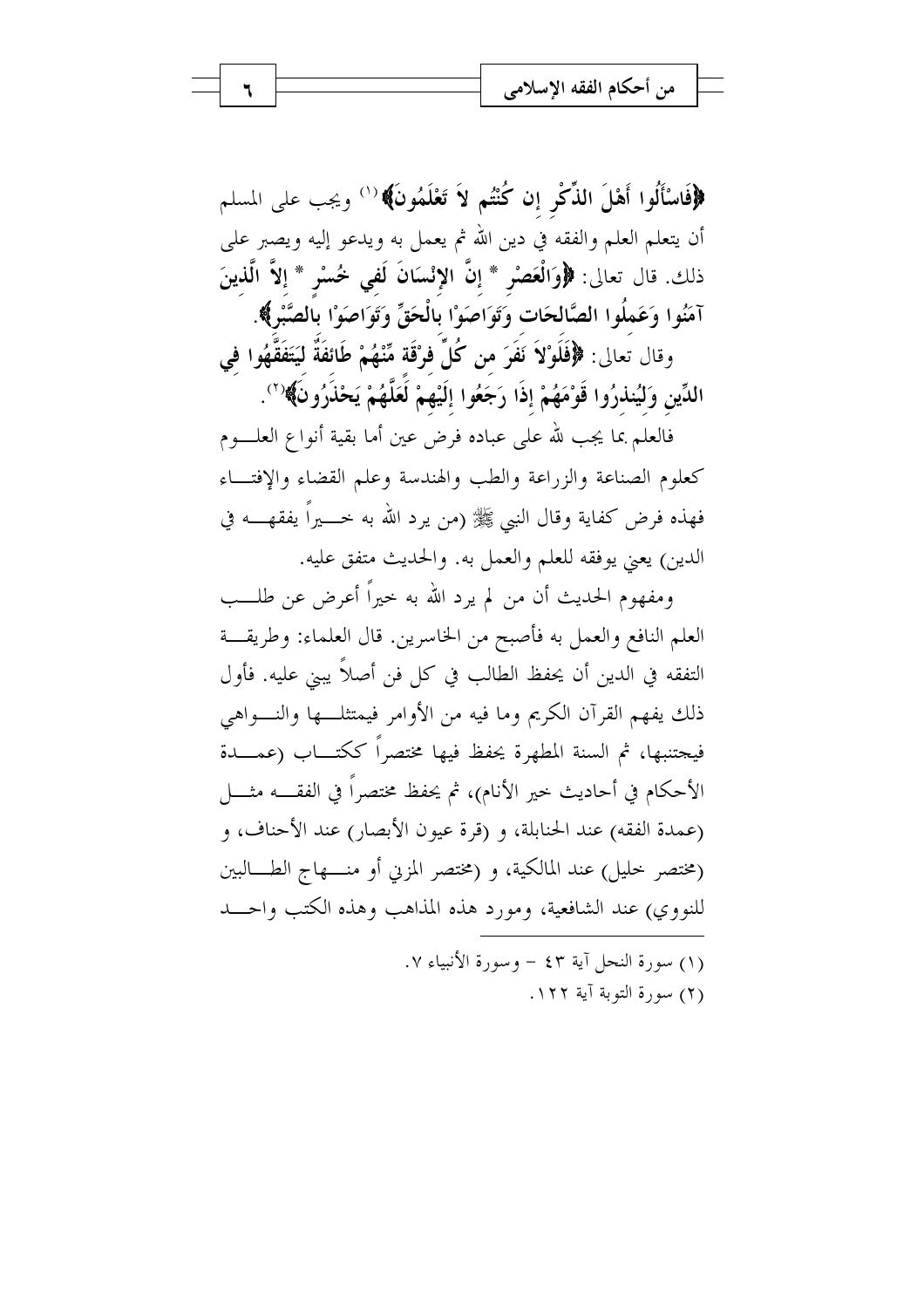﴿فَاسْأَلُوا أَهْلَ الذِّكْرِ إِن كُنتُم لاَ تَعْلَمُونَ﴾[1] ويجب على المسلم أن يتعلم العلم والفقه في دين الله ثم يعمل به ويدعو إليه ويصبر على ذلك. قال تعالى: ﴿وَالْعَصْرِ * إِنَّ الإِنْسَانَ لَفِي خُسْرٍ * إِلاَّ الَّذِينَ آمَنُوا وَعَمِلُوا الصَّالِحَاتِ وَتَوَاصَوْا بِالْحَقِّ وَتَوَاصَوْا بِالصَّبْرِ﴾.

وقال تعالى: ﴿فَلَوْلاَ نَفَرَ مِن كُلِّ فِرْقَةٍ مِّنْهُمْ طَائِفَةٌ لِيَتَفَقَّهُوا فِي الدِّينِ وَلِيُنذِرُوا قَوْمَهُمْ إِذَا رَجَعُوا إِلَيْهِمْ لَعَلَّهُمْ يَحْذَرُونَ﴾[2].

فالعلم بما يجب لله على عباده فرض عين أما بقية أنواع العلوم كعلوم الصناعة والزراعة والطب والهندسة وعلم القضاء والإفتاء فهذه فرض كفاية وقال النبي ﷺ (من يرد الله به خيراً يفقهه في الدين) يعني يوفقه للعلم والعمل به. والحديث متفق عليه.

ومفهوم الحديث أن من لم يرد الله به خيراً أعرض عن طلب العلم النافع والعمل به فأصبح من الخاسرين. قال العلماء: وطريقة التفقه في الدين أن يحفظ الطالب في كل فن أصلاً يبني عليه. فأول ذلك يفهم القرآن الكريم وما فيه من الأوامر فيمتثلها والنواهي فيجتنبها، ثم السنة المطهرة يحفظ فيها مختصراً ككتاب (عمدة الأحكام في أحاديث خير الأنام)، ثم يحفظ مختصراً في الفقه مثل (عمدة الفقه) عند الحنابلة، و (قرة عيون الأبصار) عند الأحناف، و (مختصر خليل) عند المالكية، و (مختصر المزني أو منهاج الطالبين للنووي) عند الشافعية، ومورد هذه المذاهب وهذه الكتب واحد

---

(١) سورة النحل آية ٤٣ – وسورة الأنبياء ٧.

(٢) سورة التوبة آية ١٢٢.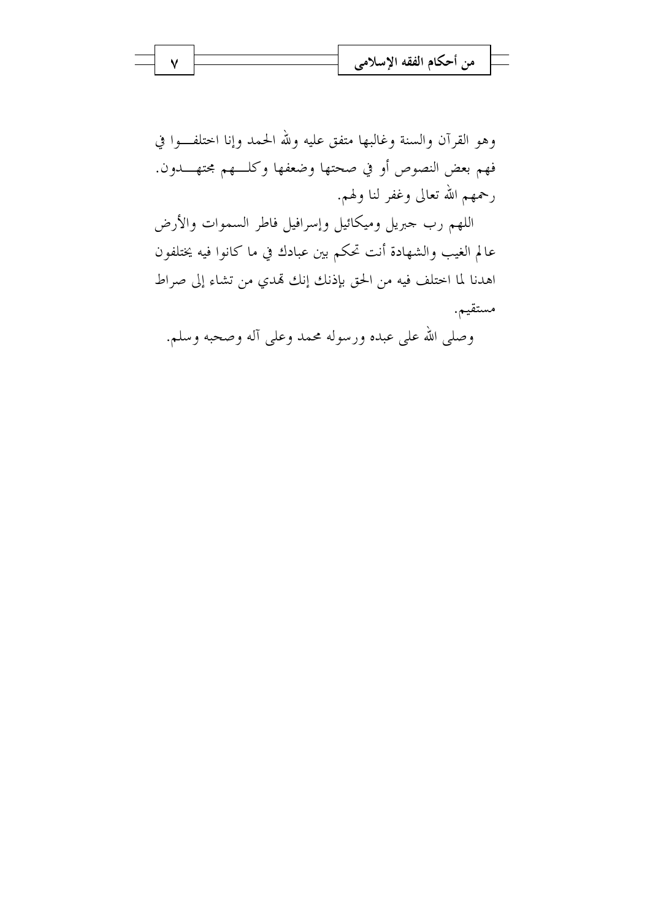وهو القرآن والسنة وغالبها متفق عليه ولله الحمد وإنا اختلفـوا في فهم بعض النصوص أو في صحتها وضعفها وكلـهم مجتهـدون. رحمهم الله تعالى وغفر لنا ولهم.

اللهم رب جبريل وميكائيل وإسرافيل فاطر السموات والأرض عالم الغيب والشهادة أنت تحكم بين عبادك في ما كانوا فيه يختلفون اهدنا لما اختلف فيه من الحق بإذنك إنك تهدي من تشاء إلى صراط مستقيم.

وصلى الله على عبده ورسوله محمد وعلى آله وصحبه وسلم.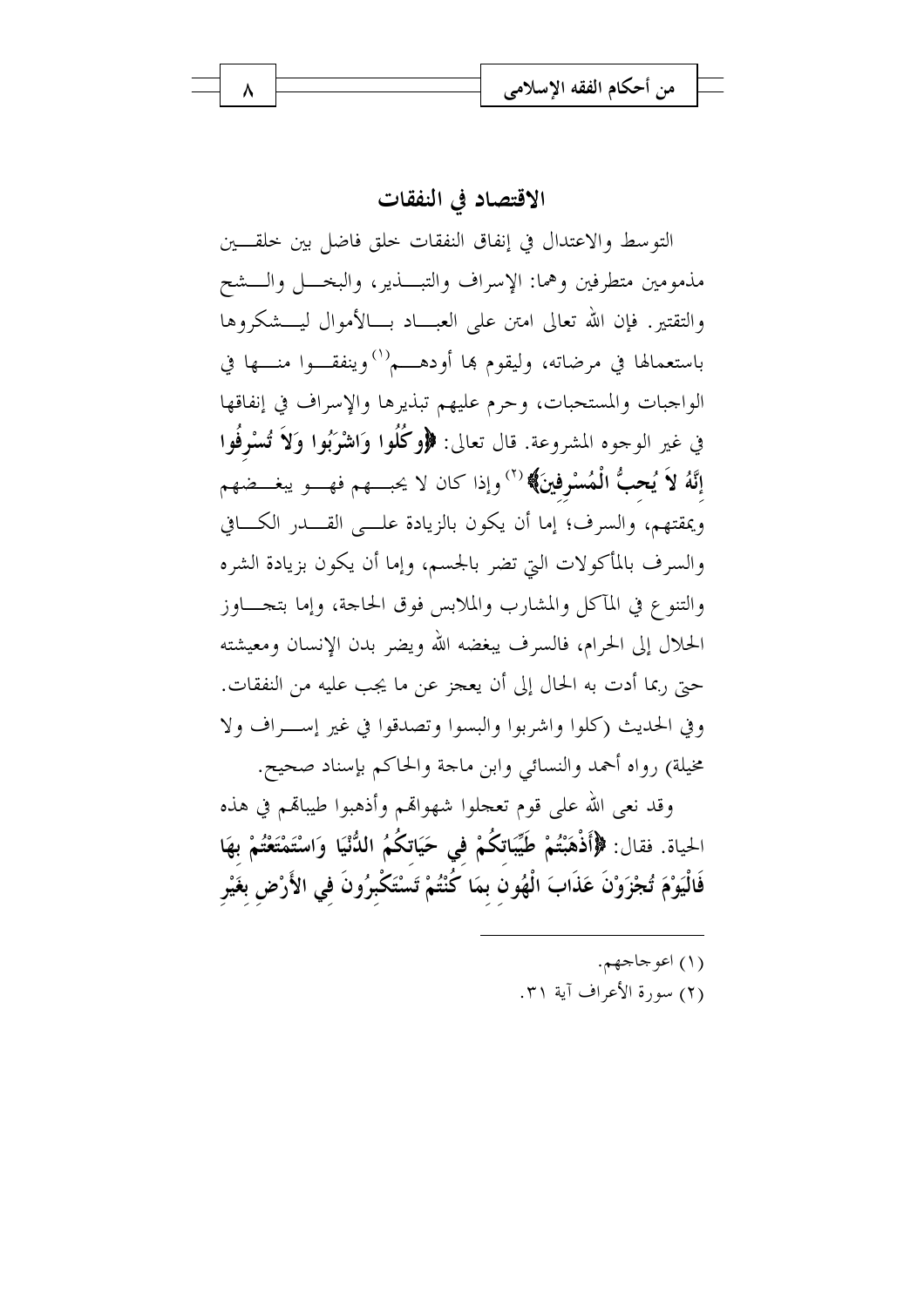## الاقتصاد في النفقات

التوسط والاعتدال في إنفاق النفقات خلق فاضل بين خلقين مذمومين متطرفين وهما: الإسراف والتبذير، والبخل والشح والتقتير. فإن الله تعالى امتن على العباد بالأموال ليشكروها باستعمالها في مرضاته، وليقوم بها أودهم[1] وينفقوا منها في الواجبات والمستحبات، وحرم عليهم تبذيرها والإسراف في إنفاقها في غير الوجوه المشروعة. قال تعالى: **﴿وكُلُوا وَاشْرَبُوا وَلاَ تُسْرِفُوا إِنَّهُ لاَ يُحِبُّ الْمُسْرِفِينَ﴾**[2] وإذا كان لا يحبهم فهو يبغضهم ويمقتهم، والسرف؛ إما أن يكون بالزيادة على القدر الكافي والسرف بالمأكولات التي تضر بالجسم، وإما أن يكون بزيادة الشره والتنوع في المآكل والمشارب والملابس فوق الحاجة، وإما بتجاوز الحلال إلى الحرام، فالسرف يبغضه الله ويضر بدن الإنسان ومعيشته حتى ربما أدت به الحال إلى أن يعجز عن ما يجب عليه من النفقات. وفي الحديث (كلوا واشربوا والبسوا وتصدقوا في غير إسراف ولا مخيلة) رواه أحمد والنسائي وابن ماجة والحاكم بإسناد صحيح.

وقد نعى الله على قوم تعجلوا شهواتهم وأذهبوا طيباتهم في هذه الحياة. فقال: **﴿أَذْهَبْتُمْ طَيِّبَاتِكُمْ فِي حَيَاتِكُمُ الدُّنْيَا وَاسْتَمْتَعْتُم بِهَا فَالْيَوْمَ تُجْزَوْنَ عَذَابَ الْهُونِ بِمَا كُنْتُمْ تَسْتَكْبِرُونَ فِي الأَرْضِ بِغَيْرِ**

---

(١) اعوجاجهم.

(٢) سورة الأعراف آية ٣١.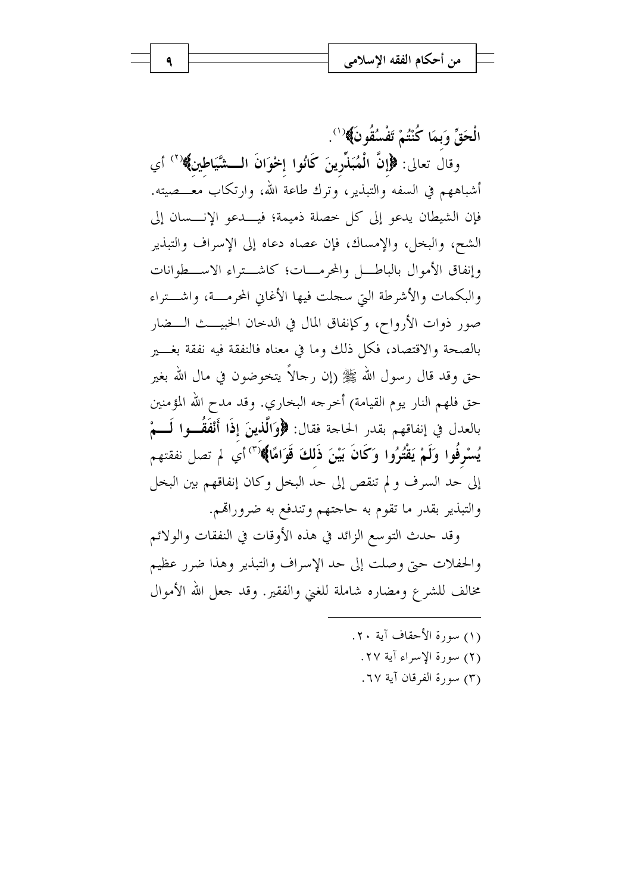**الْحَقِّ وَبِمَا كُنْتُمْ تَفْسُقُونَ﴾**[1].

وقال تعالى: **﴿إِنَّ الْمُبَذِّرِينَ كَانُوا إِخْوَانَ الشَّيَاطِينِ﴾**[2] أي أشباههم في السفه والتبذير، وترك طاعة الله، وارتكاب معصيته. فإن الشيطان يدعو إلى كل خصلة ذميمة؛ فيدعو الإنسان إلى الشح، والبخل، والإمساك، فإن عصاه دعاه إلى الإسراف والتبذير وإنفاق الأموال بالباطل والمحرمات؛ كاشتراء الاسطوانات والبكمات والأشرطة التي سجلت فيها الأغاني المحرمة، واشتراء صور ذوات الأرواح، وكإنفاق المال في الدخان الخبيث الضار بالصحة والاقتصاد، فكل ذلك وما في معناه فالنفقة فيه نفقة بغير حق وقد قال رسول الله ﷺ (إن رجالاً يتخوضون في مال الله بغير حق فلهم النار يوم القيامة) أخرجه البخاري. وقد مدح الله المؤمنين بالعدل في إنفاقهم بقدر الحاجة فقال: **﴿وَالَّذِينَ إِذَا أَنْفَقُوا لَمْ يُسْرِفُوا وَلَمْ يَقْتُرُوا وَكَانَ بَيْنَ ذَلِكَ قَوَامًا﴾**[3] أي لم تصل نفقتهم إلى حد السرف ولم تنقص إلى حد البخل وكان إنفاقهم بين البخل والتبذير بقدر ما تقوم به حاجتهم وتندفع به ضروراتهم.

وقد حدث التوسع الزائد في هذه الأوقات في النفقات والولائم والحفلات حتى وصلت إلى حد الإسراف والتبذير وهذا ضرر عظيم مخالف للشرع ومضاره شاملة للغني والفقير. وقد جعل الله الأموال

---

(١) سورة الأحقاف آية ٢٠.

(٢) سورة الإسراء آية ٢٧.

(٣) سورة الفرقان آية ٦٧.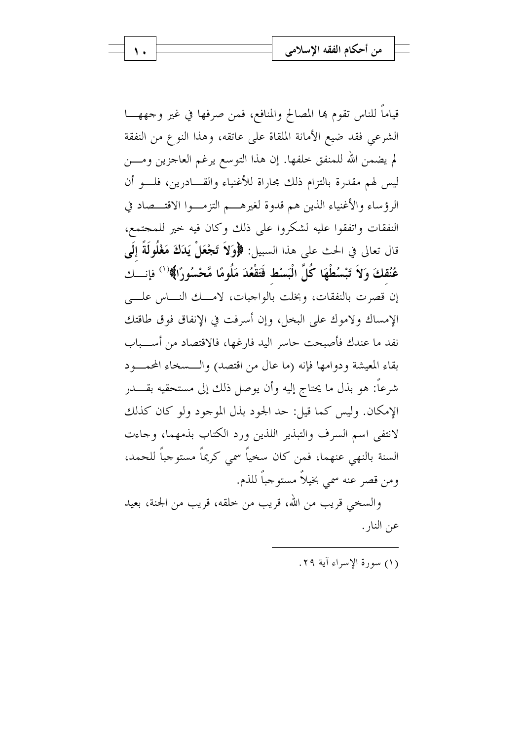قياماً للناس تقوم بها المصالح والمنافع، فمن صرفها في غير وجهها الشرعي فقد ضيع الأمانة الملقاة على عاتقه، وهذا النوع من النفقة لم يضمن الله للمنفق خلفها. إن هذا التوسع يرغم العاجزين ومن ليس لهم مقدرة بالتزام ذلك مجاراة للأغنياء والقادرين، فلو أن الرؤساء والأغنياء الذين هم قدوة لغيرهم التزموا الاقتصاد في النفقات واتفقوا عليه لشكروا على ذلك وكان فيه خير للمجتمع، قال تعالى في الحث على هذا السبيل: **﴿وَلاَ تَجْعَلْ يَدَكَ مَغْلُولَةً إِلَى عُنُقِكَ وَلاَ تَبْسُطْهَا كُلَّ الْبَسْطِ فَتَقْعُدَ مَلُومًا مَّحْسُورًا﴾**[1] فإنك إن قصرت بالنفقات، وبخلت بالواجبات، لامك الناس على الإمساك ولاموك على البخل، وإن أسرفت في الإنفاق فوق طاقتك نفد ما عندك فأصبحت حاسر اليد فارغها، فالاقتصاد من أسباب بقاء المعيشة ودوامها فإنه (ما عال من اقتصد) والسخاء المحمود شرعاً: هو بذل ما يحتاج إليه وأن يوصل ذلك إلى مستحقيه بقدر الإمكان. وليس كما قيل: حد الجود بذل الموجود ولو كان كذلك لانتفى اسم السرف والتبذير اللذين ورد الكتاب بذمهما، وجاءت السنة بالنهي عنهما، فمن كان سخياً سمي كريماً مستوجباً للحمد، ومن قصر عنه سمي بخيلاً مستوجباً للذم.

والسخي قريب من الله، قريب من خلقه، قريب من الجنة، بعيد عن النار.

---

(١) سورة الإسراء آية ٢٩.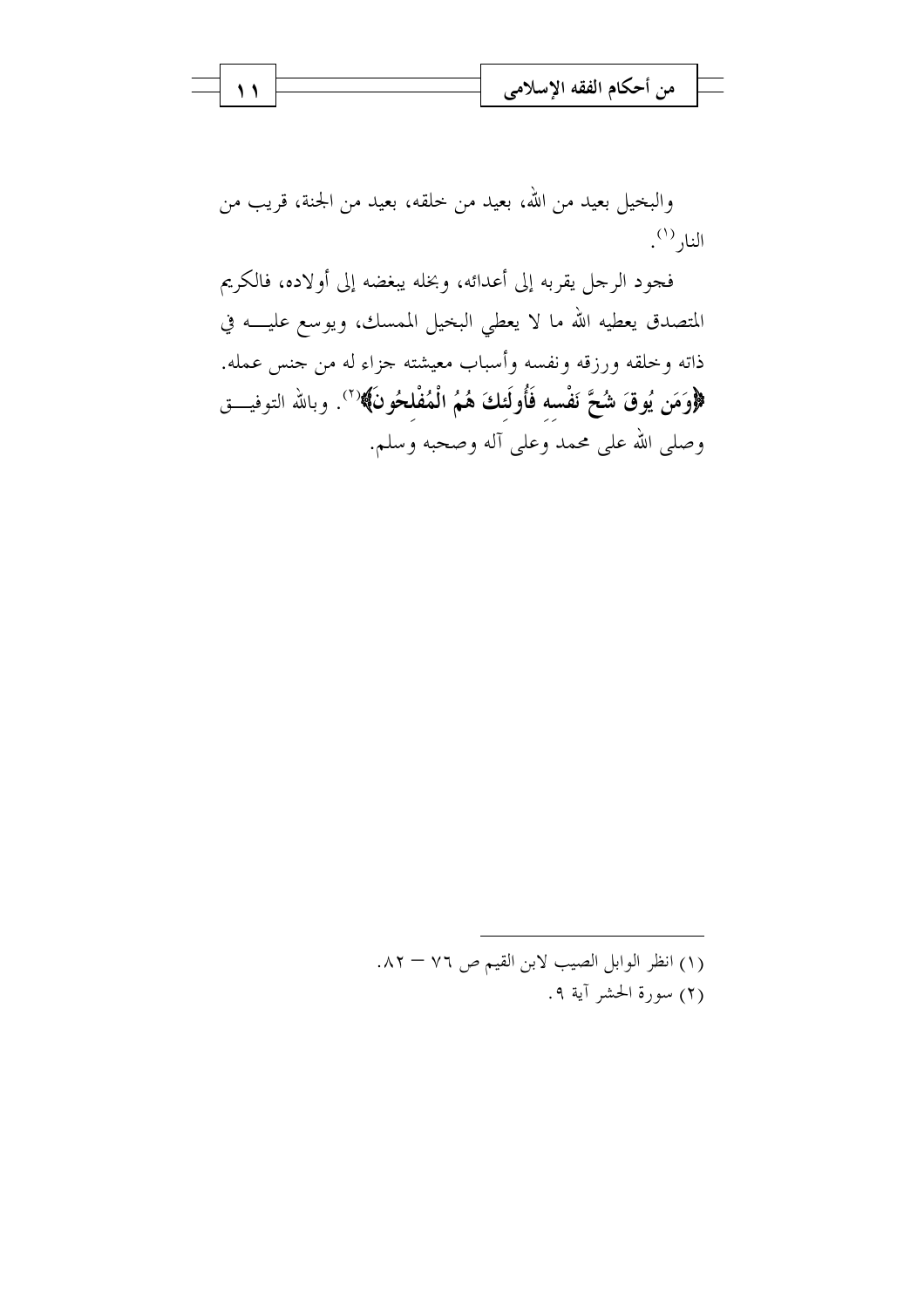والبخيل بعيد من الله، بعيد من خلقه، بعيد من الجنة، قريب من النار[1].

فجود الرجل يقربه إلى أعدائه، وبخله يبغضه إلى أولاده، فالكريم المتصدق يعطيه الله ما لا يعطي البخيل الممسك، ويوسع عليه في ذاته وخلقه ورزقه ونفسه وأسباب معيشته جزاء له من جنس عمله. **﴿وَمَن يُوقَ شُحَّ نَفْسِهِ فَأُولَئِكَ هُمُ الْمُفْلِحُونَ﴾**[2]. وبالله التوفيق وصلى الله على محمد وعلى آله وصحبه وسلم.

---

(١) انظر الوابل الصيب لابن القيم ص ٧٦ – ٨٢.

(٢) سورة الحشر آية ٩.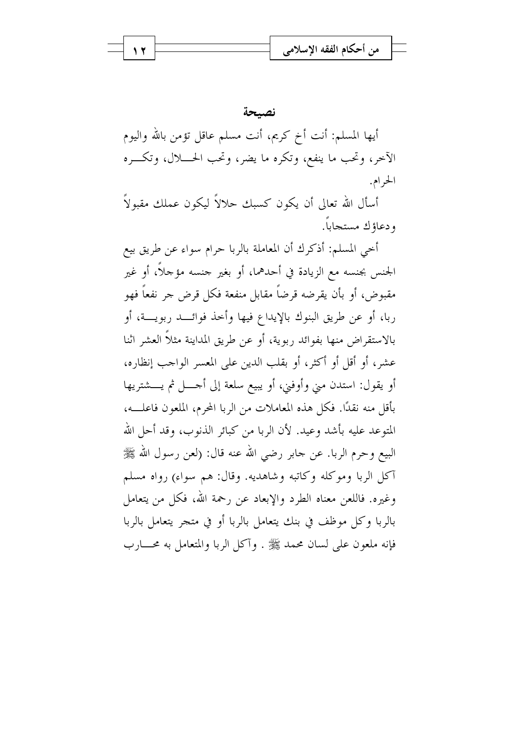## نصيحة

أيها المسلم: أنت أخ كريم، أنت مسلم عاقل تؤمن بالله واليوم الآخر، وتحب ما ينفع، وتكره ما يضر، وتحب الحلال، وتكره الحرام.

أسأل الله تعالى أن يكون كسبك حلالاً ليكون عملك مقبولاً ودعاؤك مستجاباً.

أخي المسلم: أذكرك أن المعاملة بالربا حرام سواء عن طريق بيع الجنس بجنسه مع الزيادة في أحدهما، أو بغير جنسه مؤجلاً، أو غير مقبوض، أو بأن يقرضه قرضاً مقابل منفعة فكل قرض جر نفعاً فهو ربا، أو عن طريق البنوك بالإيداع فيها وأخذ فوائد ربوية، أو بالاستقراض منها بفوائد ربوية، أو عن طريق المداينة مثلاً العشر اثنا عشر، أو أقل أو أكثر، أو بقلب الدين على المعسر الواجب إنظاره، أو يقول: استدن مني وأوفني، أو يبيع سلعة إلى أجل ثم يشتريها بأقل منه نقدًا. فكل هذه المعاملات من الربا المحرم، الملعون فاعله، المتوعد عليه بأشد وعيد. لأن الربا من كبائر الذنوب، وقد أحل الله البيع وحرم الربا. عن جابر رضي الله عنه قال: (لعن رسول الله ﷺ آكل الربا وموكله وكاتبه وشاهديه. وقال: هم سواء) رواه مسلم وغيره. فاللعن معناه الطرد والإبعاد عن رحمة الله، فكل من يتعامل بالربا وكل موظف في بنك يتعامل بالربا أو في متجر يتعامل بالربا فإنه ملعون على لسان محمد ﷺ . وآكل الربا والمتعامل به محارب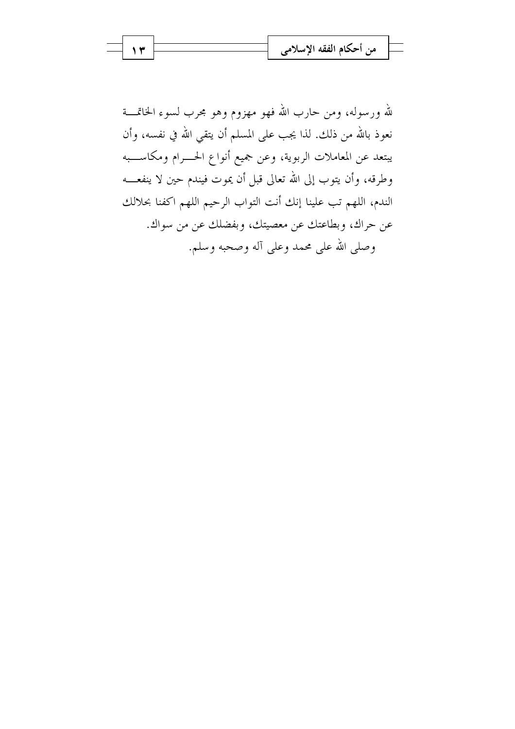لله ورسوله، ومن حارب الله فهو مهزوم وهو مجرب لسوء الخاتمة نعوذ بالله من ذلك. لذا يجب على المسلم أن يتقي الله في نفسه، وأن يبتعد عن المعاملات الربوية، وعن جميع أنواع الحرام ومكاسبه وطرقه، وأن يتوب إلى الله تعالى قبل أن يموت فيندم حين لا ينفعه الندم، اللهم تب علينا إنك أنت التواب الرحيم اللهم اكفنا بحلالك عن حراك، وبطاعتك عن معصيتك، وبفضلك عن من سواك.

وصلى الله على محمد وعلى آله وصحبه وسلم.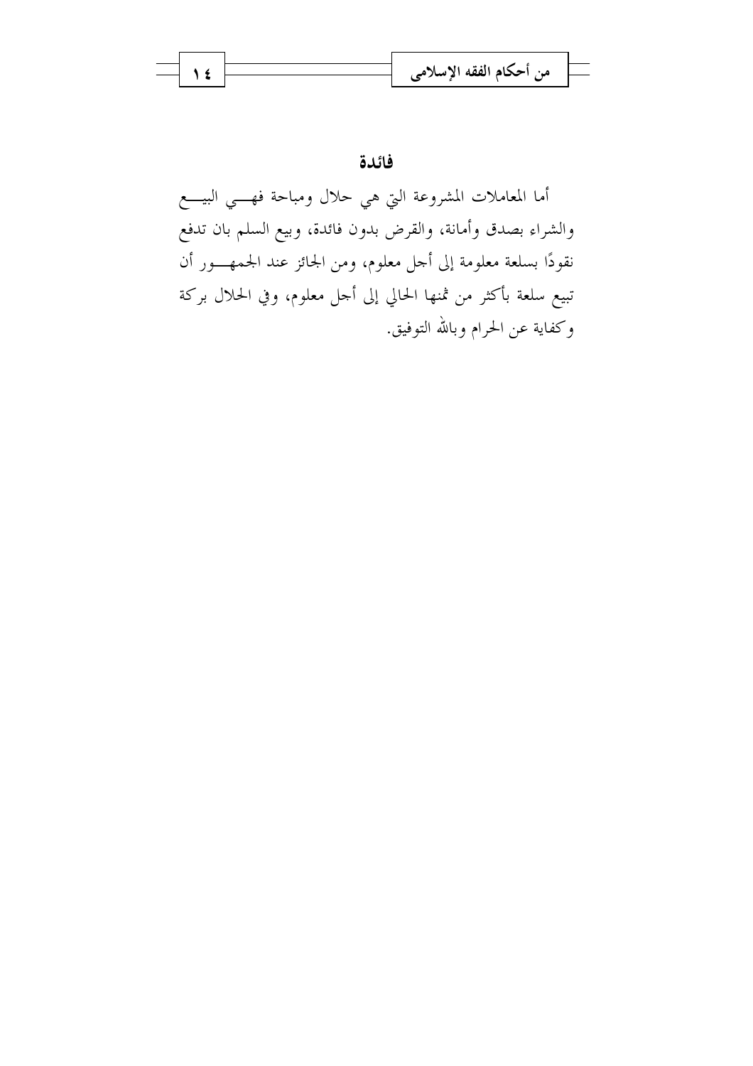## فائدة

أما المعاملات المشروعة التي هي حلال ومباحة فهي البيع والشراء بصدق وأمانة، والقرض بدون فائدة، وبيع السلم بان تدفع نقودًا بسلعة معلومة إلى أجل معلوم، ومن الجائز عند الجمهور أن تبيع سلعة بأكثر من ثمنها الحالي إلى أجل معلوم، وفي الحلال بركة وكفاية عن الحرام وبالله التوفيق.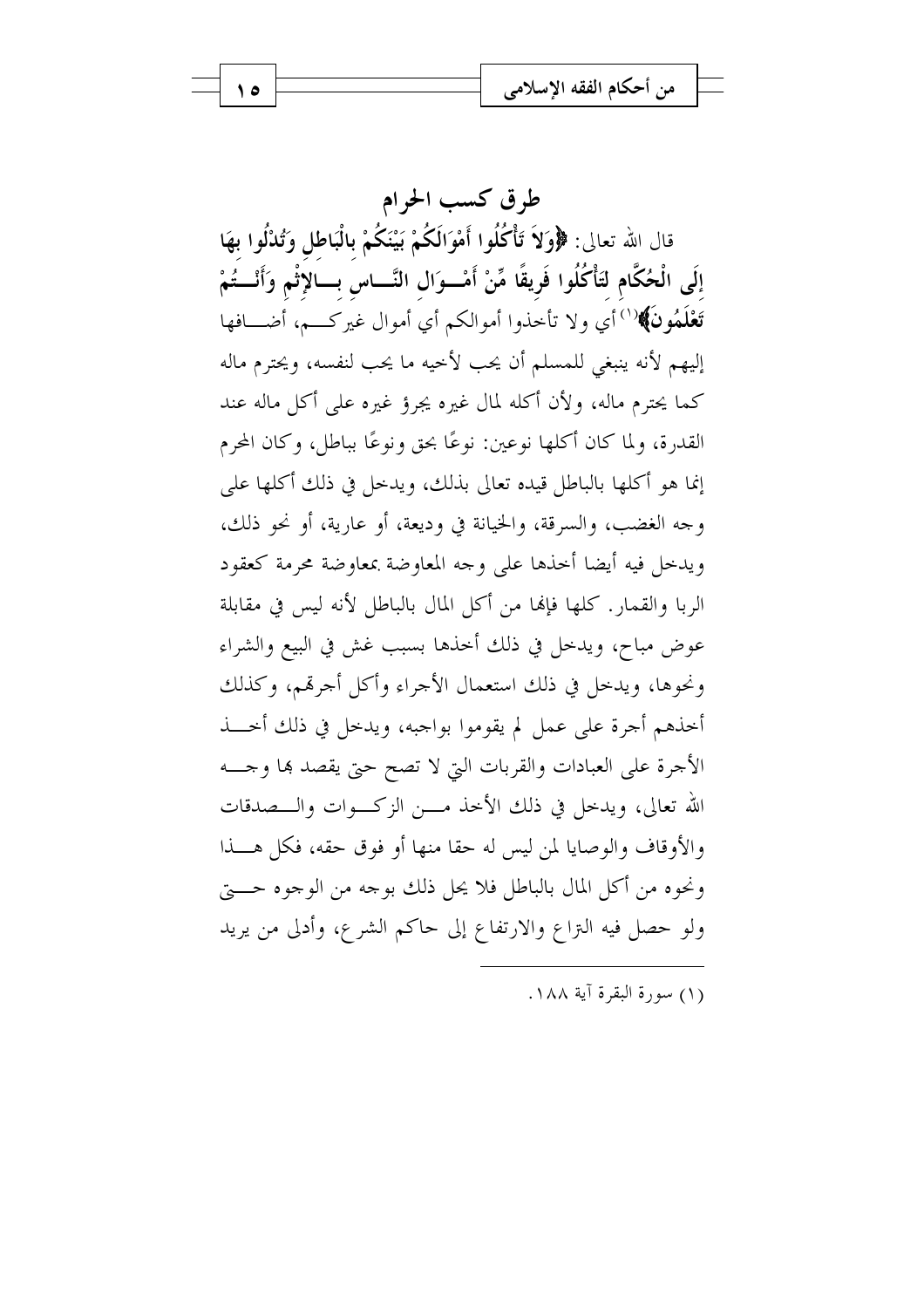## طرق كسب الحرام

قال الله تعالى: ﴿وَلاَ تَأْكُلُوا أَمْوَالَكُمْ بَيْنَكُمْ بِالْبَاطِلِ وَتُدْلُوا بِهَا إِلَى الْحُكَّامِ لِتَأْكُلُوا فَرِيقًا مِّنْ أَمْوَالِ النَّاسِ بِالإِثْمِ وَأَنْتُمْ تَعْلَمُونَ﴾[1] أي ولا تأخذوا أموالكم أي أموال غيركم، أضافها إليهم لأنه ينبغي للمسلم أن يحب لأخيه ما يحب لنفسه، ويحترم ماله كما يحترم ماله، ولأن أكله لمال غيره يجرؤ غيره على أكل ماله عند القدرة، ولما كان أكلها نوعين: نوعًا بحق ونوعًا بباطل، وكان المحرم إنما هو أكلها بالباطل قيده تعالى بذلك، ويدخل في ذلك أكلها على وجه الغضب، والسرقة، والخيانة في وديعة، أو عارية، أو نحو ذلك، ويدخل فيه أيضا أخذها على وجه المعاوضة بمعاوضة محرمة كعقود الربا والقمار. كلها فإنها من أكل المال بالباطل لأنه ليس في مقابلة عوض مباح، ويدخل في ذلك أخذها بسبب غش في البيع والشراء ونحوها، ويدخل في ذلك استعمال الأجراء وأكل أجرتهم، وكذلك أخذهم أجرة على عمل لم يقوموا بواجبه، ويدخل في ذلك أخذ الأجرة على العبادات والقربات التي لا تصح حتى يقصد بها وجه الله تعالى، ويدخل في ذلك الأخذ من الزكوات والصدقات والأوقاف والوصايا لمن ليس له حقا منها أو فوق حقه، فكل هذا ونحوه من أكل المال بالباطل فلا يحل ذلك بوجه من الوجوه حتى ولو حصل فيه النزاع والارتفاع إلى حاكم الشرع، وأدلى من يريد

---

(١) سورة البقرة آية ١٨٨.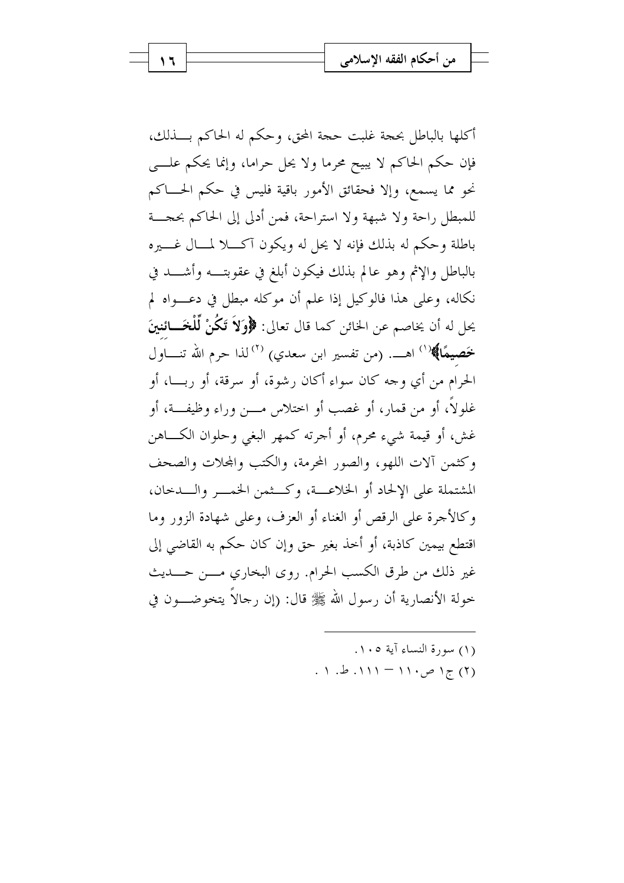أكلها بالباطل بحجة غلبت حجة المحق، وحكم له الحاكم بـذلك، فإن حكم الحاكم لا يبيح محرما ولا يحل حراما، وإنما يحكم على نحو مما يسمع، وإلا فحقائق الأمور باقية فليس في حكم الحاكم للمبطل راحة ولا شبهة ولا استراحة، فمن أدلى إلى الحاكم بحجة باطلة وحكم له بذلك فإنه لا يحل له ويكون آكلا لمال غيره بالباطل والإثم وهو عالم بذلك فيكون أبلغ في عقوبته وأشد في نكاله، وعلى هذا فالوكيل إذا علم أن موكله مبطل في دعواه لم يحل له أن يخاصم عن الخائن كما قال تعالى: **﴿وَلاَ تَكُنْ لِّلْخَائِنِينَ خَصِيمًا﴾**[1] اهـ. (من تفسير ابن سعدي) [2] لذا حرم الله تناول الحرام من أي وجه كان سواء أكان رشوة، أو سرقة، أو ربا، أو غلولاً، أو من قمار، أو غصب أو اختلاس من وراء وظيفة، أو غش، أو قيمة شيء محرم، أو أجرته كمهر البغي وحلوان الكاهن وكثمن آلات اللهو، والصور المحرمة، والكتب والمجلات والصحف المشتملة على الإلحاد أو الخلاعة، وكثمن الخمر والدخان، وكالأجرة على الرقص أو الغناء أو العزف، وعلى شهادة الزور وما اقتطع بيمين كاذبة، أو أخذ بغير حق وإن كان حكم به القاضي إلى غير ذلك من طرق الكسب الحرام. روى البخاري من حديث خولة الأنصارية أن رسول الله ﷺ قال: (إن رجالاً يتخوضون في

---

(١) سورة النساء آية ١٠٥.

(٢) ج١ ص١١٠ – ١١١. ط. ١ .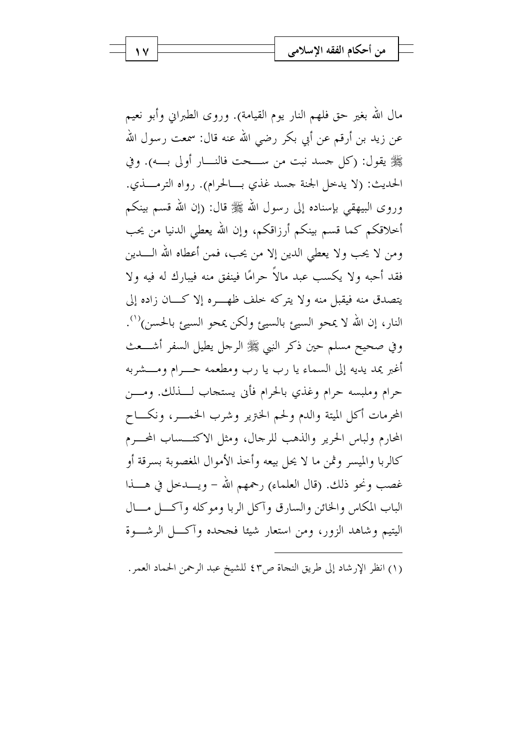مال الله بغير حق فلهم النار يوم القيامة). وروى الطبراني وأبو نعيم عن زيد بن أرقم عن أبي بكر رضي الله عنه قال: سمعت رسول الله ﷺ يقول: (كل جسد نبت من سحت فالنار أولى به). وفي الحديث: (لا يدخل الجنة جسد غذي بالحرام). رواه الترمذي. وروى البيهقي بإسناده إلى رسول الله ﷺ قال: (إن الله قسم بينكم أخلاقكم كما قسم بينكم أرزاقكم، وإن الله يعطي الدنيا من يحب ومن لا يحب ولا يعطي الدين إلا من يحب، فمن أعطاه الله الدين فقد أحبه ولا يكسب عبد مالاً حرامًا فينفق منه فيبارك له فيه ولا يتصدق منه فيقبل منه ولا يتركه خلف ظهره إلا كان زاده إلى النار، إن الله لا يمحو السيئ بالسيئ ولكن يمحو السيئ بالحسن)[1]. وفي صحيح مسلم حين ذكر النبي ﷺ الرجل يطيل السفر أشعث أغبر يمد يديه إلى السماء يا رب يا رب ومطعمه حرام ومشربه حرام وملبسه حرام وغذي بالحرام فأنى يستجاب لذلك. ومن المحرمات أكل الميتة والدم ولحم الخنزير وشرب الخمر، ونكاح المحارم ولباس الحرير والذهب للرجال، ومثل الاكتساب المحرم كالربا والميسر وثمن ما لا يحل بيعه وأخذ الأموال المغصوبة بسرقة أو غصب ونحو ذلك. (قال العلماء) رحمهم الله – ويدخل في هذا الباب المكاس والخائن والسارق وآكل الربا وموكله وآكل مال اليتيم وشاهد الزور، ومن استعار شيئا فجحده وآكل الرشوة

---

(١) انظر الإرشاد إلى طريق النجاة ص٤٣ للشيخ عبد الرحمن الحماد العمر.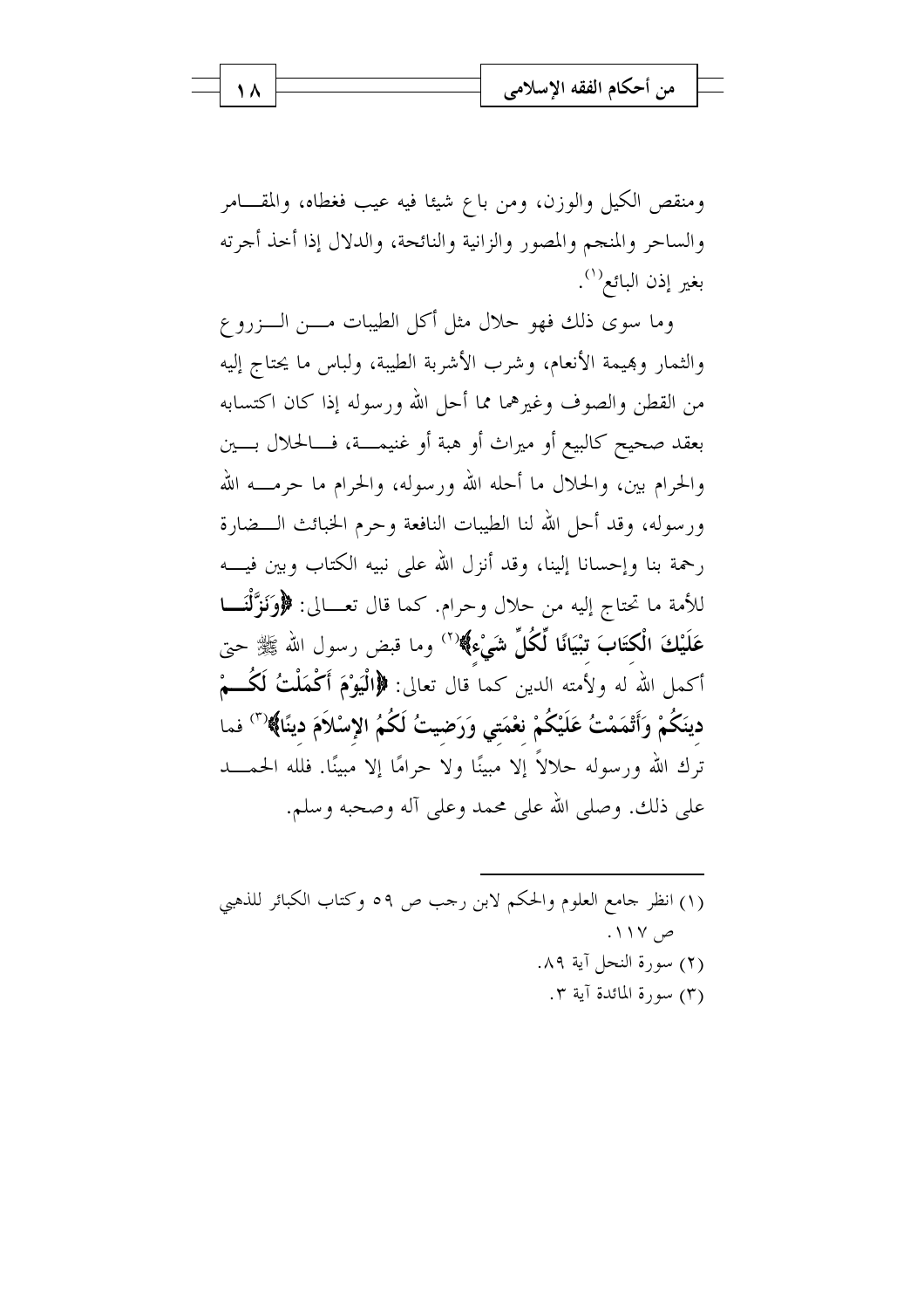ومنقص الكيل والوزن، ومن باع شيئا فيه عيب فغطاه، والمقامر والساحر والمنجم والمصور والزانية والنائحة، والدلال إذا أخذ أجرته بغير إذن البائع[1].

وما سوى ذلك فهو حلال مثل أكل الطيبات من الزروع والثمار وبهيمة الأنعام، وشرب الأشربة الطيبة، ولباس ما يحتاج إليه من القطن والصوف وغيرهما مما أحل الله ورسوله إذا كان اكتسابه بعقد صحيح كالبيع أو ميراث أو هبة أو غنيمة، فالحلال بين والحرام بين، والحلال ما أحله الله ورسوله، والحرام ما حرمه الله ورسوله، وقد أحل الله لنا الطيبات النافعة وحرم الخبائث الضارة رحمة بنا وإحسانا إلينا، وقد أنزل الله على نبيه الكتاب وبين فيه للأمة ما تحتاج إليه من حلال وحرام. كما قال تعالى: **﴿وَنَزَّلْنَا عَلَيْكَ الْكِتَابَ تِبْيَانًا لِّكُلِّ شَيْءٍ﴾**[2] وما قبض رسول الله ﷺ حتى أكمل الله له ولأمته الدين كما قال تعالى: **﴿الْيَوْمَ أَكْمَلْتُ لَكُمْ دِينَكُمْ وَأَتْمَمْتُ عَلَيْكُمْ نِعْمَتِي وَرَضِيتُ لَكُمُ الإِسْلاَمَ دِينًا﴾**[3] فما ترك الله ورسوله حلالاً إلا مبينًا ولا حرامًا إلا مبينًا. فلله الحمد على ذلك. وصلى الله على محمد وعلى آله وصحبه وسلم.

---

(١) انظر جامع العلوم والحكم لابن رجب ص ٥٩ وكتاب الكبائر للذهبي ص ١١٧.

(٢) سورة النحل آية ٨٩.

(٣) سورة المائدة آية ٣.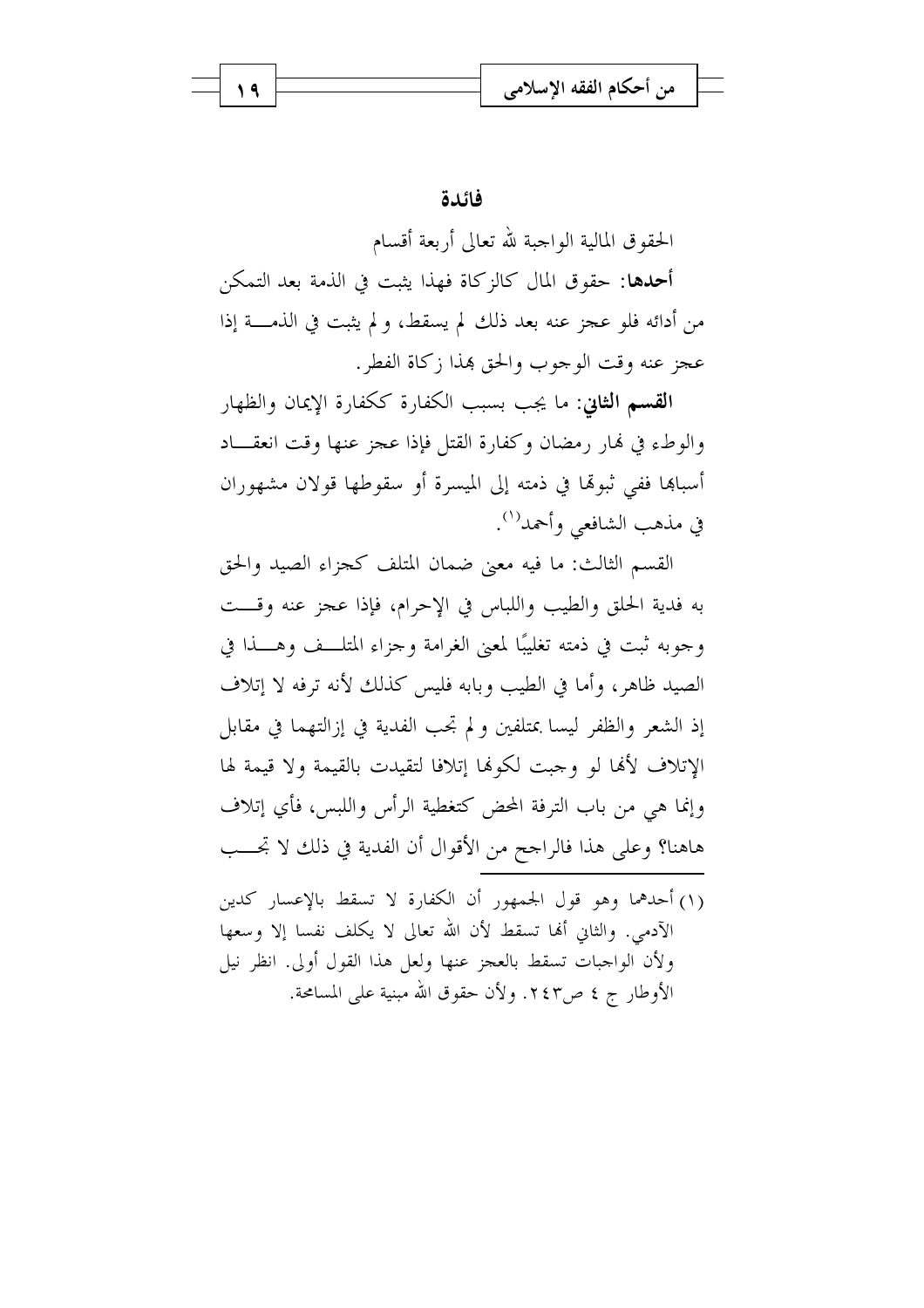## فائدة

الحقوق المالية الواجبة لله تعالى أربعة أقسام

**أحدها**: حقوق المال كالزكاة فهذا يثبت في الذمة بعد التمكن من أدائه فلو عجز عنه بعد ذلك لم يسقط، و لم يثبت في الذمة إذا عجز عنه وقت الوجوب والحق بهذا زكاة الفطر.

**القسم الثاني**: ما يجب بسبب الكفارة ككفارة الإيمان والظهار والوطء في نهار رمضان وكفارة القتل فإذا عجز عنها وقت انعقاد أسبابها ففي ثبوتها في ذمته إلى الميسرة أو سقوطها قولان مشهوران في مذهب الشافعي وأحمد[1].

القسم الثالث: ما فيه معنى ضمان المتلف كجزاء الصيد والحق به فدية الحلق والطيب واللباس في الإحرام، فإذا عجز عنه وقت وجوبه ثبت في ذمته تغليبًا لمعنى الغرامة وجزاء المتلف وهذا في الصيد ظاهر، وأما في الطيب وبابه فليس كذلك لأنه ترفه لا إتلاف إذ الشعر والظفر ليسا بمتلفين و لم تجب الفدية في إزالتهما في مقابل الإتلاف لأنها لو وجبت لكونها إتلافا لتقيدت بالقيمة ولا قيمة لها وإنما هي من باب الترفة المحض كتغطية الرأس واللبس، فأي إتلاف هاهنا؟ وعلى هذا فالراجح من الأقوال أن الفدية في ذلك لا تجب

---

(١) أحدهما وهو قول الجمهور أن الكفارة لا تسقط بالإعسار كدين الآدمي. والثاني أنها تسقط لأن الله تعالى لا يكلف نفسا إلا وسعها ولأن الواجبات تسقط بالعجز عنها ولعل هذا القول أولى. انظر نيل الأوطار ج ٤ ص٢٤٣. ولأن حقوق الله مبنية على المسامحة.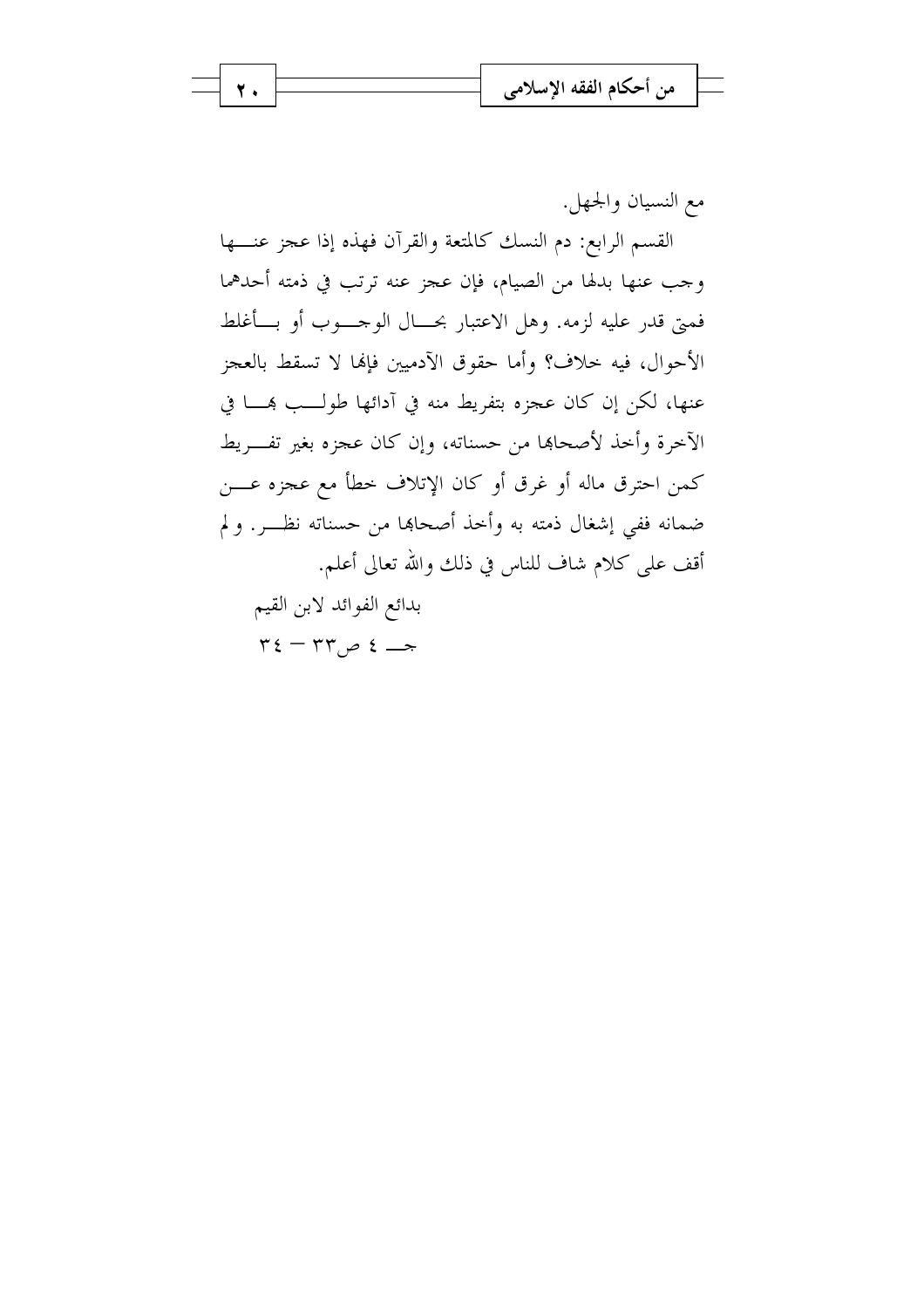مع النسيان والجهل.

القسم الرابع: دم النسك كالمتعة والقرآن فهذه إذا عجز عنها وجب عنها بدلها من الصيام، فإن عجز عنه ترتب في ذمته أحدهما فمتى قدر عليه لزمه. وهل الاعتبار بحال الوجوب أو بأغلظ الأحوال، فيه خلاف؟ وأما حقوق الآدميين فإنها لا تسقط بالعجز عنها، لكن إن كان عجزه بتفريط منه في آدائها طولب بها في الآخرة وأخذ لأصحابها من حسناته، وإن كان عجزه بغير تفريط كمن احترق ماله أو غرق أو كان الإتلاف خطأ مع عجزه عن ضمانه ففي إشغال ذمته به وأخذ أصحابها من حسناته نظر. ولم أقف على كلام شاف للناس في ذلك والله تعالى أعلم.

بدائع الفوائد لابن القيم
جـ ٤ ص٣٣ – ٣٤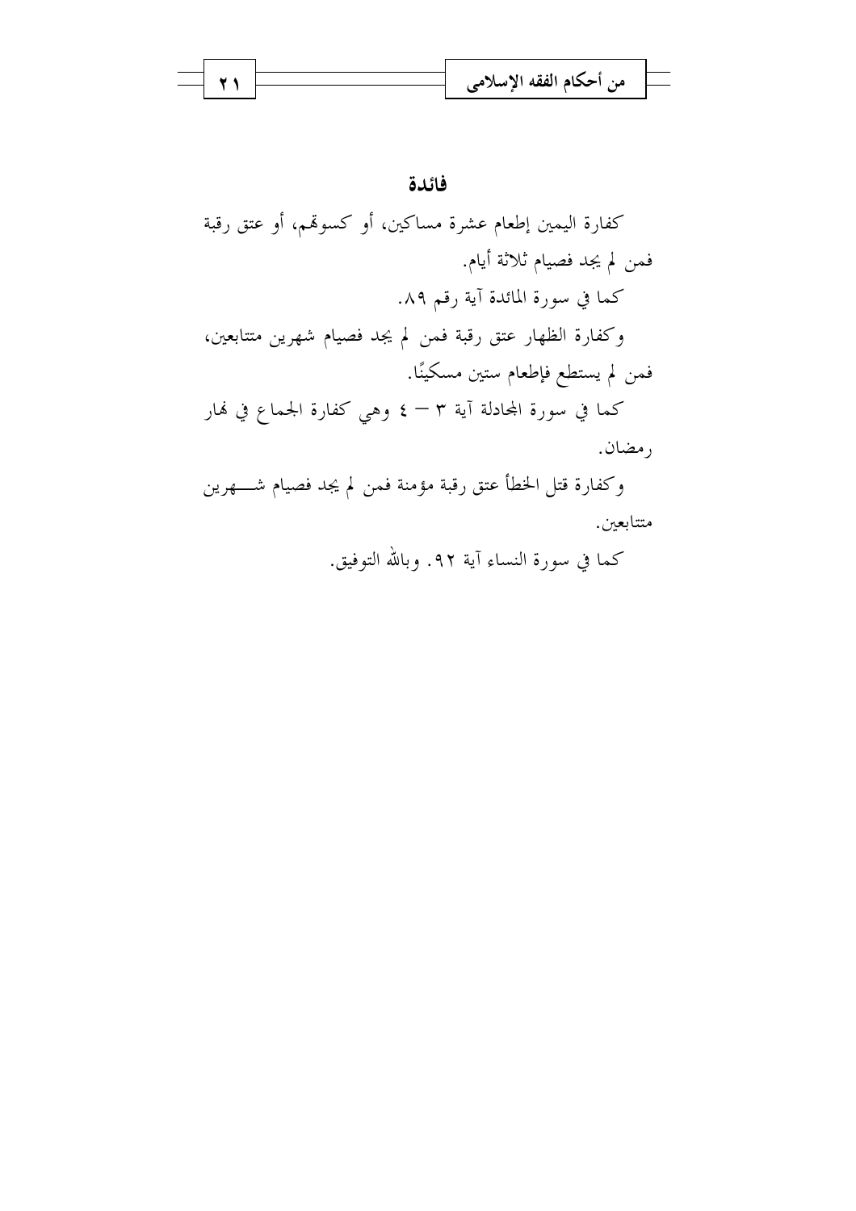## فائدة

كفارة اليمين إطعام عشرة مساكين، أو كسوتهم، أو عتق رقبة فمن لم يجد فصيام ثلاثة أيام.

كما في سورة المائدة آية رقم ٨٩.

وكفارة الظهار عتق رقبة فمن لم يجد فصيام شهرين متتابعين، فمن لم يستطع فإطعام ستين مسكينًا.

كما في سورة المجادلة آية ٣ – ٤ وهي كفارة الجماع في نهار رمضان.

وكفارة قتل الخطأ عتق رقبة مؤمنة فمن لم يجد فصيام شهرين متتابعين.

كما في سورة النساء آية ٩٢. وبالله التوفيق.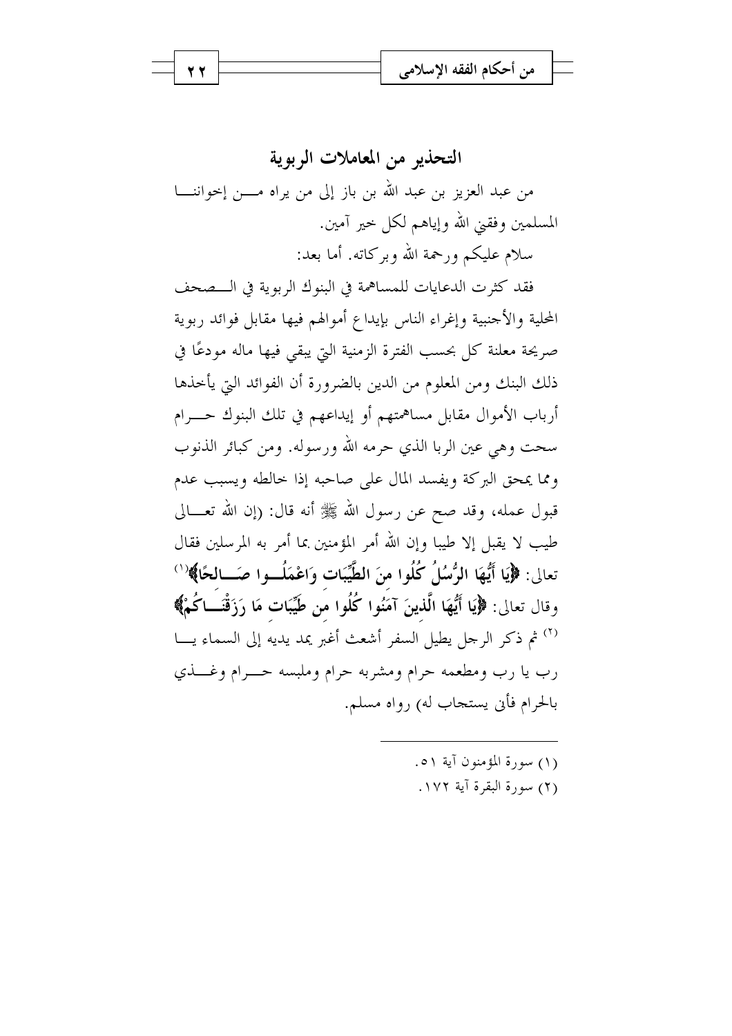## التحذير من المعاملات الربوية

من عبد العزيز بن عبد الله بن باز إلى من يراه من إخواننا المسلمين وفقني الله وإياهم لكل خير آمين.

سلام عليكم ورحمة الله وبركاته. أما بعد:

فقد كثرت الدعايات للمساهمة في البنوك الربوية في الصحف المحلية والأجنبية وإغراء الناس بإيداع أموالهم فيها مقابل فوائد ربوية صريحة معلنة كل بحسب الفترة الزمنية التي يبقي فيها ماله مودعًا في ذلك البنك ومن المعلوم من الدين بالضرورة أن الفوائد التي يأخذها أرباب الأموال مقابل مساهمتهم أو إيداعهم في تلك البنوك حرام سحت وهي عين الربا الذي حرمه الله ورسوله. ومن كبائر الذنوب ومما يمحق البركة ويفسد المال على صاحبه إذا خالطه ويسبب عدم قبول عمله، وقد صح عن رسول الله ﷺ أنه قال: (إن الله تعالى طيب لا يقبل إلا طيبا وإن الله أمر المؤمنين بما أمر به المرسلين فقال تعالى: **﴿يَا أَيُّهَا الرُّسُلُ كُلُوا مِنَ الطَّيِّبَاتِ وَاعْمَلُوا صَالِحًا﴾**[1] وقال تعالى: **﴿يَا أَيُّهَا الَّذِينَ آمَنُوا كُلُوا مِن طَيِّبَاتِ مَا رَزَقْنَاكُمْ﴾**[2] ثم ذكر الرجل يطيل السفر أشعث أغبر يمد يديه إلى السماء يا رب يا رب ومطعمه حرام ومشربه حرام وملبسه حرام وغذي بالحرام فأنى يستجاب له) رواه مسلم.

---

(١) سورة المؤمنون آية ٥١.

(٢) سورة البقرة آية ١٧٢.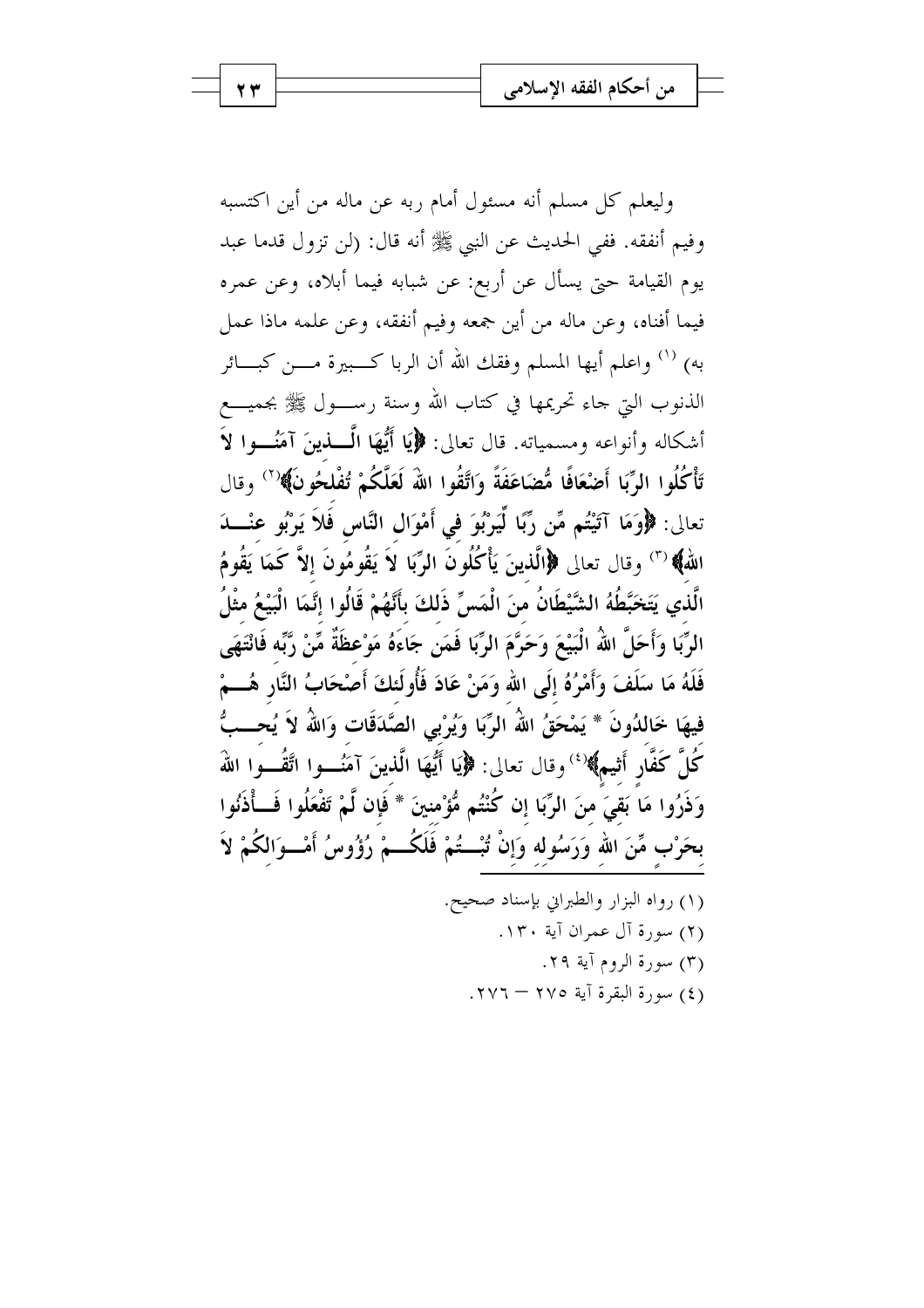وليعلم كل مسلم أنه مسئول أمام ربه عن ماله من أين اكتسبه وفيم أنفقه. ففي الحديث عن النبي ﷺ أنه قال: (لن تزول قدما عبد يوم القيامة حتى يسأل عن أربع: عن شبابه فيما أبلاه، وعن عمره فيما أفناه، وعن ماله من أين جمعه وفيم أنفقه، وعن علمه ماذا عمل به) [1] واعلم أيها المسلم وفقك الله أن الربا كبيرة من كبائر الذنوب التي جاء تحريمها في كتاب الله وسنة رسول ﷺ بجميع أشكاله وأنواعه ومسمياته. قال تعالى: **﴿يَا أَيُّهَا الَّذِينَ آمَنُوا لاَ تَأْكُلُوا الرِّبَا أَضْعَافًا مُّضَاعَفَةً وَاتَّقُوا اللهَ لَعَلَّكُمْ تُفْلِحُونَ﴾**[2] وقال تعالى: **﴿وَمَا آتَيْتُم مِّن رِّبًا لِّيَرْبُوَ فِي أَمْوَالِ النَّاسِ فَلاَ يَرْبُو عِنْدَ اللهِ﴾**[3] وقال تعالى **﴿الَّذِينَ يَأْكُلُونَ الرِّبَا لاَ يَقُومُونَ إِلاَّ كَمَا يَقُومُ الَّذِي يَتَخَبَّطُهُ الشَّيْطَانُ مِنَ الْمَسِّ ذَلِكَ بِأَنَّهُمْ قَالُوا إِنَّمَا الْبَيْعُ مِثْلُ الرِّبَا وَأَحَلَّ اللهُ الْبَيْعَ وَحَرَّمَ الرِّبَا فَمَن جَاءَهُ مَوْعِظَةٌ مِّنْ رَّبِّه فَانْتَهَى فَلَهُ مَا سَلَفَ وَأَمْرُهُ إِلَى اللهِ وَمَنْ عَادَ فَأُولَئِكَ أَصْحَابُ النَّارِ هُمْ فِيهَا خَالِدُونَ * يَمْحَقُ اللهُ الرِّبَا وَيُرْبِي الصَّدَقَات وَاللهُ لاَ يُحِبُّ كُلَّ كَفَّارٍ أَثِيمٍ﴾**[4] وقال تعالى: **﴿يَا أَيُّهَا الَّذِينَ آمَنُوا اتَّقُوا اللهَ وَذَرُوا مَا بَقِيَ مِنَ الرِّبَا إِن كُنْتُم مُّؤْمِنِينَ * فَإِن لَّمْ تَفْعَلُوا فَأْذَنُوا بِحَرْبٍ مِّنَ اللهِ وَرَسُولِه وَإِنْ تُبْتُمْ فَلَكُمْ رُؤُوسُ أَمْوَالِكُمْ لاَ**

---

(١) رواه البزار والطبراني بإسناد صحيح.

(٢) سورة آل عمران آية ١٣٠.

(٣) سورة الروم آية ٢٩.

(٤) سورة البقرة آية ٢٧٥ – ٢٧٦.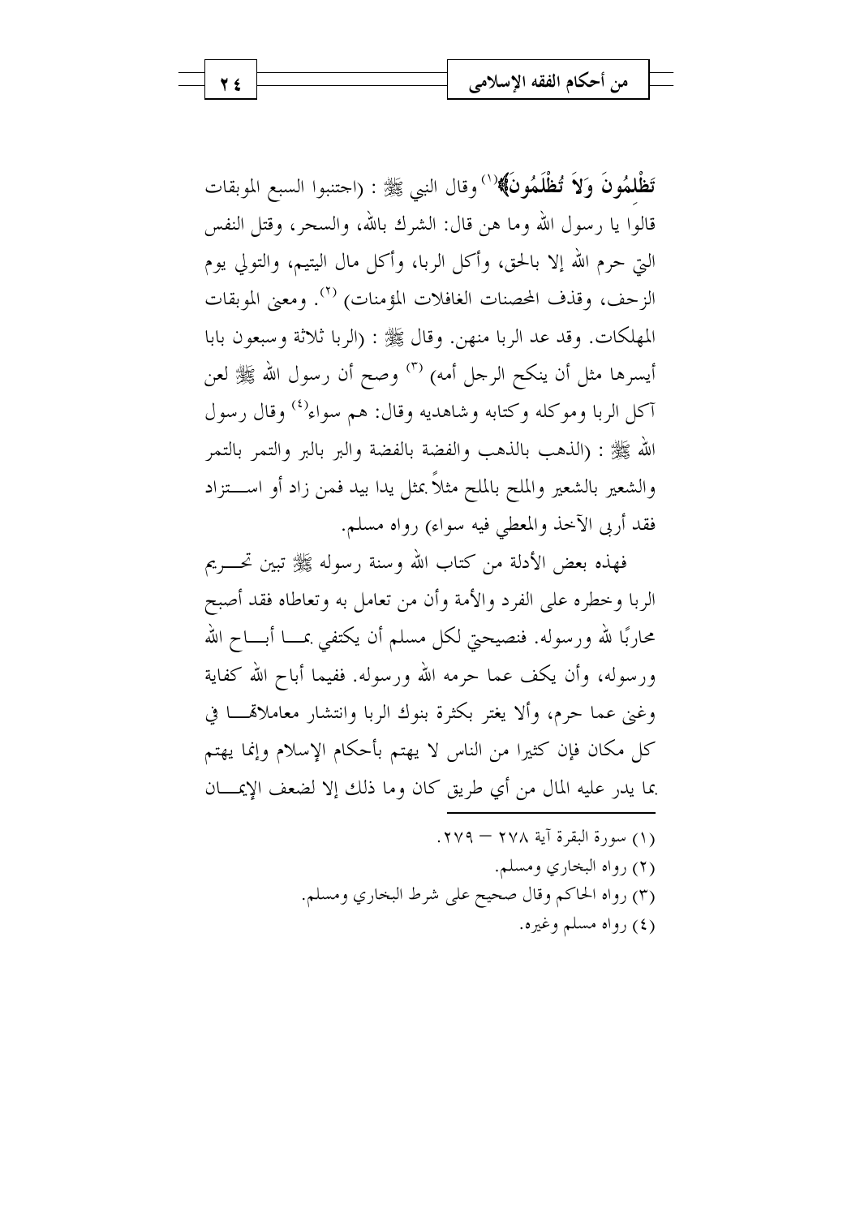**تَظْلِمُونَ وَلاَ تُظْلَمُونَ﴾**[1] وقال النبي ﷺ : (اجتنبوا السبع الموبقات قالوا يا رسول الله وما هن قال: الشرك بالله، والسحر، وقتل النفس التي حرم الله إلا بالحق، وأكل الربا، وأكل مال اليتيم، والتولي يوم الزحف، وقذف المحصنات الغافلات المؤمنات) [2]. ومعنى الموبقات المهلكات. وقد عد الربا منهن. وقال ﷺ : (الربا ثلاثة وسبعون بابا أيسرها مثل أن ينكح الرجل أمه) [3] وصح أن رسول الله ﷺ لعن آكل الربا وموكله وكاتبه وشاهديه وقال: هم سواء[4] وقال رسول الله ﷺ : (الذهب بالذهب والفضة بالفضة والبر بالبر والتمر بالتمر والشعير بالشعير والملح بالملح مثلاً بمثل يدا بيد فمن زاد أو استزاد فقد أربى الآخذ والمعطي فيه سواء) رواه مسلم.

فهذه بعض الأدلة من كتاب الله وسنة رسوله ﷺ تبين تحريم الربا وخطره على الفرد والأمة وأن من تعامل به وتعاطاه فقد أصبح محاربًا لله ورسوله. فنصيحتي لكل مسلم أن يكتفي بما أباح الله ورسوله، وأن يكف عما حرمه الله ورسوله. ففيما أباح الله كفاية وغنى عما حرم، وألا يغتر بكثرة بنوك الربا وانتشار معاملاتها في كل مكان فإن كثيرا من الناس لا يهتم بأحكام الإسلام وإنما يهتم بما يدر عليه المال من أي طريق كان وما ذلك إلا لضعف الإيمان

---

(١) سورة البقرة آية ٢٧٨ – ٢٧٩.

(٢) رواه البخاري ومسلم.

(٣) رواه الحاكم وقال صحيح على شرط البخاري ومسلم.

(٤) رواه مسلم وغيره.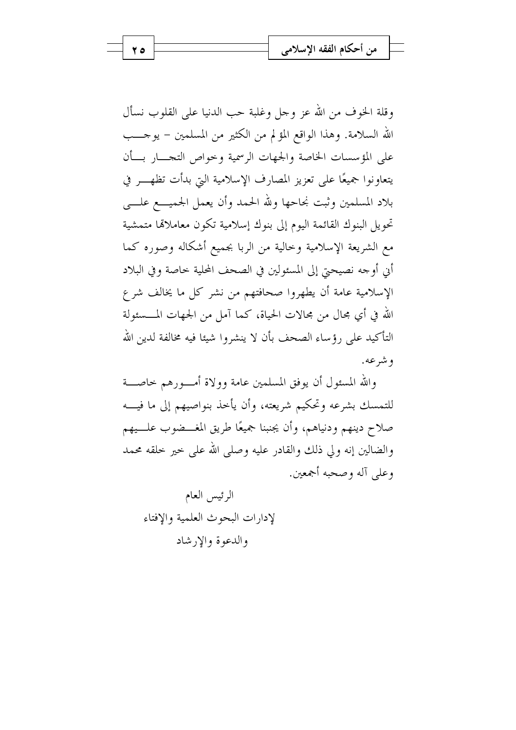وقلة الخوف من الله عز وجل وغلبة حب الدنيا على القلوب نسأل الله السلامة. وهذا الواقع المؤلم من الكثير من المسلمين – يوجب على المؤسسات الخاصة والجهات الرسمية وخواص التجار بأن يتعاونوا جميعًا على تعزيز المصارف الإسلامية التي بدأت تظهر في بلاد المسلمين وثبت نجاحها ولله الحمد وأن يعمل الجميع على تحويل البنوك القائمة اليوم إلى بنوك إسلامية تكون معاملاتها متمشية مع الشريعة الإسلامية وخالية من الربا بجميع أشكاله وصوره كما أني أوجه نصيحتي إلى المسئولين في الصحف المحلية خاصة وفي البلاد الإسلامية عامة أن يطهروا صحافتهم من نشر كل ما يخالف شرع الله في أي مجال من مجالات الحياة، كما آمل من الجهات المسئولة التأكيد على رؤساء الصحف بأن لا ينشروا شيئا فيه مخالفة لدين الله وشرعه.

والله المسئول أن يوفق المسلمين عامة وولاة أمورهم خاصة للتمسك بشرعه وتحكيم شريعته، وأن يأخذ بنواصيهم إلى ما فيه صلاح دينهم ودنياهم، وأن يجنبنا جميعًا طريق المغضوب عليهم والضالين إنه ولي ذلك والقادر عليه وصلى الله على خير خلقه محمد وعلى آله وصحبه أجمعين.

الرئيس العام
لإدارات البحوث العلمية والإفتاء
والدعوة والإرشاد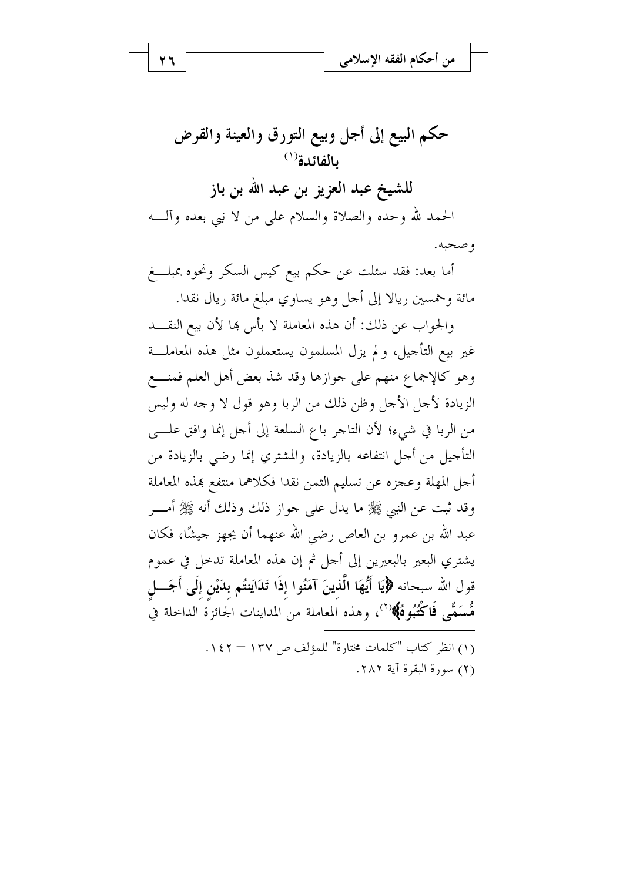# حكم البيع إلى أجل وبيع التورق والعينة والقرض بالفائدة[1]

## للشيخ عبد العزيز بن عبد الله بن باز

الحمد لله وحده والصلاة والسلام على من لا نبي بعده وآله وصحبه.

أما بعد: فقد سئلت عن حكم بيع كيس السكر ونحوه بمبلغ مائة وخمسين ريالا إلى أجل وهو يساوي مبلغ مائة ريال نقدا.

والجواب عن ذلك: أن هذه المعاملة لا بأس بها لأن بيع النقد غير بيع التأجيل، ولم يزل المسلمون يستعملون مثل هذه المعاملة وهو كالإجماع منهم على جوازها وقد شذ بعض أهل العلم فمنع الزيادة لأجل الأجل وظن ذلك من الربا وهو قول لا وجه له وليس من الربا في شيء؛ لأن التاجر باع السلعة إلى أجل إنما وافق على التأجيل من أجل انتفاعه بالزيادة، والمشتري إنما رضي بالزيادة من أجل المهلة وعجزه عن تسليم الثمن نقدا فكلاهما منتفع بهذه المعاملة وقد ثبت عن النبي ﷺ ما يدل على جواز ذلك وذلك أنه ﷺ أمر عبد الله بن عمرو بن العاص رضي الله عنهما أن يجهز جيشًا، فكان يشتري البعير بالبعيرين إلى أجل ثم إن هذه المعاملة تدخل في عموم قول الله سبحانه **﴿يَا أَيُّهَا الَّذِينَ آمَنُوا إِذَا تَدَايَنتُم بِدَيْنٍ إِلَى أَجَلٍ مُّسَمًّى فَاكْتُبُوهُ﴾**[2]، وهذه المعاملة من المداينات الجائزة الداخلة في

---

(١) انظر كتاب "كلمات مختارة" للمؤلف ص ١٣٧ – ١٤٢.

(٢) سورة البقرة آية ٢٨٢.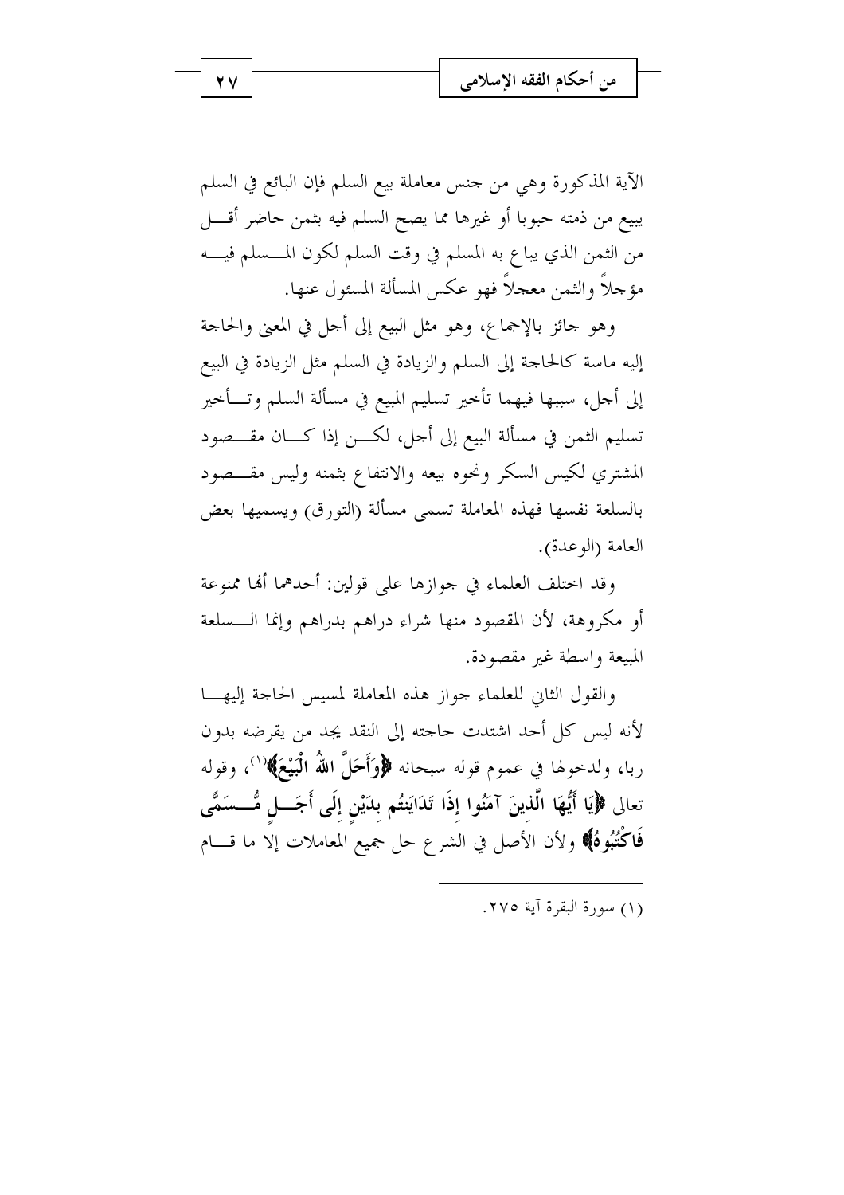الآية المذكورة وهي من جنس معاملة بيع السلم فإن البائع في السلم يبيع من ذمته حبوبا أو غيرها مما يصح السلم فيه بثمن حاضر أقل من الثمن الذي يباع به المسلم في وقت السلم لكون المسلم فيه مؤجلاً والثمن معجلاً فهو عكس المسألة المسئول عنها.

وهو جائز بالإجماع، وهو مثل البيع إلى أجل في المعنى والحاجة إليه ماسة كالحاجة إلى السلم والزيادة في السلم مثل الزيادة في البيع إلى أجل، سببها فيهما تأخير تسليم المبيع في مسألة السلم وتأخير تسليم الثمن في مسألة البيع إلى أجل، لكن إذا كان مقصود المشتري لكيس السكر ونحوه بيعه والانتفاع بثمنه وليس مقصود بالسلعة نفسها فهذه المعاملة تسمى مسألة (التورق) ويسميها بعض العامة (الوعدة).

وقد اختلف العلماء في جوازها على قولين: أحدهما أنها ممنوعة أو مكروهة، لأن المقصود منها شراء دراهم بدراهم وإنما السلعة المبيعة واسطة غير مقصودة.

والقول الثاني للعلماء جواز هذه المعاملة لمسيس الحاجة إليها لأنه ليس كل أحد اشتدت حاجته إلى النقد يجد من يقرضه بدون ربا، ولدخولها في عموم قوله سبحانه **﴿وَأَحَلَّ اللهُ الْبَيْعَ﴾**[1]، وقوله تعالى **﴿يَا أَيُّهَا الَّذِينَ آمَنُوا إِذَا تَدَايَنتُم بِدَيْنٍ إِلَى أَجَلٍ مُّسَمًّى فَاكْتُبُوهُ﴾** ولأن الأصل في الشرع حل جميع المعاملات إلا ما قام

---

(١) سورة البقرة آية ٢٧٥.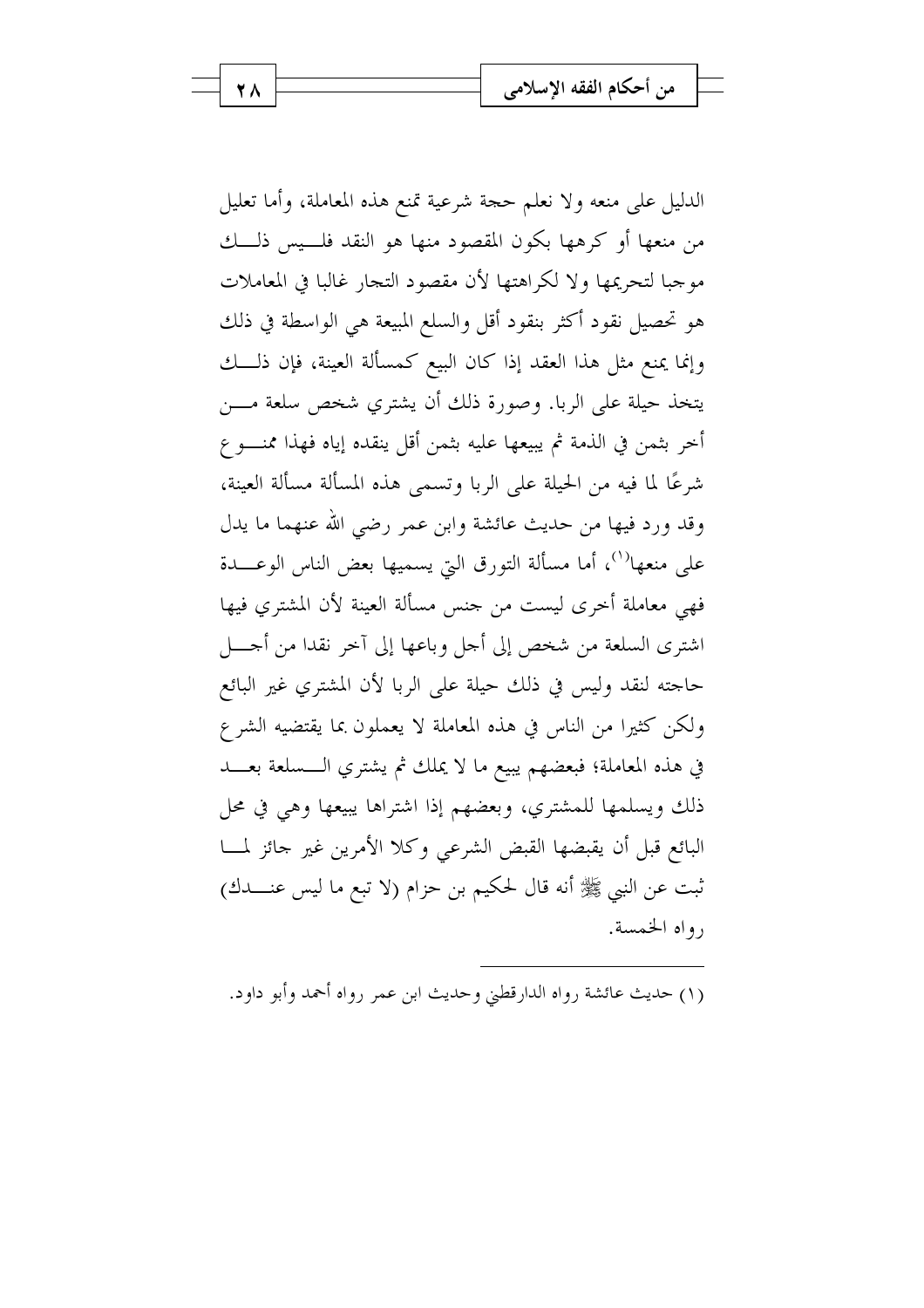الدليل على منعه ولا نعلم حجة شرعية تمنع هذه المعاملة، وأما تعليل من منعها أو كرهها بكون المقصود منها هو النقد فليس ذلك موجبا لتحريمها ولا لكراهتها لأن مقصود التجار غالبا في المعاملات هو تحصيل نقود أكثر بنقود أقل والسلع المبيعة هي الواسطة في ذلك وإنما يمنع مثل هذا العقد إذا كان البيع كمسألة العينة، فإن ذلك يتخذ حيلة على الربا. وصورة ذلك أن يشتري شخص سلعة من أخر بثمن في الذمة ثم يبيعها عليه بثمن أقل ينقده إياه فهذا ممنوع شرعًا لما فيه من الحيلة على الربا وتسمى هذه المسألة مسألة العينة، وقد ورد فيها من حديث عائشة وابن عمر رضي الله عنهما ما يدل على منعها[1]، أما مسألة التورق التي يسميها بعض الناس الوعدة فهي معاملة أخرى ليست من جنس مسألة العينة لأن المشتري فيها اشترى السلعة من شخص إلى أجل وباعها إلى آخر نقدا من أجل حاجته لنقد وليس في ذلك حيلة على الربا لأن المشتري غير البائع ولكن كثيرا من الناس في هذه المعاملة لا يعملون بما يقتضيه الشرع في هذه المعاملة؛ فبعضهم يبيع ما لا يملك ثم يشتري السلعة بعد ذلك ويسلمها للمشتري، وبعضهم إذا اشتراها يبيعها وهي في محل البائع قبل أن يقبضها القبض الشرعي وكلا الأمرين غير جائز لما ثبت عن النبي ﷺ أنه قال لحكيم بن حزام (لا تبع ما ليس عندك) رواه الخمسة.

---

(١) حديث عائشة رواه الدارقطني وحديث ابن عمر رواه أحمد وأبو داود.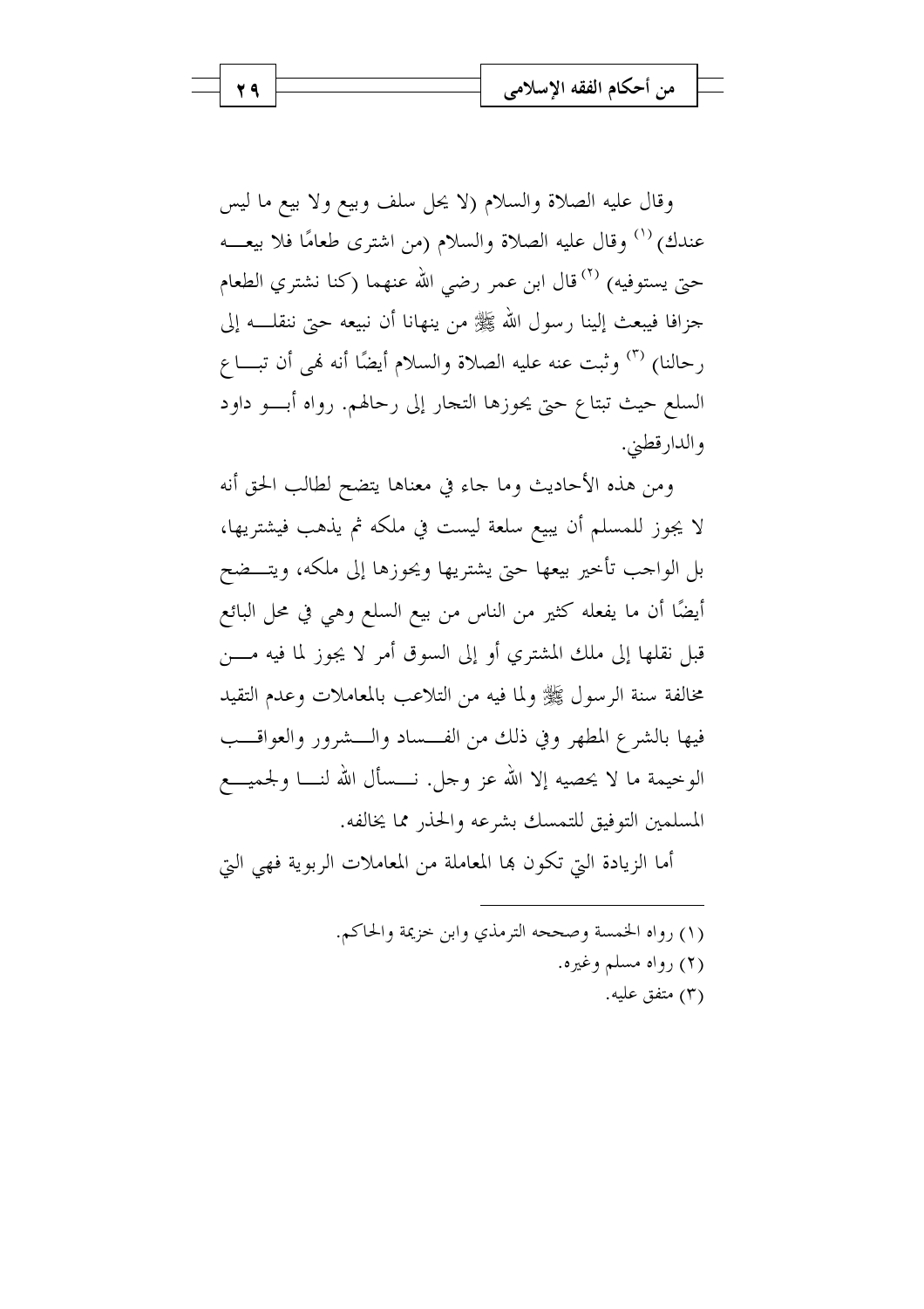وقال عليه الصلاة والسلام (لا يحل سلف وبيع ولا بيع ما ليس عندك)[1] وقال عليه الصلاة والسلام (من اشترى طعامًا فلا يبعه حتى يستوفيه)[2] قال ابن عمر رضي الله عنهما (كنا نشتري الطعام جزافا فيبعث إلينا رسول الله ﷺ من ينهانا أن نبيعه حتى ننقله إلى رحالنا)[3] وثبت عنه عليه الصلاة والسلام أيضًا أنه نهى أن تباع السلع حيث تبتاع حتى يحوزها التجار إلى رحالهم. رواه أبو داود والدارقطني.

ومن هذه الأحاديث وما جاء في معناها يتضح لطالب الحق أنه لا يجوز للمسلم أن يبيع سلعة ليست في ملكه ثم يذهب فيشتريها، بل الواجب تأخير بيعها حتى يشتريها ويحوزها إلى ملكه، ويتضح أيضًا أن ما يفعله كثير من الناس من بيع السلع وهي في محل البائع قبل نقلها إلى ملك المشتري أو إلى السوق أمر لا يجوز لما فيه من مخالفة سنة الرسول ﷺ ولما فيه من التلاعب بالمعاملات وعدم التقيد فيها بالشرع المطهر وفي ذلك من الفساد والشرور والعواقب الوخيمة ما لا يحصيه إلا الله عز وجل. نسأل الله لنا ولجميع المسلمين التوفيق للتمسك بشرعه والحذر مما يخالفه.

أما الزيادة التي تكون بها المعاملة من المعاملات الربوية فهي التي

---

(١) رواه الخمسة وصححه الترمذي وابن خزيمة والحاكم.

(٢) رواه مسلم وغيره.

(٣) متفق عليه.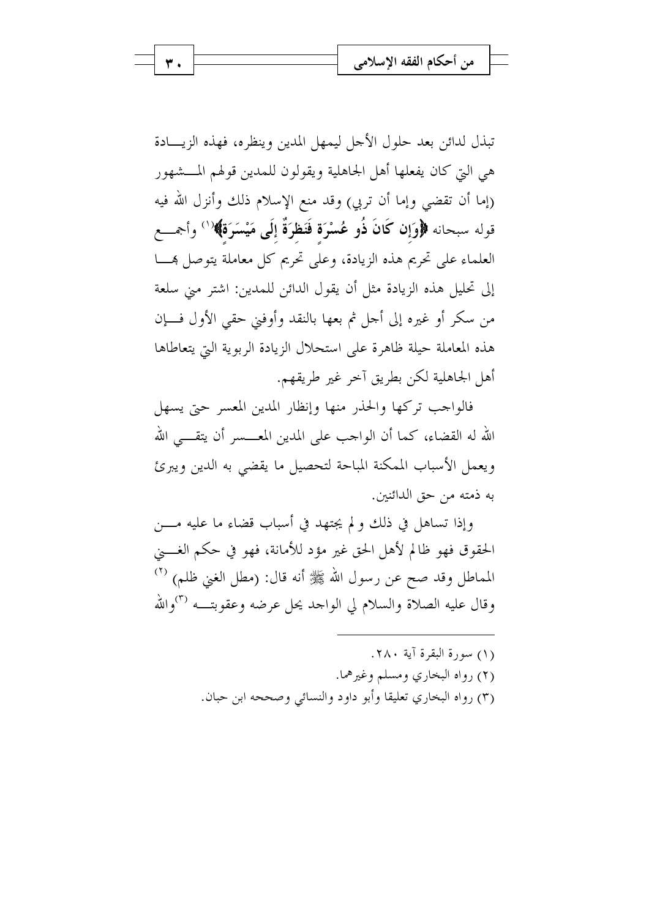تبذل لدائن بعد حلول الأجل ليمهل المدين وينظره، فهذه الزيادة هي التي كان يفعلها أهل الجاهلية ويقولون للمدين قولهم المشهور (إما أن تقضي وإما أن تربي) وقد منع الإسلام ذلك وأنزل الله فيه قوله سبحانه **﴿وَإِن كَانَ ذُو عُسْرَةٍ فَنَظِرَةٌ إِلَى مَيْسَرَةٍ﴾**[1] وأجمع العلماء على تحريم هذه الزيادة، وعلى تحريم كل معاملة يتوصل بها إلى تحليل هذه الزيادة مثل أن يقول الدائن للمدين: اشتر مني سلعة من سكر أو غيره إلى أجل ثم بعها بالنقد وأوفني حقي الأول فإن هذه المعاملة حيلة ظاهرة على استحلال الزيادة الربوية التي يتعاطاها أهل الجاهلية لكن بطريق آخر غير طريقهم.

فالواجب تركها والحذر منها وإنظار المدين المعسر حتى يسهل الله له القضاء، كما أن الواجب على المدين المعسر أن يتقي الله ويعمل الأسباب الممكنة المباحة لتحصيل ما يقضي به الدين ويبرئ به ذمته من حق الدائنين.

وإذا تساهل في ذلك ولم يجتهد في أسباب قضاء ما عليه من الحقوق فهو ظالم لأهل الحق غير مؤد للأمانة، فهو في حكم الغني المماطل وقد صح عن رسول الله ﷺ أنه قال: (مطل الغني ظلم) [2] وقال عليه الصلاة والسلام لي الواجد يحل عرضه وعقوبته [3] والله

---

(١) سورة البقرة آية ٢٨٠.

(٢) رواه البخاري ومسلم وغيرهما.

(٣) رواه البخاري تعليقا وأبو داود والنسائي وصححه ابن حبان.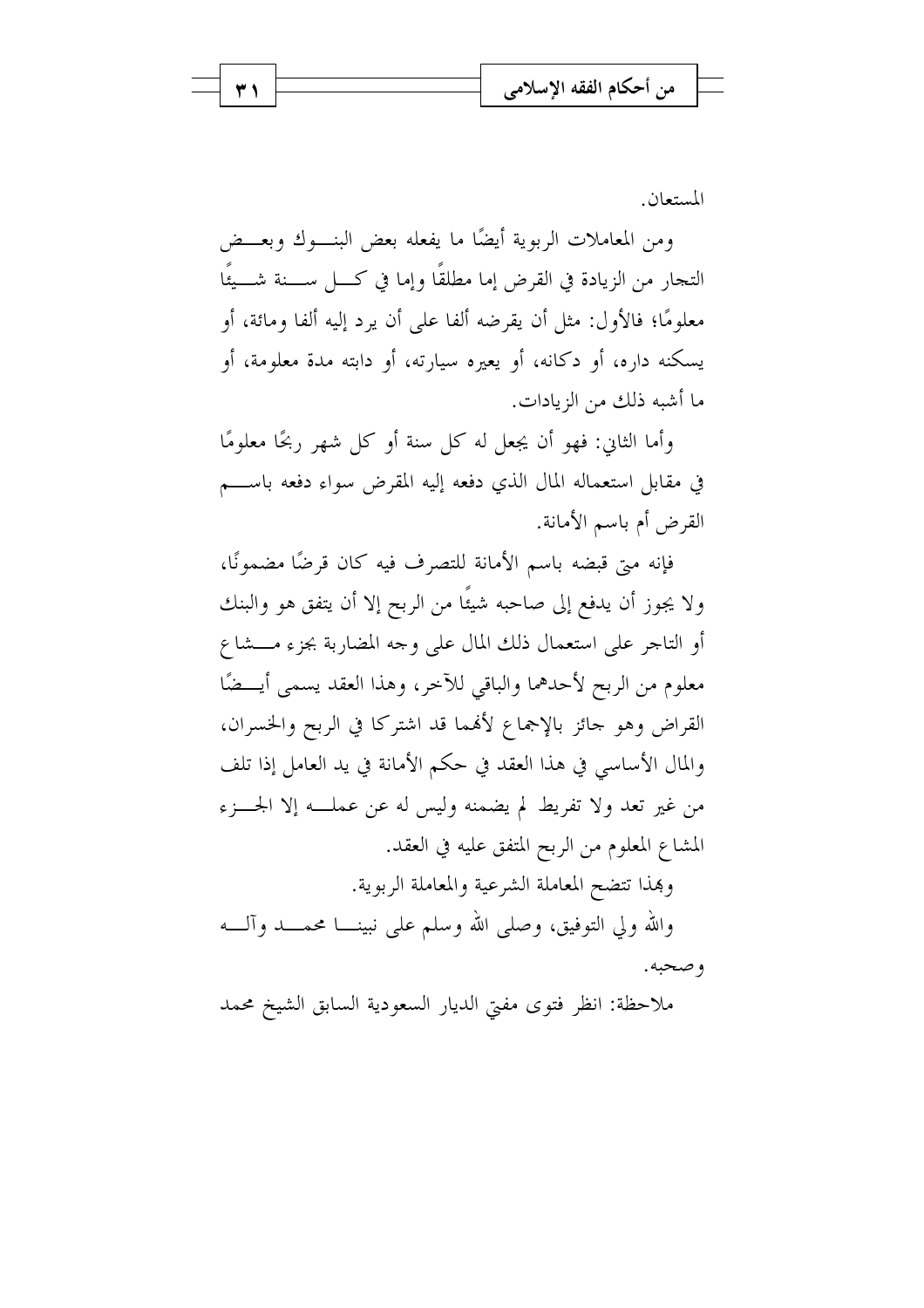المستعان.

ومن المعاملات الربوية أيضًا ما يفعله بعض البنوك وبعض التجار من الزيادة في القرض إما مطلقًا وإما في كل سنة شيئًا معلومًا؛ فالأول: مثل أن يقرضه ألفا على أن يرد إليه ألفا ومائة، أو يسكنه داره، أو دكانه، أو يعيره سيارته، أو دابته مدة معلومة، أو ما أشبه ذلك من الزيادات.

وأما الثاني: فهو أن يجعل له كل سنة أو كل شهر ربحًا معلومًا في مقابل استعماله المال الذي دفعه إليه المقرض سواء دفعه باسم القرض أم باسم الأمانة.

فإنه متى قبضه باسم الأمانة للتصرف فيه كان قرضًا مضمونًا، ولا يجوز أن يدفع إلى صاحبه شيئًا من الربح إلا أن يتفق هو والبنك أو التاجر على استعمال ذلك المال على وجه المضاربة بجزء مشاع معلوم من الربح لأحدهما والباقي للآخر، وهذا العقد يسمى أيضًا القراض وهو جائز بالإجماع لأنهما قد اشتركا في الربح والخسران، والمال الأساسي في هذا العقد في حكم الأمانة في يد العامل إذا تلف من غير تعد ولا تفريط لم يضمنه وليس له عن عمله إلا الجزء المشاع المعلوم من الربح المتفق عليه في العقد.

وبهذا تتضح المعاملة الشرعية والمعاملة الربوية.

والله ولي التوفيق، وصلى الله وسلم على نبينا محمد وآله وصحبه.

ملاحظة: انظر فتوى مفتي الديار السعودية السابق الشيخ محمد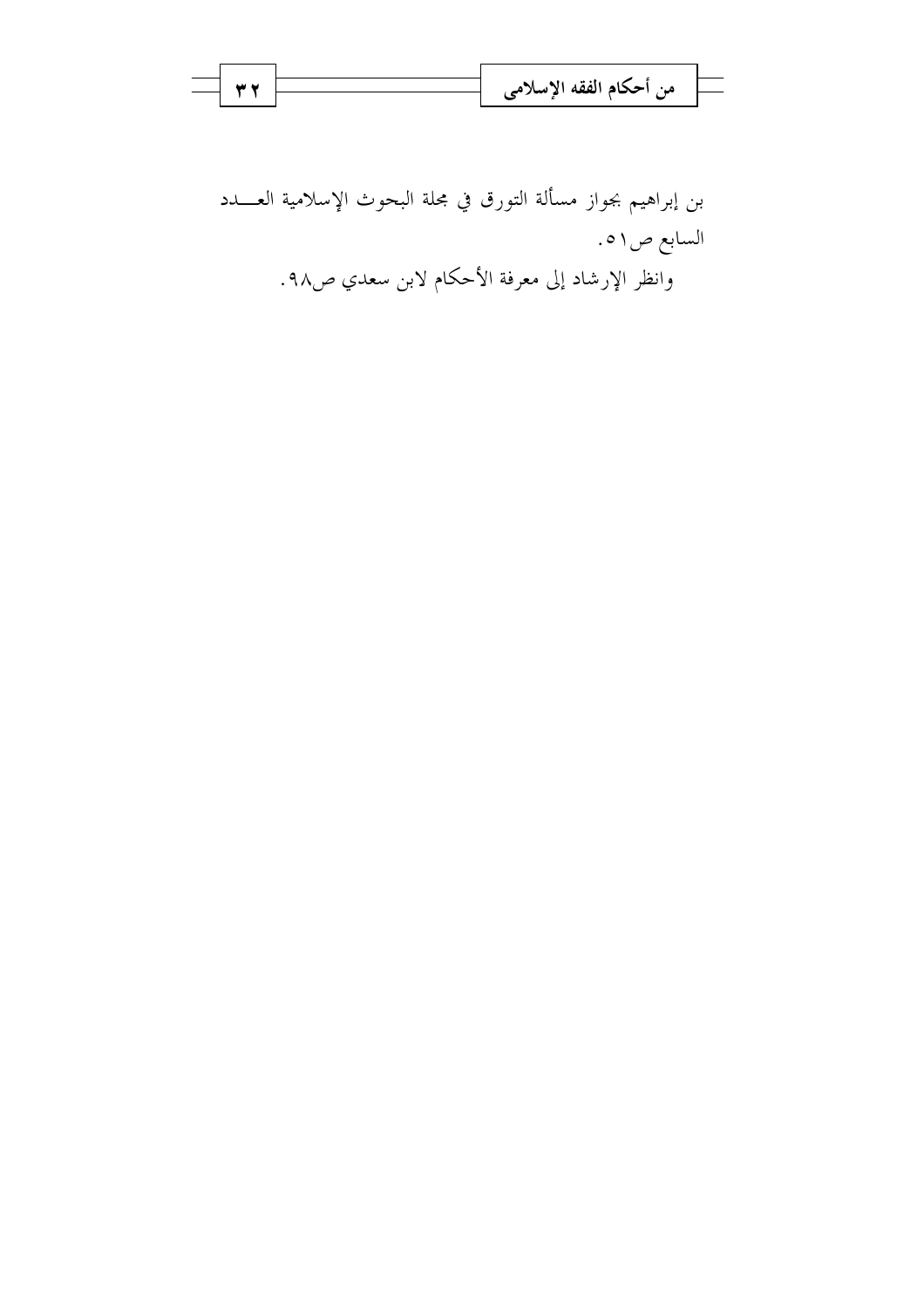بن إبراهيم بجواز مسألة التورق في مجلة البحوث الإسلامية العـــدد السابع ص٥١.

وانظر الإرشاد إلى معرفة الأحكام لابن سعدي ص٩٨.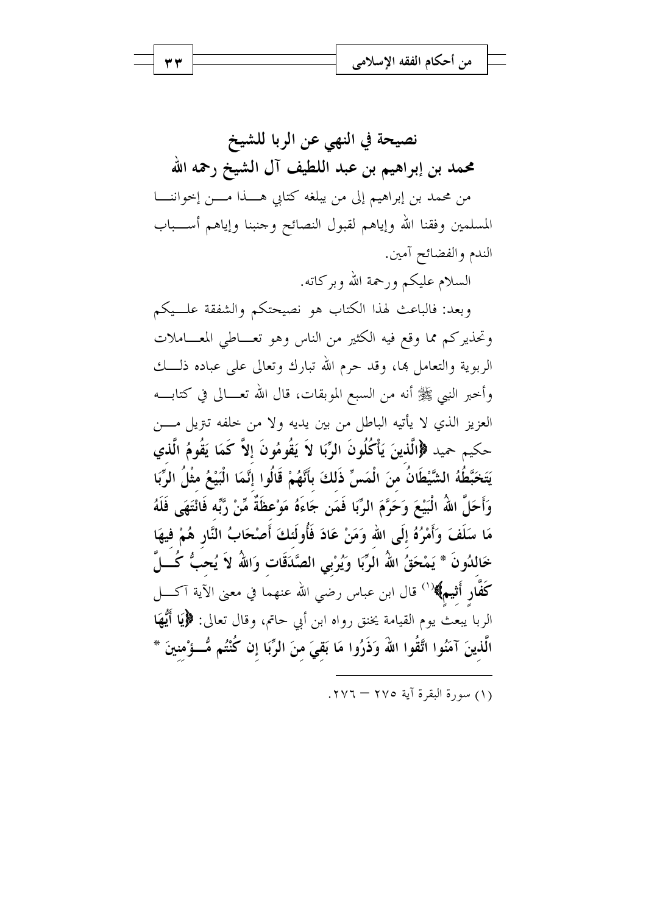## نصيحة في النهي عن الربا للشيخ محمد بن إبراهيم بن عبد اللطيف آل الشيخ رحمه الله

من محمد بن إبراهيم إلى من يبلغه كتابي هذا من إخواننا المسلمين وفقنا الله وإياهم لقبول النصائح وجنبنا وإياهم أسباب الندم والفضائح آمين.

السلام عليكم ورحمة الله وبركاته.

وبعد: فالباعث لهذا الكتاب هو نصيحتكم والشفقة عليكم وتحذيركم مما وقع فيه الكثير من الناس وهو تعاطي المعاملات الربوية والتعامل بها، وقد حرم الله تبارك وتعالى على عباده ذلك وأخبر النبي ﷺ أنه من السبع الموبقات، قال الله تعالى في كتابه العزيز الذي لا يأتيه الباطل من بين يديه ولا من خلفه تنزيل من حكيم حميد **﴿الَّذِينَ يَأْكُلُونَ الرِّبَا لاَ يَقُومُونَ إِلاَّ كَمَا يَقُومُ الَّذِي يَتَخَبَّطُهُ الشَّيْطَانُ مِنَ الْمَسِّ ذَلِكَ بِأَنَّهُمْ قَالُوا إِنَّمَا الْبَيْعُ مِثْلُ الرِّبَا وَأَحَلَّ اللهُ الْبَيْعَ وَحَرَّمَ الرِّبَا فَمَن جَاءَهُ مَوْعِظَةٌ مِّنْ رَّبِّهِ فَانْتَهَى فَلَهُ مَا سَلَفَ وَأَمْرُهُ إِلَى اللهِ وَمَنْ عَادَ فَأُولَئِكَ أَصْحَابُ النَّارِ هُمْ فِيهَا خَالِدُونَ * يَمْحَقُ اللهُ الرِّبَا وَيُرْبِي الصَّدَقَاتِ وَاللهُ لاَ يُحِبُّ كُلَّ كَفَّارٍ أَثِيمٍ﴾**[1] قال ابن عباس رضي الله عنهما في معنى الآية آكل الربا يبعث يوم القيامة يخنق رواه ابن أبي حاتم، وقال تعالى: **﴿يَا أَيُّهَا الَّذِينَ آمَنُوا اتَّقُوا اللهَ وَذَرُوا مَا بَقِيَ مِنَ الرِّبَا إِن كُنْتُم مُّؤْمِنِينَ *﴾**

---

(١) سورة البقرة آية ٢٧٥ – ٢٧٦.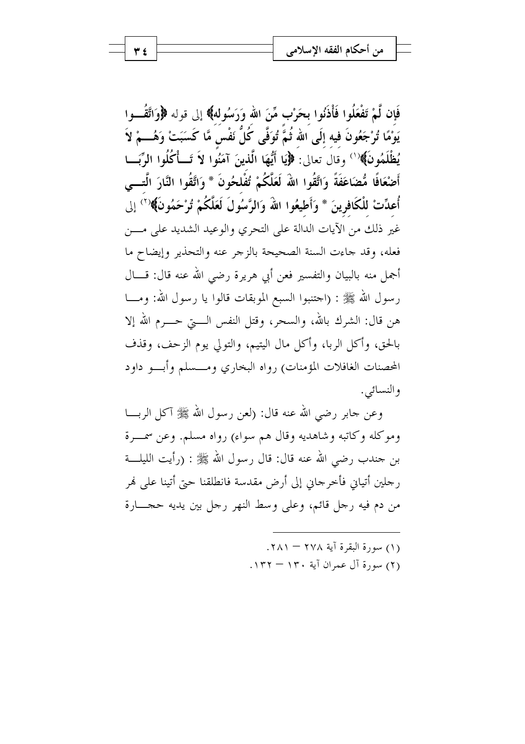فَإِن لَّمْ تَفْعَلُوا فَأْذَنُوا بِحَرْبٍ مِّنَ اللهِ وَرَسُولِهِ﴾ إلى قوله ﴿وَاتَّقُوا يَوْمًا تُرْجَعُونَ فِيهِ إِلَى اللهِ ثُمَّ تُوَفَّى كُلُّ نَفْسٍ مَّا كَسَبَتْ وَهُمْ لاَ يُظْلَمُونَ﴾[1] وقال تعالى: ﴿يَا أَيُّهَا الَّذِينَ آمَنُوا لاَ تَأْكُلُوا الرِّبَا أَضْعَافًا مُّضَاعَفَةً وَاتَّقُوا اللهَ لَعَلَّكُمْ تُفْلِحُونَ * وَاتَّقُوا النَّارَ الَّتِي أُعِدَّتْ لِلْكَافِرِينَ * وَأَطِيعُوا اللهَ وَالرَّسُولَ لَعَلَّكُمْ تُرْحَمُونَ﴾[2] إلى غير ذلك من الآيات الدالة على التحري والوعيد الشديد على من فعله، وقد جاءت السنة الصحيحة بالزجر عنه والتحذير وإيضاح ما أجمل منه بالبيان والتفسير فعن أبي هريرة رضي الله عنه قال: قال رسول الله ﷺ : (اجتنبوا السبع الموبقات قالوا يا رسول الله: وما هن قال: الشرك بالله، والسحر، وقتل النفس التي حرم الله إلا بالحق، وأكل الربا، وأكل مال اليتيم، والتولي يوم الزحف، وقذف المحصنات الغافلات المؤمنات) رواه البخاري ومسلم وأبو داود والنسائي.

وعن جابر رضي الله عنه قال: (لعن رسول الله ﷺ آكل الربا وموكله وكاتبه وشاهديه وقال هم سواء) رواه مسلم. وعن سمرة بن جندب رضي الله عنه قال: قال رسول الله ﷺ : (رأيت الليلة رجلين أتياني فأخرجاني إلى أرض مقدسة فانطلقنا حتى أتينا على نهر من دم فيه رجل قائم، وعلى وسط النهر رجل بين يديه حجارة

---

(١) سورة البقرة آية ٢٧٨ – ٢٨١.

(٢) سورة آل عمران آية ١٣٠ – ١٣٢.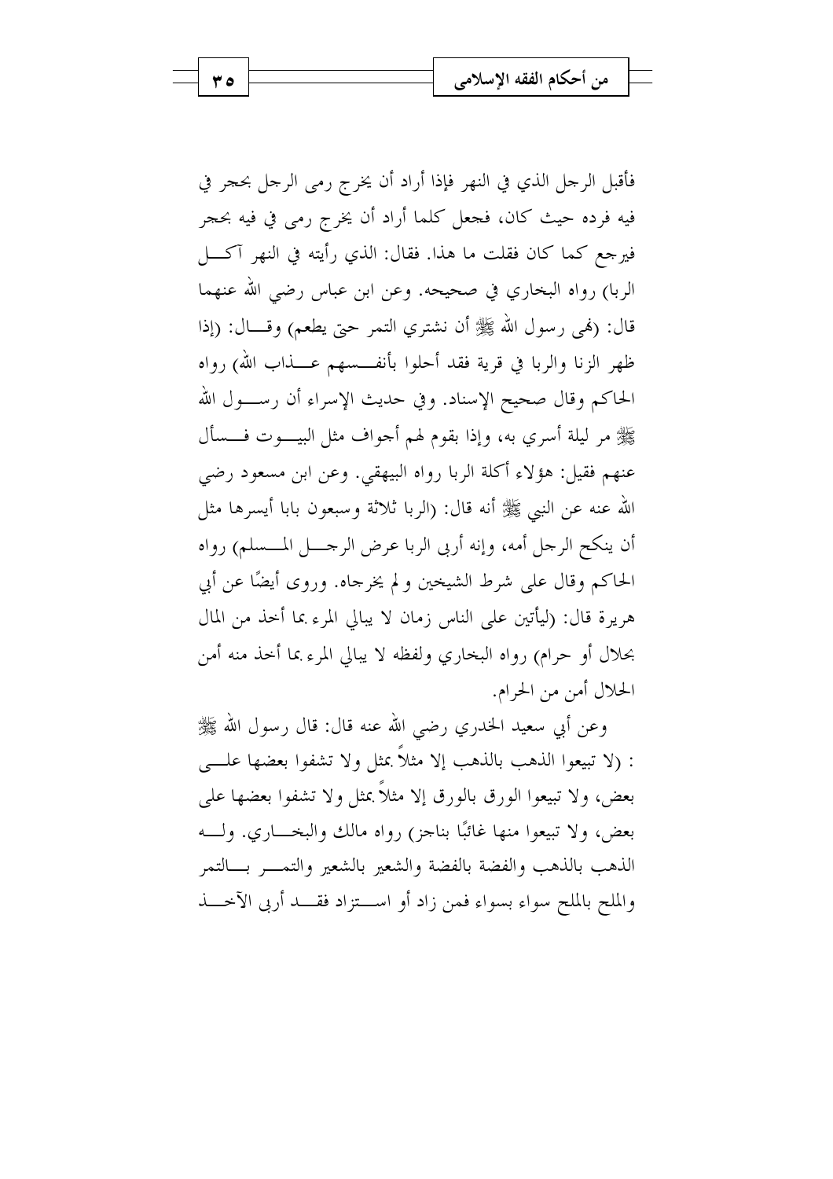فأقبل الرجل الذي في النهر فإذا أراد أن يخرج رمى الرجل بحجر في فيه فرده حيث كان، فجعل كلما أراد أن يخرج رمى في فيه بحجر فيرجع كما كان فقلت ما هذا. فقال: الذي رأيته في النهر آكل الربا) رواه البخاري في صحيحه. وعن ابن عباس رضي الله عنهما قال: (نهى رسول الله ﷺ أن نشتري التمر حتى يطعم) وقال: (إذا ظهر الزنا والربا في قرية فقد أحلوا بأنفسهم عذاب الله) رواه الحاكم وقال صحيح الإسناد. وفي حديث الإسراء أن رسول الله ﷺ مر ليلة أسري به، وإذا بقوم لهم أجواف مثل البيوت فسأل عنهم فقيل: هؤلاء أكلة الربا رواه البيهقي. وعن ابن مسعود رضي الله عنه عن النبي ﷺ أنه قال: (الربا ثلاثة وسبعون بابا أيسرها مثل أن ينكح الرجل أمه، وإنه أربى الربا عرض الرجل المسلم) رواه الحاكم وقال على شرط الشيخين و لم يخرجاه. وروى أيضًا عن أبي هريرة قال: (ليأتين على الناس زمان لا يبالي المرء بما أخذ من المال بحلال أو حرام) رواه البخاري ولفظه لا يبالي المرء بما أخذ منه أمن الحلال أمن الحرام.

وعن أبي سعيد الخدري رضي الله عنه قال: قال رسول الله ﷺ : (لا تبيعوا الذهب بالذهب إلا مثلاً بمثل ولا تشفوا بعضها على بعض، ولا تبيعوا الورق بالورق إلا مثلاً بمثل ولا تشفوا بعضها على بعض، ولا تبيعوا منها غائبًا بناجز) رواه مالك والبخاري. وله الذهب بالذهب والفضة بالفضة والشعير بالشعير والتمر بالتمر والملح بالملح سواء بسواء فمن زاد أو استزاد فقد أربى الآخذ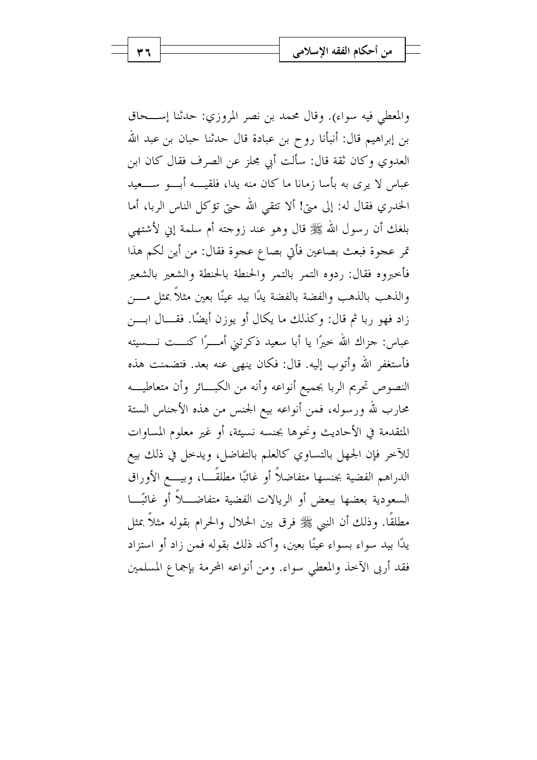والمعطي فيه سواء). وقال محمد بن نصر المروزي: حدثنا إسحاق بن إبراهيم قال: أنبأنا روح بن عبادة قال حدثنا حبان بن عبد الله العدوي وكان ثقة قال: سألت أبي مجلز عن الصرف فقال كان ابن عباس لا يرى به بأسا زمانا ما كان منه يدا، فلقيه أبو سعيد الخدري فقال له: إلى متى! ألا تتقي الله حتى تؤكل الناس الربا، أما بلغك أن رسول الله ﷺ قال وهو عند زوجته أم سلمة إني لأشتهي تمر عجوة فبعث بصاعين فأتي بصاع عجوة فقال: من أين لكم هذا فأخبروه فقال: ردوه التمر بالتمر والحنطة بالحنطة والشعير بالشعير والذهب بالذهب والفضة بالفضة يدًا بيد عينًا بعين مثلاً بمثل من زاد فهو ربا ثم قال: وكذلك ما يكال أو يوزن أيضًا. فقال ابن عباس: جزاك الله خيرًا يا أبا سعيد ذكرتني أمرًا كنت نسيته فأستغفر الله وأتوب إليه. قال: فكان ينهى عنه بعد. فتضمنت هذه النصوص تحريم الربا بجميع أنواعه وأنه من الكبائر وأن متعاطيه محارب لله ورسوله، فمن أنواعه بيع الجنس من هذه الأجناس الستة المتقدمة في الأحاديث ونحوها بجنسه نسيئة، أو غير معلوم المساوات للآخر فإن الجهل بالتساوي كالعلم بالتفاضل، ويدخل في ذلك بيع الدراهم الفضية بجنسها متفاضلاً أو غائبًا مطلقًا، وبيع الأوراق السعودية بعضها ببعض أو الريالات الفضية متفاضلاً أو غائبًا مطلقًا. وذلك أن النبي ﷺ فرق بين الحلال والحرام بقوله مثلاً بمثل يدًا بيد سواء بسواء عينًا بعين، وأكد ذلك بقوله فمن زاد أو استزاد فقد أربى الآخذ والمعطي سواء. ومن أنواعه المحرمة بإجماع المسلمين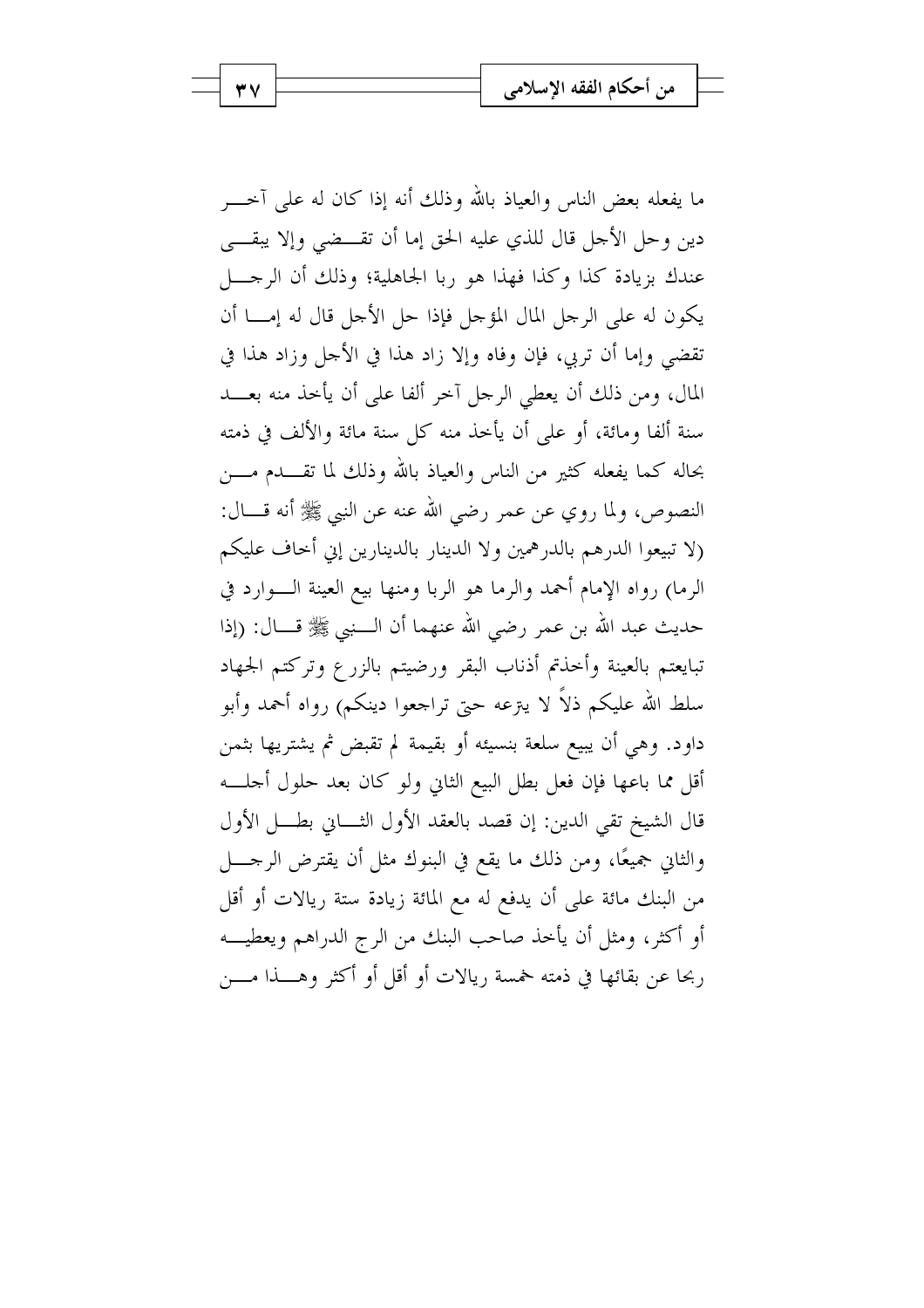ما يفعله بعض الناس والعياذ بالله وذلك أنه إذا كان له على آخر دين وحل الأجل قال للذي عليه الحق إما أن تقضي وإلا يبقى عندك بزيادة كذا وكذا فهذا هو ربا الجاهلية؛ وذلك أن الرجل يكون له على الرجل المال المؤجل فإذا حل الأجل قال له إما أن تقضي وإما أن تربي، فإن وفاه وإلا زاد هذا في الأجل وزاد هذا في المال، ومن ذلك أن يعطي الرجل آخر ألفا على أن يأخذ منه بعد سنة ألفا ومائة، أو على أن يأخذ منه كل سنة مائة والألف في ذمته بحاله كما يفعله كثير من الناس والعياذ بالله وذلك لما تقدم من النصوص، ولما روي عن عمر رضي الله عنه عن النبي ﷺ أنه قال: (لا تبيعوا الدرهم بالدرهمين ولا الدينار بالدينارين إني أخاف عليكم الرما) رواه الإمام أحمد والرما هو الربا ومنها بيع العينة الوارد في حديث عبد الله بن عمر رضي الله عنهما أن النبي ﷺ قال: (إذا تبايعتم بالعينة وأخذتم أذناب البقر ورضيتم بالزرع وتركتم الجهاد سلط الله عليكم ذلاً لا يترعه حتى تراجعوا دينكم) رواه أحمد وأبو داود. وهي أن يبيع سلعة بنسيئه أو بقيمة لم تقبض ثم يشتريها بثمن أقل مما باعها فإن فعل بطل البيع الثاني ولو كان بعد حلول أجله قال الشيخ تقي الدين: إن قصد بالعقد الأول الثاني بطل الأول والثاني جميعًا، ومن ذلك ما يقع في البنوك مثل أن يقترض الرجل من البنك مائة على أن يدفع له مع المائة زيادة ستة ريالات أو أقل أو أكثر، ومثل أن يأخذ صاحب البنك من الرج الدراهم ويعطيه ربحا عن بقائها في ذمته خمسة ريالات أو أقل أو أكثر وهذا من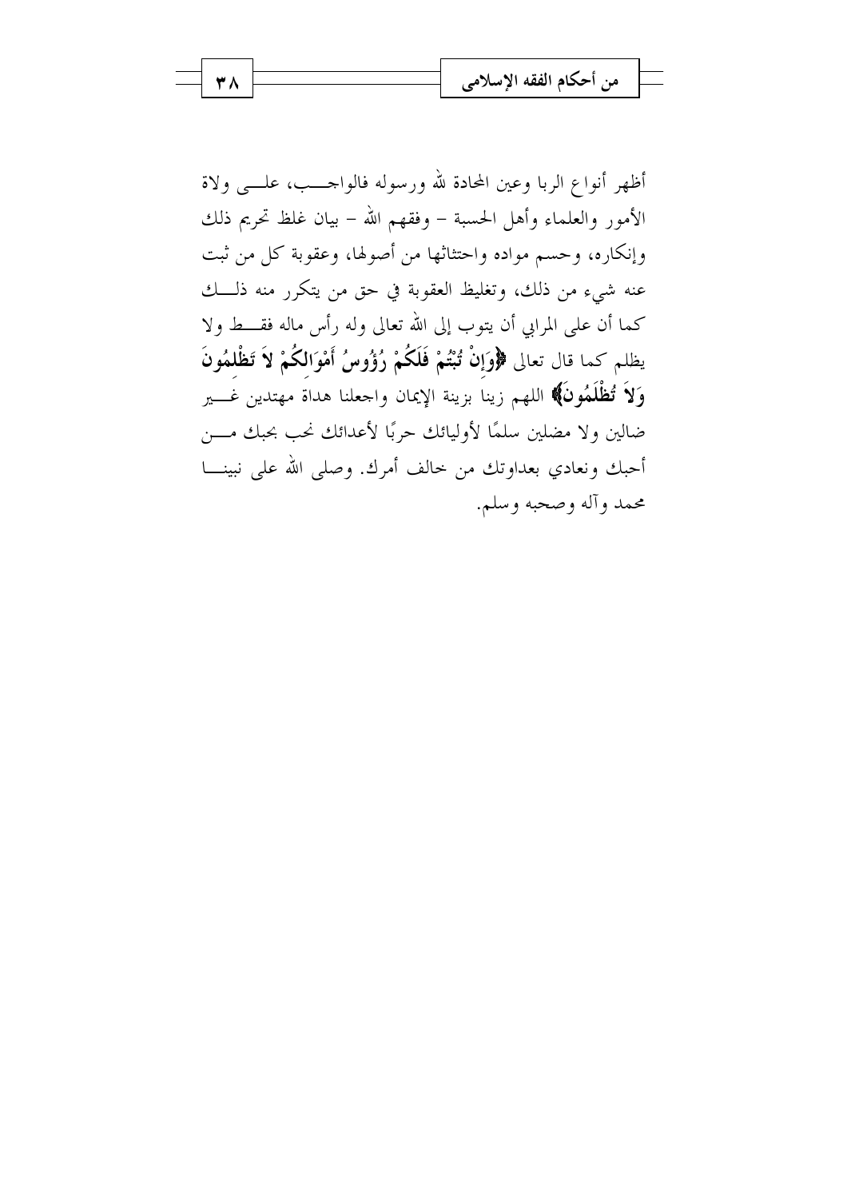أظهر أنواع الربا وعين المحادة لله ورسوله فالواجب، على ولاة الأمور والعلماء وأهل الحسبة – وفقهم الله – بيان غلظ تحريم ذلك وإنكاره، وحسم مواده واحتثاثها من أصولها، وعقوبة كل من ثبت عنه شيء من ذلك، وتغليظ العقوبة في حق من يتكرر منه ذلك كما أن على المرابي أن يتوب إلى الله تعالى وله رأس ماله فقط ولا يظلم كما قال تعالى **﴿وَإِنْ تُبْتُمْ فَلَكُمْ رُؤُوسُ أَمْوَالِكُمْ لاَ تَظْلِمُونَ وَلاَ تُظْلَمُونَ﴾** اللهم زينا بزينة الإيمان واجعلنا هداة مهتدين غير ضالين ولا مضلين سلمًا لأوليائك حربًا لأعدائك نحب بحبك من أحبك ونعادي بعداوتك من خالف أمرك. وصلى الله على نبينا محمد وآله وصحبه وسلم.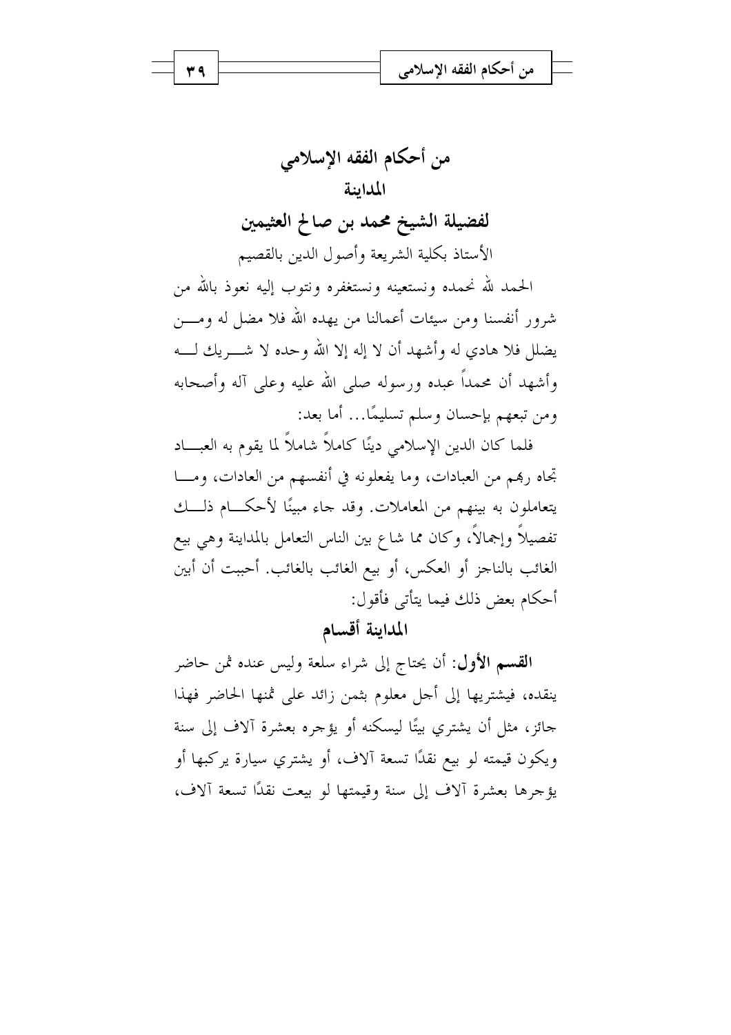# من أحكام الفقه الإسلامي

## المداينة

### لفضيلة الشيخ محمد بن صالح العثيمين

الأستاذ بكلية الشريعة وأصول الدين بالقصيم

الحمد لله نحمده ونستعينه ونستغفره ونتوب إليه نعوذ بالله من شرور أنفسنا ومن سيئات أعمالنا من يهده الله فلا مضل له ومن يضلل فلا هادي له وأشهد أن لا إله إلا الله وحده لا شريك له وأشهد أن محمداً عبده ورسوله صلى الله عليه وعلى آله وأصحابه ومن تبعهم بإحسان وسلم تسليمًا... أما بعد:

فلما كان الدين الإسلامي دينًا كاملاً شاملاً لما يقوم به العباد تجاه ربهم من العبادات، وما يفعلونه في أنفسهم من العادات، وما يتعاملون به بينهم من المعاملات. وقد جاء مبينًا لأحكام ذلك تفصيلاً وإجمالاً، وكان مما شاع بين الناس التعامل بالمداينة وهي بيع الغائب بالناجز أو العكس، أو بيع الغائب بالغائب. أحببت أن أبين أحكام بعض ذلك فيما يتأتى فأقول:

### المداينة أقسام

**القسم الأول**: أن يحتاج إلى شراء سلعة وليس عنده ثمن حاضر ينقده، فيشتريها إلى أجل معلوم بثمن زائد على ثمنها الحاضر فهذا جائز، مثل أن يشتري بيتًا ليسكنه أو يؤجره بعشرة آلاف إلى سنة ويكون قيمته لو بيع نقدًا تسعة آلاف، أو يشتري سيارة يركبها أو يؤجرها بعشرة آلاف إلى سنة وقيمتها لو بيعت نقدًا تسعة آلاف،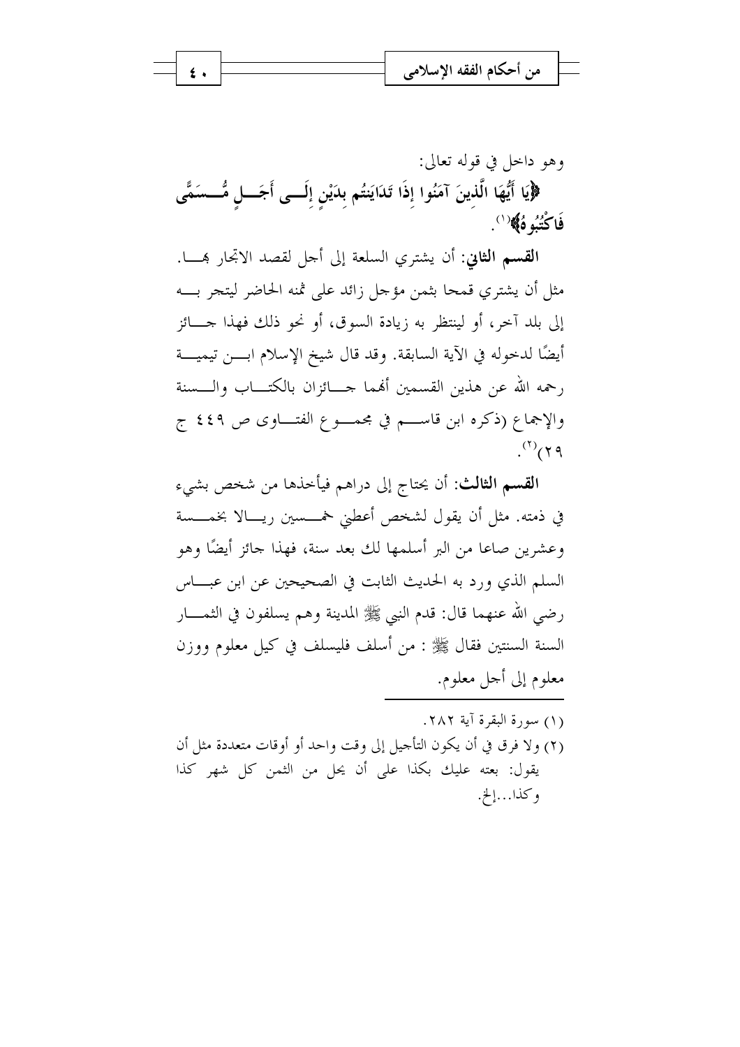وهو داخل في قوله تعالى:

﴿يَا أَيُّهَا الَّذِينَ آمَنُوا إِذَا تَدَايَنتُم بِدَيْنٍ إِلَى أَجَلٍ مُّسَمًّى فَاكْتُبُوهُ﴾[1].

**القسم الثاني**: أن يشتري السلعة إلى أجل لقصد الاتجار بها. مثل أن يشتري قمحا بثمن مؤجل زائد على ثمنه الحاضر ليتجر به إلى بلد آخر، أو لينتظر به زيادة السوق، أو نحو ذلك فهذا جائز أيضًا لدخوله في الآية السابقة. وقد قال شيخ الإسلام ابن تيمية رحمه الله عن هذين القسمين أنهما جائزان بالكتاب والسنة والإجماع (ذكره ابن قاسم في مجموع الفتاوى ص ٤٤٩ ج ٢٩)[2].

**القسم الثالث**: أن يحتاج إلى دراهم فيأخذها من شخص بشيء في ذمته. مثل أن يقول لشخص أعطني خمسين ريالا بخمسة وعشرين صاعا من البر أسلمها لك بعد سنة، فهذا جائز أيضًا وهو السلم الذي ورد به الحديث الثابت في الصحيحين عن ابن عباس رضي الله عنهما قال: قدم النبي ﷺ المدينة وهم يسلفون في الثمار السنة السنتين فقال ﷺ : من أسلف فليسلف في كيل معلوم ووزن معلوم إلى أجل معلوم.

---

(١) سورة البقرة آية ٢٨٢.

(٢) ولا فرق في أن يكون التأجيل إلى وقت واحد أو أوقات متعددة مثل أن يقول: بعته عليك بكذا على أن يحل من الثمن كل شهر كذا وكذا...إلخ.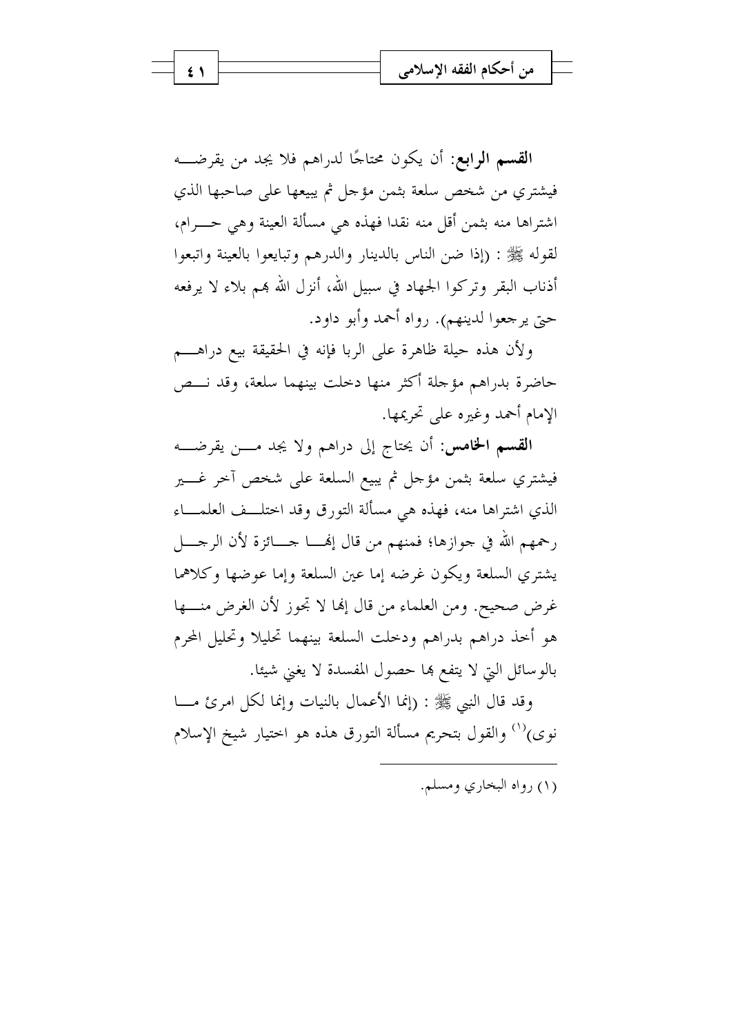**القسم الرابع**: أن يكون محتاجًا لدراهم فلا يجد من يقرضه فيشتري من شخص سلعة بثمن مؤجل ثم يبيعها على صاحبها الذي اشتراها منه بثمن أقل منه نقدا فهذه هي مسألة العينة وهي حرام، لقوله ﷺ : (إذا ضن الناس بالدينار والدرهم وتبايعوا بالعينة واتبعوا أذناب البقر وتركوا الجهاد في سبيل الله، أنزل الله بهم بلاء لا يرفعه حتى يرجعوا لدينهم). رواه أحمد وأبو داود.

ولأن هذه حيلة ظاهرة على الربا فإنه في الحقيقة بيع دراهم حاضرة بدراهم مؤجلة أكثر منها دخلت بينهما سلعة، وقد نص الإمام أحمد وغيره على تحريمها.

**القسم الخامس**: أن يحتاج إلى دراهم ولا يجد من يقرضه فيشتري سلعة بثمن مؤجل ثم يبيع السلعة على شخص آخر غير الذي اشتراها منه، فهذه هي مسألة التورق وقد اختلف العلماء رحمهم الله في جوازها؛ فمنهم من قال إنها جائزة لأن الرجل يشتري السلعة ويكون غرضه إما عين السلعة وإما عوضها وكلاهما غرض صحيح. ومن العلماء من قال إنها لا تجوز لأن الغرض منها هو أخذ دراهم بدراهم ودخلت السلعة بينهما تحليلا وتحليل المحرم بالوسائل التي لا يتفع بها حصول المفسدة لا يغني شيئا.

وقد قال النبي ﷺ : (إنما الأعمال بالنيات وإنما لكل امرئ ما نوى)[1] والقول بتحريم مسألة التورق هذه هو اختيار شيخ الإسلام

---

(١) رواه البخاري ومسلم.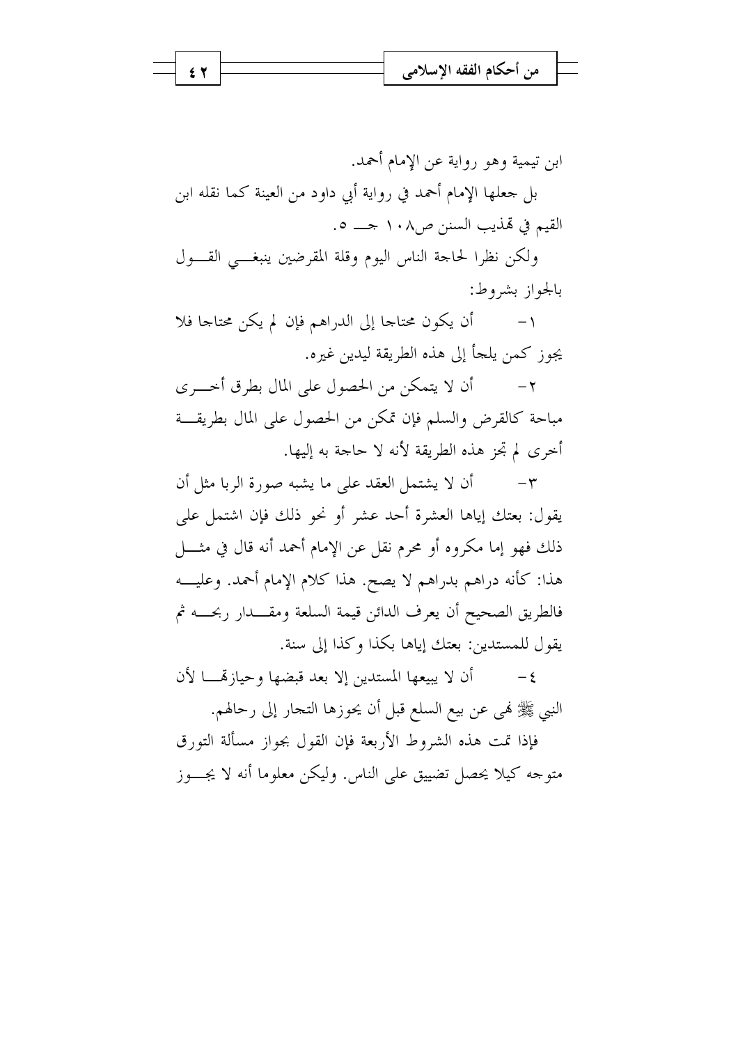ابن تيمية وهو رواية عن الإمام أحمد.

بل جعلها الإمام أحمد في رواية أبي داود من العينة كما نقله ابن القيم في تهذيب السنن ص١٠٨ جـ ٥.

ولكن نظرا لحاجة الناس اليوم وقلة المقرضين ينبغي القول بالجواز بشروط:

١- أن يكون محتاجا إلى الدراهم فإن لم يكن محتاجا فلا يجوز كمن يلجأ إلى هذه الطريقة ليدين غيره.

٢- أن لا يتمكن من الحصول على المال بطرق أخرى مباحة كالقرض والسلم فإن تمكن من الحصول على المال بطريقة أخرى لم تجز هذه الطريقة لأنه لا حاجة به إليها.

٣- أن لا يشتمل العقد على ما يشبه صورة الربا مثل أن يقول: بعتك إياها العشرة أحد عشر أو نحو ذلك فإن اشتمل على ذلك فهو إما مكروه أو محرم نقل عن الإمام أحمد أنه قال في مثل هذا: كأنه دراهم بدراهم لا يصح. هذا كلام الإمام أحمد. وعليه فالطريق الصحيح أن يعرف الدائن قيمة السلعة ومقدار ربحه ثم يقول للمستدين: بعتك إياها بكذا وكذا إلى سنة.

٤- أن لا يبيعها المستدين إلا بعد قبضها وحيازتها لأن النبي ﷺ نهى عن بيع السلع قبل أن يحوزها التجار إلى رحالهم.

فإذا تمت هذه الشروط الأربعة فإن القول بجواز مسألة التورق متوجه كيلا يحصل تضييق على الناس. وليكن معلوما أنه لا يجوز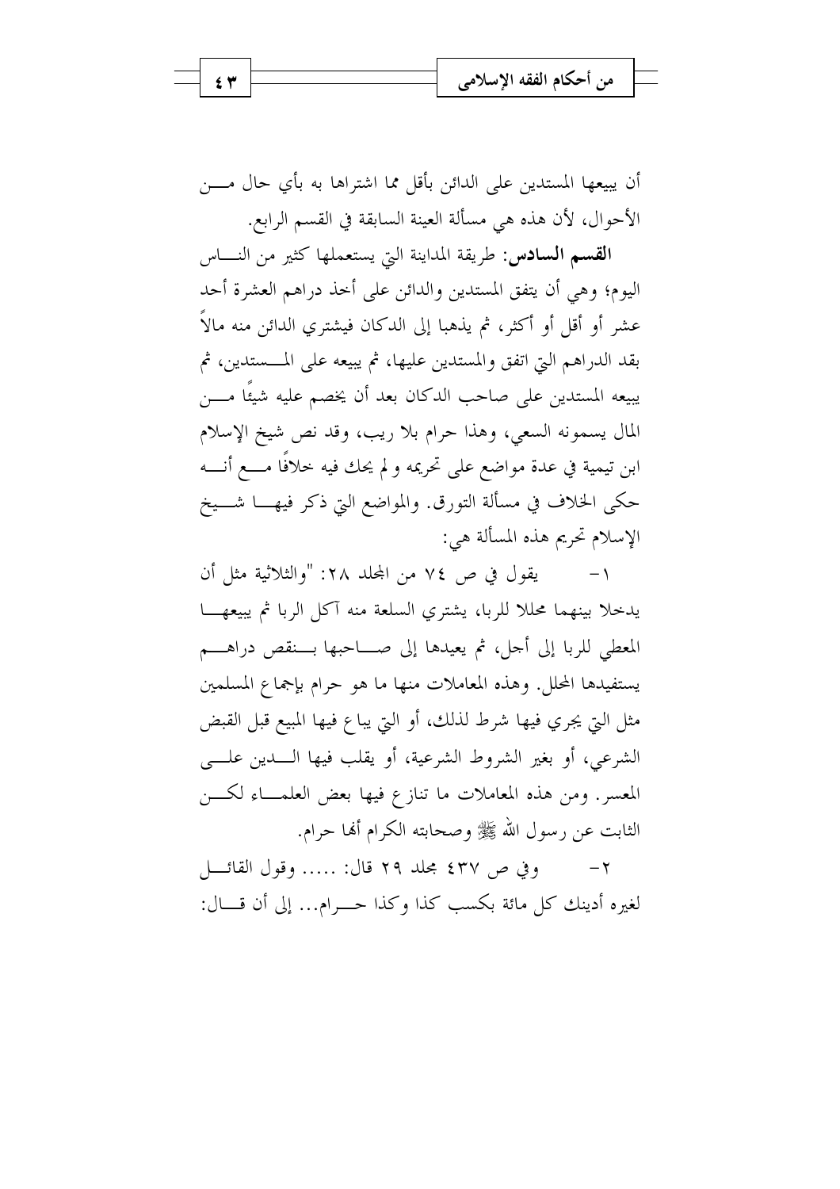أن يبيعها المستدين على الدائن بأقل مما اشتراها به بأي حال من الأحوال، لأن هذه هي مسألة العينة السابقة في القسم الرابع.

**القسم السادس**: طريقة المداينة التي يستعملها كثير من الناس اليوم؛ وهي أن يتفق المستدين والدائن على أخذ دراهم العشرة أحد عشر أو أقل أو أكثر، ثم يذهبا إلى الدكان فيشتري الدائن منه مالاً بقد الدراهم التي اتفق والمستدين عليها، ثم يبيعه على المستدين، ثم يبيعه المستدين على صاحب الدكان بعد أن يخصم عليه شيئًا من المال يسمونه السعي، وهذا حرام بلا ريب، وقد نص شيخ الإسلام ابن تيمية في عدة مواضع على تحريمه و لم يحك فيه خلافًا مع أنه حكى الخلاف في مسألة التورق. والمواضع التي ذكر فيها شيخ الإسلام تحريم هذه المسألة هي:

١- يقول في ص ٧٤ من المجلد ٢٨: "والثلاثية مثل أن يدخلا بينهما محللا للربا، يشتري السلعة منه آكل الربا ثم يبيعها المعطي للربا إلى أجل، ثم يعيدها إلى صاحبها بنقص دراهم يستفيدها المحلل. وهذه المعاملات منها ما هو حرام بإجماع المسلمين مثل التي يجري فيها شرط لذلك، أو التي يباع فيها المبيع قبل القبض الشرعي، أو بغير الشروط الشرعية، أو يقلب فيها الدين على المعسر. ومن هذه المعاملات ما تنازع فيها بعض العلماء لكن الثابت عن رسول الله ﷺ وصحابته الكرام أنها حرام.

٢- وفي ص ٤٣٧ مجلد ٢٩ قال: ..... وقول القائل لغيره أدينك كل مائة بكسب كذا وكذا حرام... إلى أن قال: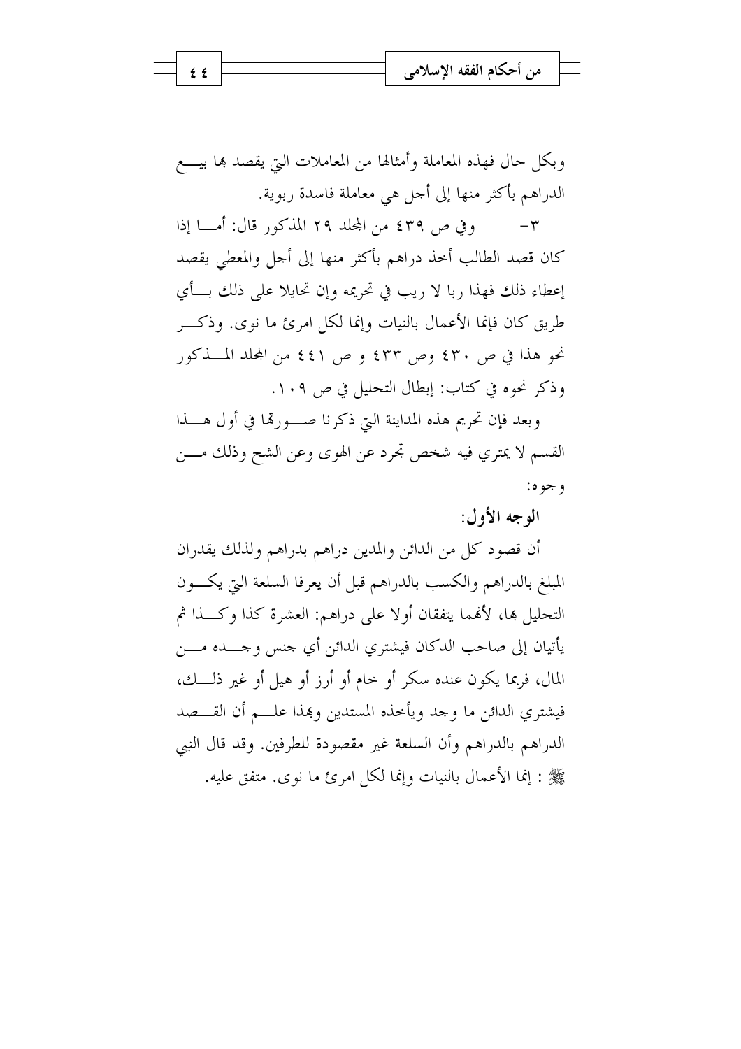وبكل حال فهذه المعاملة وأمثالها من المعاملات التي يقصد بها بيع الدراهم بأكثر منها إلى أجل هي معاملة فاسدة ربوية.

٣- وفي ص ٤٣٩ من المجلد ٢٩ المذكور قال: أما إذا كان قصد الطالب أخذ دراهم بأكثر منها إلى أجل والمعطي يقصد إعطاء ذلك فهذا ربا لا ريب في تحريمه وإن تحايلا على ذلك بأي طريق كان فإنما الأعمال بالنيات وإنما لكل امرئ ما نوى. وذكر نحو هذا في ص ٤٣٠ وص ٤٣٣ و ص ٤٤١ من المجلد المذكور وذكر نحوه في كتاب: إبطال التحليل في ص ١٠٩.

وبعد فإن تحريم هذه المداينة التي ذكرنا صورتها في أول هذا القسم لا يمتري فيه شخص تجرد عن الهوى وعن الشح وذلك من وجوه:

**الوجه الأول:**

أن قصود كل من الدائن والمدين دراهم بدراهم ولذلك يقدران المبلغ بالدراهم والكسب بالدراهم قبل أن يعرفا السلعة التي يكون التحليل بها، لأنهما يتفقان أولا على دراهم: العشرة كذا وكذا ثم يأتيان إلى صاحب الدكان فيشتري الدائن أي جنس وجده من المال، فربما يكون عنده سكر أو خام أو أرز أو هيل أو غير ذلك، فيشتري الدائن ما وجد ويأخذه المستدين وبهذا علم أن القصد الدراهم بالدراهم وأن السلعة غير مقصودة للطرفين. وقد قال النبي ﷺ : إنما الأعمال بالنيات وإنما لكل امرئ ما نوى. متفق عليه.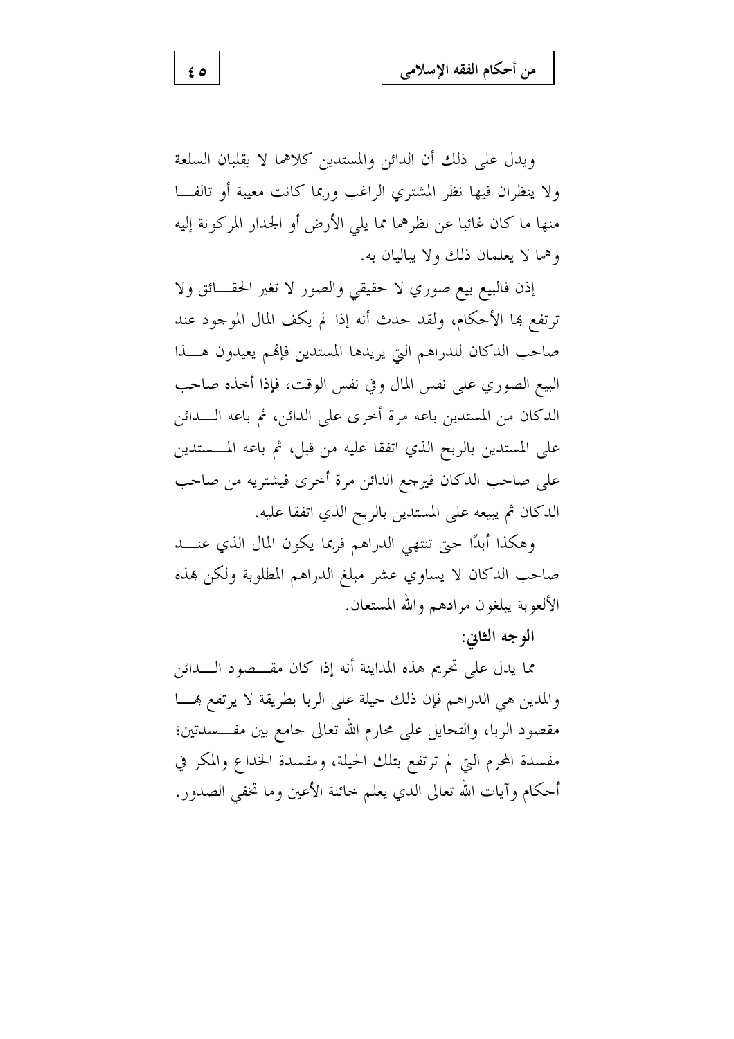ويدل على ذلك أن الدائن والمستدين كلاهما لا يقلبان السلعة ولا ينظران فيها نظر المشتري الراغب وربما كانت معيبة أو تالفا منها ما كان غائبا عن نظرهما مما يلي الأرض أو الجدار المركونة إليه وهما لا يعلمان ذلك ولا يباليان به.

إذن فالبيع بيع صوري لا حقيقي والصور لا تغير الحقائق ولا ترتفع بها الأحكام، ولقد حدث أنه إذا لم يكف المال الموجود عند صاحب الدكان للدراهم التي يريدها المستدين فإنهم يعيدون هذا البيع الصوري على نفس المال وفي نفس الوقت، فإذا أخذه صاحب الدكان من المستدين باعه مرة أخرى على الدائن، ثم باعه الدائن على المستدين بالربح الذي اتفقا عليه من قبل، ثم باعه المستدين على صاحب الدكان فيرجع الدائن مرة أخرى فيشتريه من صاحب الدكان ثم يبيعه على المستدين بالربح الذي اتفقا عليه.

وهكذا أبدًا حتى تنتهي الدراهم فربما يكون المال الذي عند صاحب الدكان لا يساوي عشر مبلغ الدراهم المطلوبة ولكن بهذه الألعوبة يبلغون مرادهم والله المستعان.

**الوجه الثاني:**

مما يدل على تحريم هذه المداينة أنه إذا كان مقصود الدائن والمدين هي الدراهم فإن ذلك حيلة على الربا بطريقة لا يرتفع بها مقصود الربا، والتحايل على محارم الله تعالى جامع بين مفسدتين؛ مفسدة المحرم التي لم ترتفع بتلك الحيلة، ومفسدة الخداع والمكر في أحكام وآيات الله تعالى الذي يعلم خائنة الأعين وما تخفي الصدور.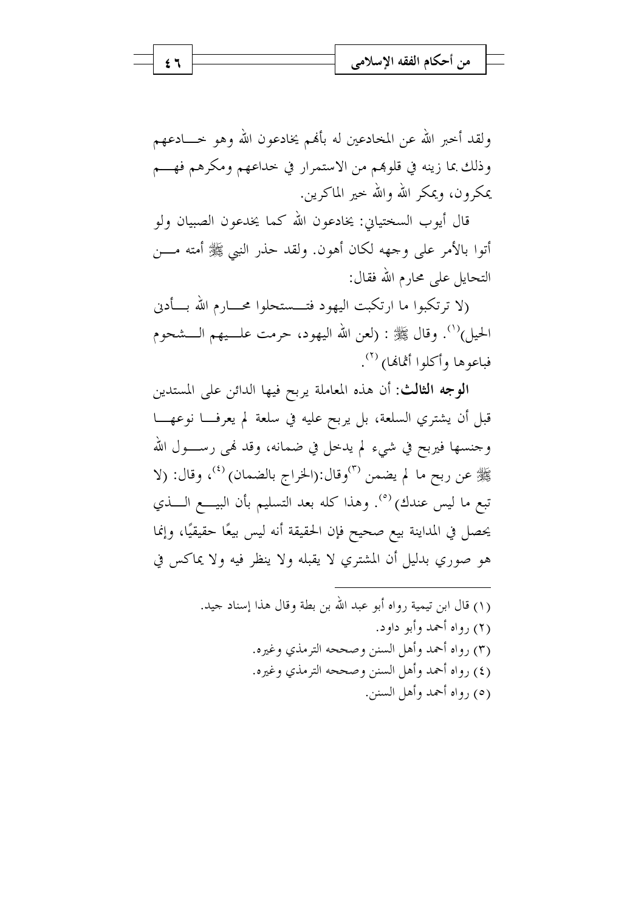ولقد أخبر الله عن المخادعين له بأنهم يخادعون الله وهو خادعهم وذلك بما زينه في قلوبهم من الاستمرار في خداعهم ومكرهم فهم يمكرون، ويمكر الله والله خير الماكرين.

قال أيوب السختياني: يخادعون الله كما يخدعون الصبيان ولو أتوا بالأمر على وجهه لكان أهون. ولقد حذر النبي ﷺ أمته من التحايل على محارم الله فقال:

(لا ترتكبوا ما ارتكبت اليهود فتستحلوا محارم الله بأدنى الحيل)[1]. وقال ﷺ : (لعن الله اليهود، حرمت عليهم الشحوم فباعوها وأكلوا أثمانها) [2].

**الوجه الثالث**: أن هذه المعاملة يربح فيها الدائن على المستدين قبل أن يشتري السلعة، بل يربح عليه في سلعة لم يعرفا نوعها وجنسها فيربح في شيء لم يدخل في ضمانه، وقد نهى رسول الله ﷺ عن ربح ما لم يضمن [3]وقال:(الخراج بالضمان) [4]، وقال: (لا تبع ما ليس عندك) [5]. وهذا كله بعد التسليم بأن البيع الذي يحصل في المداينة بيع صحيح فإن الحقيقة أنه ليس بيعًا حقيقيًا، وإنما هو صوري بدليل أن المشتري لا يقبله ولا ينظر فيه ولا يماكس في

---

(١) قال ابن تيمية رواه أبو عبد الله بن بطة وقال هذا إسناد جيد.

(٢) رواه أحمد وأبو داود.

(٣) رواه أحمد وأهل السنن وصححه الترمذي وغيره.

(٤) رواه أحمد وأهل السنن وصححه الترمذي وغيره.

(٥) رواه أحمد وأهل السنن.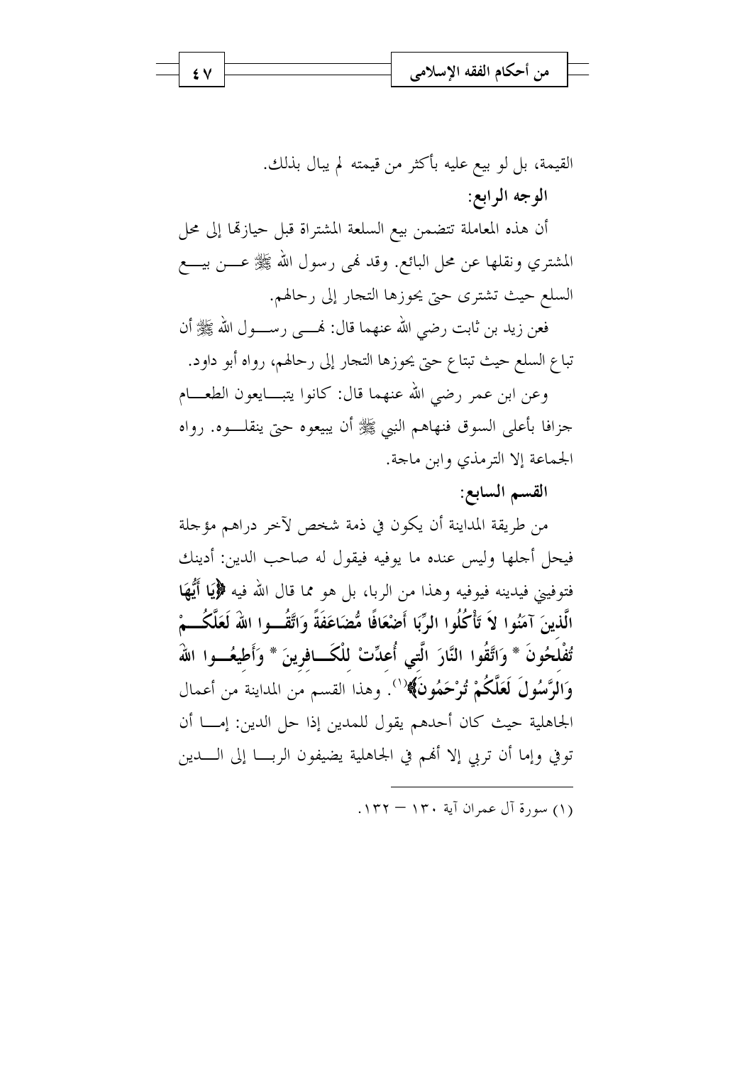القيمة، بل لو بيع عليه بأكثر من قيمته لم يبال بذلك.

**الوجه الرابع:**

أن هذه المعاملة تتضمن بيع السلعة المشتراة قبل حيازتها إلى محل المشتري ونقلها عن محل البائع. وقد نهى رسول الله ﷺ عن بيع السلع حيث تشترى حتى يحوزها التجار إلى رحالهم.

فعن زيد بن ثابت رضي الله عنهما قال: نهى رسول الله ﷺ أن تباع السلع حيث تبتاع حتى يحوزها التجار إلى رحالهم، رواه أبو داود.

وعن ابن عمر رضي الله عنهما قال: كانوا يتبايعون الطعام جزافا بأعلى السوق فنهاهم النبي ﷺ أن يبيعوه حتى ينقلوه. رواه الجماعة إلا الترمذي وابن ماجة.

**القسم السابع:**

من طريقة المداينة أن يكون في ذمة شخص لآخر دراهم مؤجلة فيحل أجلها وليس عنده ما يوفيه فيقول له صاحب الدين: أدينك فتوفيني فيدينه فيوفيه وهذا من الربا، بل هو مما قال الله فيه **﴿يَا أَيُّهَا الَّذِينَ آمَنُوا لاَ تَأْكُلُوا الرِّبَا أَضْعَافًا مُّضَاعَفَةً وَاتَّقُوا اللهَ لَعَلَّكُمْ تُفْلِحُونَ * وَاتَّقُوا النَّارَ الَّتِي أُعِدَّتْ لِلْكَافِرِينَ * وَأَطِيعُوا اللهَ وَالرَّسُولَ لَعَلَّكُمْ تُرْحَمُونَ﴾**[1]. وهذا القسم من المداينة من أعمال الجاهلية حيث كان أحدهم يقول للمدين إذا حل الدين: إما أن توفي وإما أن تربي إلا أنهم في الجاهلية يضيفون الربا إلى الدين

---

(١) سورة آل عمران آية ١٣٠ – ١٣٢.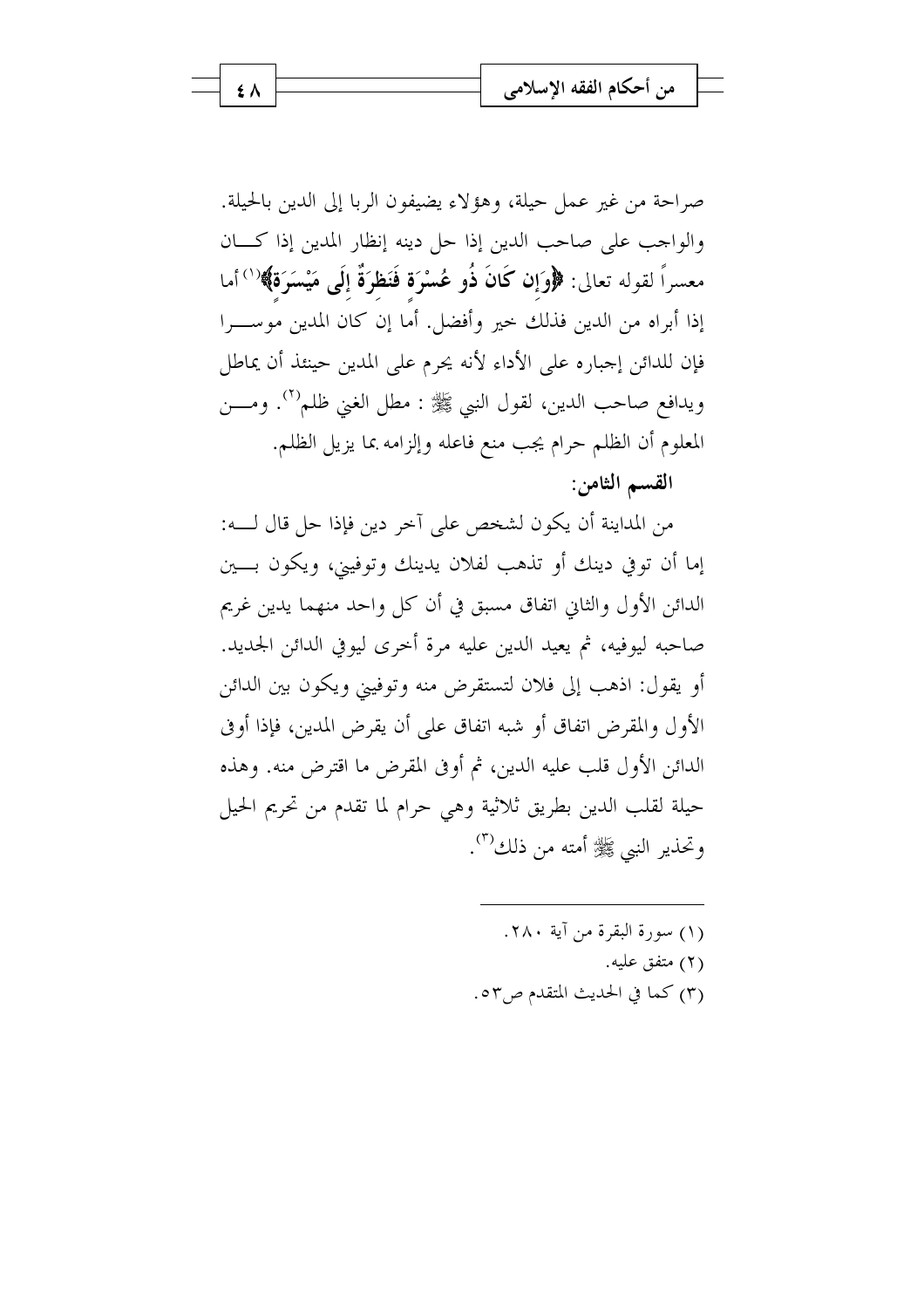صراحة من غير عمل حيلة، وهؤلاء يضيفون الربا إلى الدين بالحيلة. والواجب على صاحب الدين إذا حل دينه إنظار المدين إذا كان معسراً لقوله تعالى: **﴿وَإِن كَانَ ذُو عُسْرَةٍ فَنَظِرَةٌ إِلَى مَيْسَرَةٍ﴾**[1] أما إذا أبراه من الدين فذلك خير وأفضل. أما إن كان المدين موسرا فإن للدائن إجباره على الأداء لأنه يحرم على المدين حينئذ أن يماطل ويدافع صاحب الدين، لقول النبي ﷺ : مطل الغني ظلم[2]. ومن المعلوم أن الظلم حرام يجب منع فاعله وإلزامه بما يزيل الظلم.

**القسم الثامن:**

من المداينة أن يكون لشخص على آخر دين فإذا حل قال له: إما أن توفي دينك أو تذهب لفلان يدينك وتوفيني، ويكون بين الدائن الأول والثاني اتفاق مسبق في أن كل واحد منهما يدين غريم صاحبه ليوفيه، ثم يعيد الدين عليه مرة أخرى ليوفي الدائن الجديد. أو يقول: اذهب إلى فلان لتستقرض منه وتوفيني ويكون بين الدائن الأول والمقرض اتفاق أو شبه اتفاق على أن يقرض المدين، فإذا أوفى الدائن الأول قلب عليه الدين، ثم أوفى المقرض ما اقترض منه. وهذه حيلة لقلب الدين بطريق ثلاثية وهي حرام لما تقدم من تحريم الحيل وتحذير النبي ﷺ أمته من ذلك[3].

---

(١) سورة البقرة من آية ٢٨٠.

(٢) متفق عليه.

(٣) كما في الحديث المتقدم ص٥٣.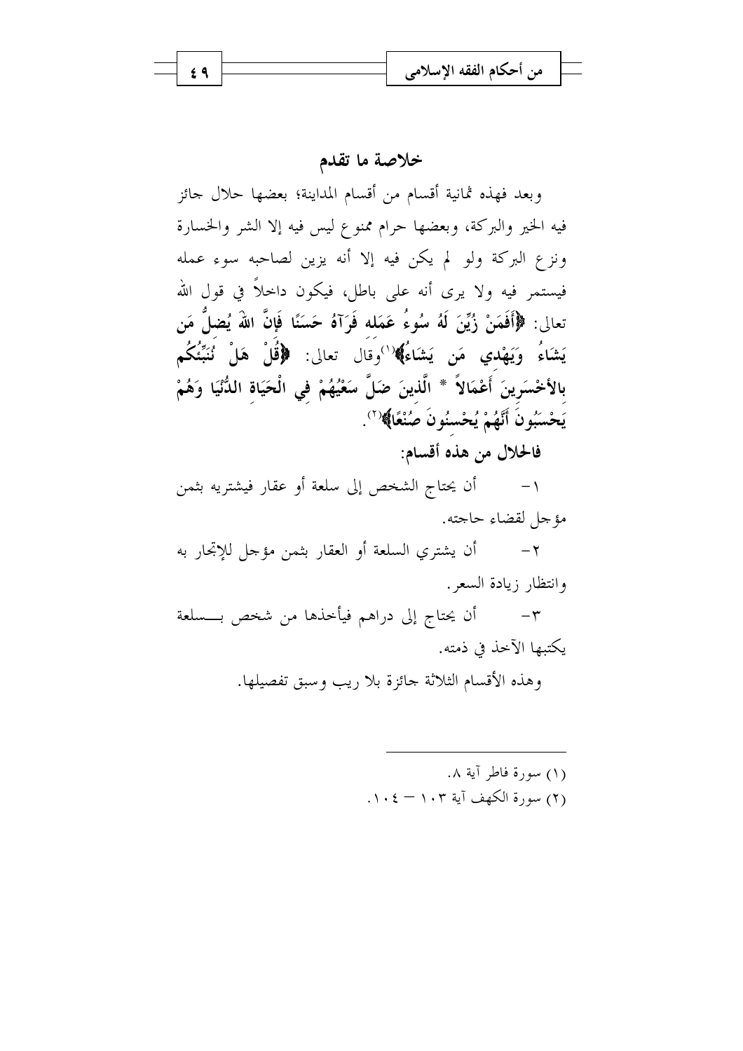## خلاصة ما تقدم

وبعد فهذه ثمانية أقسام من أقسام المداينة؛ بعضها حلال جائز فيه الخير والبركة، وبعضها حرام ممنوع ليس فيه إلا الشر والخسارة ونزع البركة ولو لم يكن فيه إلا أنه يزين لصاحبه سوء عمله فيستمر فيه ولا يرى أنه على باطل، فيكون داخلاً في قول الله تعالى: **﴿أَفَمَنْ زُيِّنَ لَهُ سُوءُ عَمَلِه فَرَآهُ حَسَنًا فَإِنَّ اللهَ يُضِلُّ مَن يَشَاءُ وَيَهْدِي مَن يَشَاءُ﴾**[1] وقال تعالى: **﴿قُلْ هَلْ نُنَبِّئُكُم بِالأَخْسَرِينَ أَعْمَالاً * الَّذِينَ ضَلَّ سَعْيُهُمْ فِي الْحَيَاةِ الدُّنْيَا وَهُمْ يَحْسَبُونَ أَنَّهُمْ يُحْسِنُونَ صُنْعًا﴾**[2].

**فالحلال من هذه أقسام:**

١- أن يحتاج الشخص إلى سلعة أو عقار فيشتريه بثمن مؤجل لقضاء حاجته.

٢- أن يشتري السلعة أو العقار بثمن مؤجل للإتجار به وانتظار زيادة السعر.

٣- أن يحتاج إلى دراهم فيأخذها من شخص بسلعة يكتبها الآخذ في ذمته.

وهذه الأقسام الثلاثة جائزة بلا ريب وسبق تفصيلها.

---

(١) سورة فاطر آية ٨.

(٢) سورة الكهف آية ١٠٣ – ١٠٤.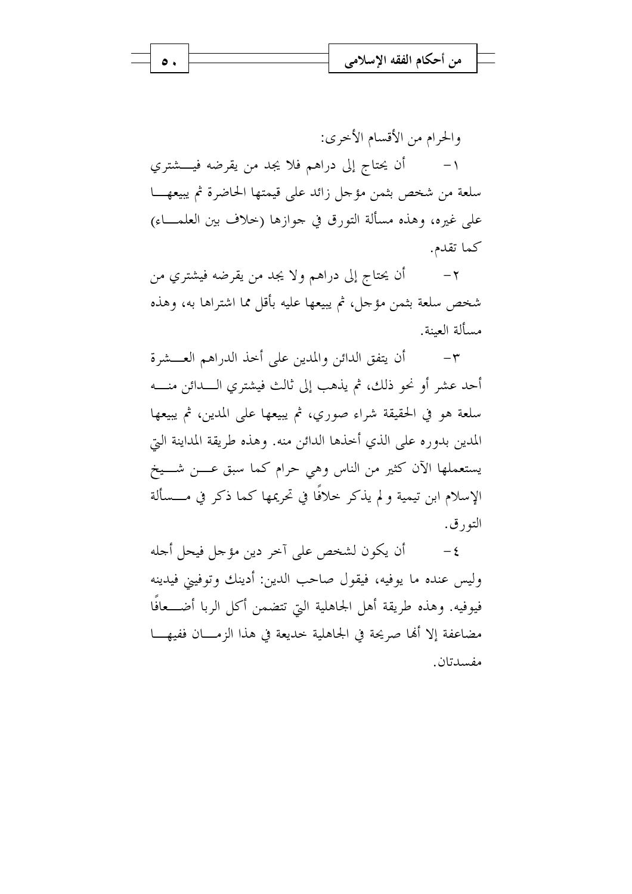والحرام من الأقسام الأخرى:

١- أن يحتاج إلى دراهم فلا يجد من يقرضه فيشتري سلعة من شخص بثمن مؤجل زائد على قيمتها الحاضرة ثم يبيعها على غيره، وهذه مسألة التورق في جوازها (خلاف بين العلماء) كما تقدم.

٢- أن يحتاج إلى دراهم ولا يجد من يقرضه فيشتري من شخص سلعة بثمن مؤجل، ثم يبيعها عليه بأقل مما اشتراها به، وهذه مسألة العينة.

٣- أن يتفق الدائن والمدين على أخذ الدراهم العشرة أحد عشر أو نحو ذلك، ثم يذهب إلى ثالث فيشتري الدائن منه سلعة هو في الحقيقة شراء صوري، ثم يبيعها على المدين، ثم يبيعها المدين بدوره على الذي أخذها الدائن منه. وهذه طريقة المداينة التي يستعملها الآن كثير من الناس وهي حرام كما سبق عن شيخ الإسلام ابن تيمية ولم يذكر خلافًا في تحريمها كما ذكر في مسألة التورق.

٤- أن يكون لشخص على آخر دين مؤجل فيحل أجله وليس عنده ما يوفيه، فيقول صاحب الدين: أدينك وتوفيني فيدينه فيوفيه. وهذه طريقة أهل الجاهلية التي تتضمن أكل الربا أضعافًا مضاعفة إلا أنها صريحة في الجاهلية خديعة في هذا الزمان ففيها مفسدتان.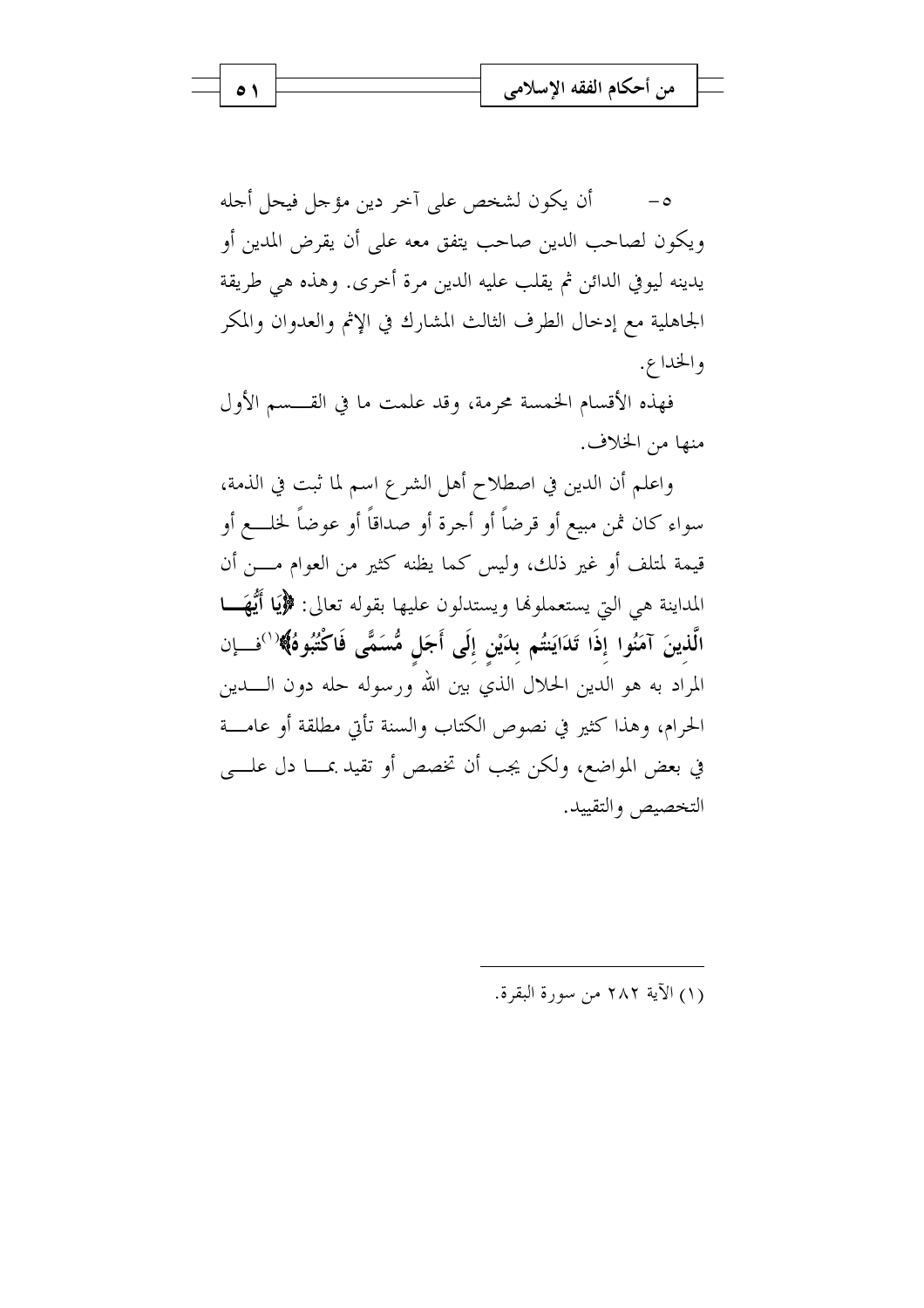٥- أن يكون لشخص على آخر دين مؤجل فيحل أجله ويكون لصاحب الدين صاحب يتفق معه على أن يقرض المدين أو يدينه ليوفي الدائن ثم يقلب عليه الدين مرة أخرى. وهذه هي طريقة الجاهلية مع إدخال الطرف الثالث المشارك في الإثم والعدوان والمكر والخداع.

فهذه الأقسام الخمسة محرمة، وقد علمت ما في القسم الأول منها من الخلاف.

واعلم أن الدين في اصطلاح أهل الشرع اسم لما ثبت في الذمة، سواء كان ثمن مبيع أو قرضاً أو أجرة أو صداقاً أو عوضاً لخلع أو قيمة لمتلف أو غير ذلك، وليس كما يظنه كثير من العوام من أن المداينة هي التي يستعملونها ويستدلون عليها بقوله تعالى: **﴿يَا أَيُّهَا الَّذِينَ آمَنُوا إِذَا تَدَايَنتُم بِدَيْنٍ إِلَى أَجَلٍ مُّسَمًّى فَاكْتُبُوهُ﴾**[1] فإن المراد به هو الدين الحلال الذي بين الله ورسوله حله دون الدين الحرام، وهذا كثير في نصوص الكتاب والسنة تأتي مطلقة أو عامة في بعض المواضع، ولكن يجب أن تخصص أو تقيد بما دل على التخصيص والتقييد.

---

(١) الآية ٢٨٢ من سورة البقرة.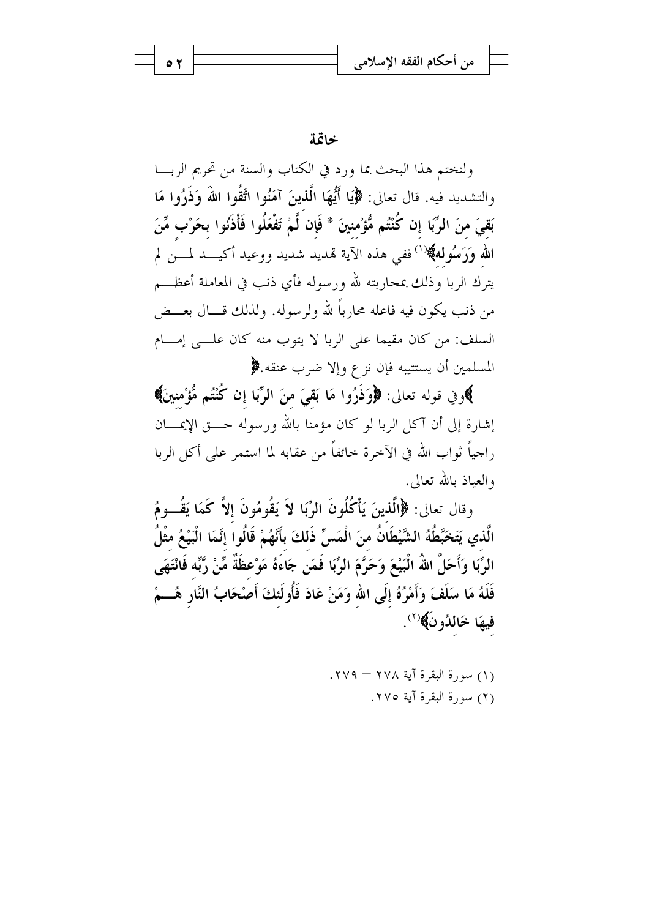## خاتمة

ولنختم هذا البحث بما ورد في الكتاب والسنة من تحريم الربا والتشديد فيه. قال تعالى: ﴿يَا أَيُّهَا الَّذِينَ آمَنُوا اتَّقُوا اللهَ وَذَرُوا مَا بَقِيَ مِنَ الرِّبَا إِن كُنْتُم مُّؤْمِنِينَ * فَإِن لَّمْ تَفْعَلُوا فَأْذَنُوا بِحَرْبٍ مِّنَ اللهِ وَرَسُولِهِ﴾[1] ففي هذه الآية تهديد شديد ووعيد أكيد لمن لم يترك الربا وذلك بمحاربته لله ورسوله فأي ذنب في المعاملة أعظم من ذنب يكون فيه فاعله محارباً لله ولرسوله. ولذلك قال بعض السلف: من كان مقيما على الربا لا يتوب منه كان على إمام المسلمين أن يستتيبه فإن نزع وإلا ضرب عنقه.

وفي قوله تعالى: ﴿وَذَرُوا مَا بَقِيَ مِنَ الرِّبَا إِن كُنْتُم مُّؤْمِنِينَ﴾ إشارة إلى أن آكل الربا لو كان مؤمنا بالله ورسوله حق الإيمان راجياً ثواب الله في الآخرة خائفاً من عقابه لما استمر على أكل الربا والعياذ بالله تعالى.

وقال تعالى: ﴿الَّذِينَ يَأْكُلُونَ الرِّبَا لاَ يَقُومُونَ إِلاَّ كَمَا يَقُومُ الَّذِي يَتَخَبَّطُهُ الشَّيْطَانُ مِنَ الْمَسِّ ذَلِكَ بِأَنَّهُمْ قَالُوا إِنَّمَا الْبَيْعُ مِثْلُ الرِّبَا وَأَحَلَّ اللهُ الْبَيْعَ وَحَرَّمَ الرِّبَا فَمَن جَاءَهُ مَوْعِظَةٌ مِّنْ رَّبِّهِ فَانْتَهَى فَلَهُ مَا سَلَفَ وَأَمْرُهُ إِلَى اللهِ وَمَنْ عَادَ فَأُولَئِكَ أَصْحَابُ النَّارِ هُمْ فِيهَا خَالِدُونَ﴾[2].

---

(١) سورة البقرة آية ٢٧٨ – ٢٧٩.

(٢) سورة البقرة آية ٢٧٥.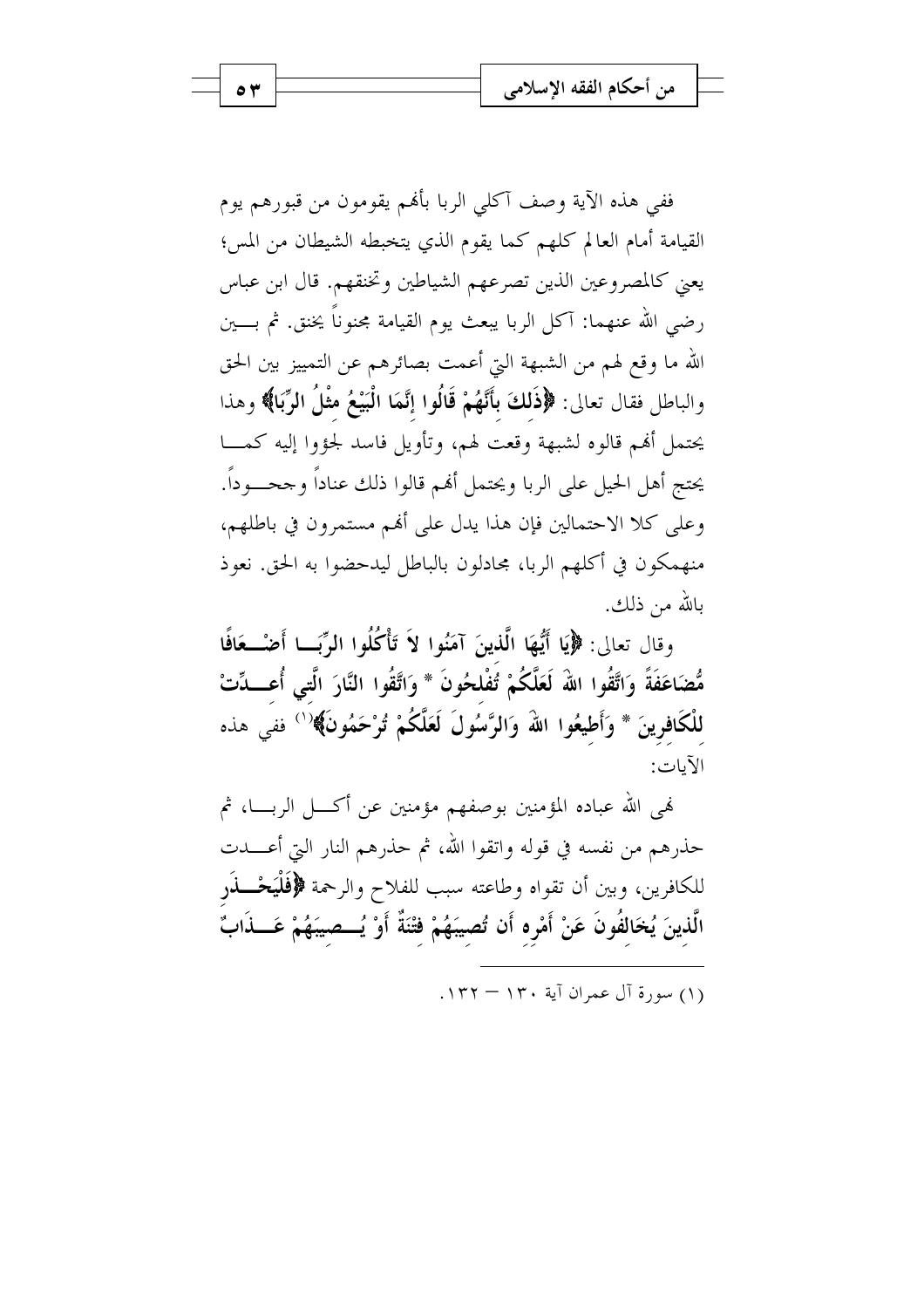ففي هذه الآية وصف آكلي الربا بأنهم يقومون من قبورهم يوم القيامة أمام العالم كلهم كما يقوم الذي يتخبطه الشيطان من المس؛ يعني كالمصروعين الذين تصرعهم الشياطين وتخنقهم. قال ابن عباس رضي الله عنهما: آكل الربا يبعث يوم القيامة مجنوناً يخنق. ثم بين الله ما وقع لهم من الشبهة التي أعمت بصائرهم عن التمييز بين الحق والباطل فقال تعالى: **﴿ذَلِكَ بِأَنَّهُمْ قَالُوا إِنَّمَا الْبَيْعُ مِثْلُ الرِّبَا﴾** وهذا يحتمل أنهم قالوه لشبهة وقعت لهم، وتأويل فاسد لجؤوا إليه كما يحتج أهل الحيل على الربا ويحتمل أنهم قالوا ذلك عناداً وجحوداً. وعلى كلا الاحتمالين فإن هذا يدل على أنهم مستمرون في باطلهم، منهمكون في أكلهم الربا، مجادلون بالباطل ليدحضوا به الحق. نعوذ بالله من ذلك.

وقال تعالى: **﴿يَا أَيُّهَا الَّذِينَ آمَنُوا لاَ تَأْكُلُوا الرِّبَا أَضْعَافًا مُّضَاعَفَةً وَاتَّقُوا اللهَ لَعَلَّكُمْ تُفْلِحُونَ * وَاتَّقُوا النَّارَ الَّتِي أُعِدَّتْ لِلْكَافِرِينَ * وَأَطِيعُوا اللهَ وَالرَّسُولَ لَعَلَّكُمْ تُرْحَمُونَ﴾**[1] ففي هذه الآيات:

نهى الله عباده المؤمنين بوصفهم مؤمنين عن أكل الربا، ثم حذرهم من نفسه في قوله واتقوا الله، ثم حذرهم النار التي أعدت للكافرين، وبين أن تقواه وطاعته سبب للفلاح والرحمة **﴿فَلْيَحْذَرِ الَّذِينَ يُخَالِفُونَ عَنْ أَمْرِهِ أَن تُصِيبَهُمْ فِتْنَةٌ أَوْ يُصِيبَهُمْ عَذَابٌ**

---

(١) سورة آل عمران آية ١٣٠ – ١٣٢.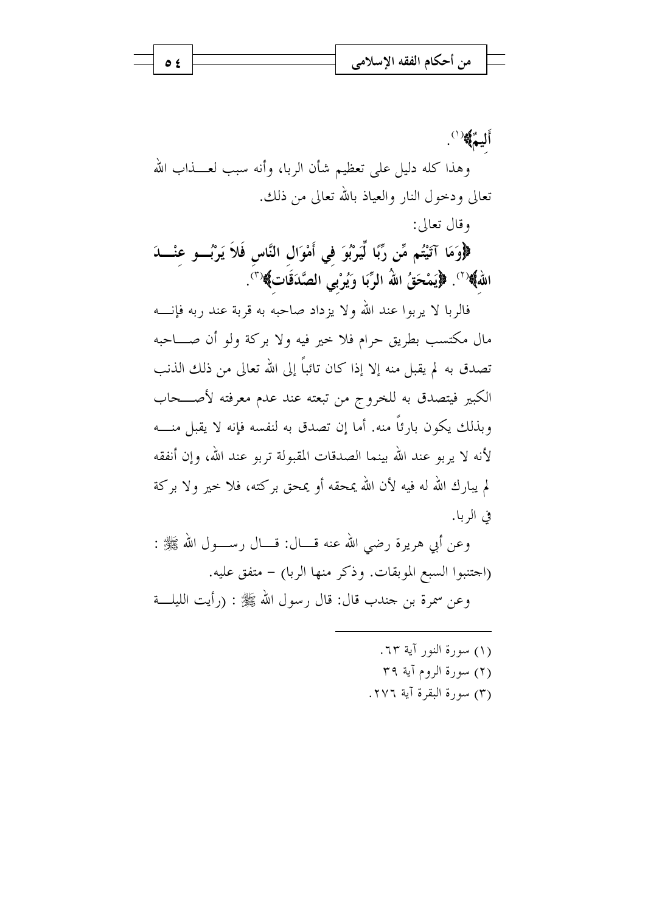أَلِيمٌ﴾[1].

وهذا كله دليل على تعظيم شأن الربا، وأنه سبب لعـذاب الله تعالى ودخول النار والعياذ بالله تعالى من ذلك.

وقال تعالى:

﴿وَمَا آتَيْتُم مِّن رِّبًا لِّيَرْبُوَ فِي أَمْوَالِ النَّاسِ فَلاَ يَرْبُو عِنْدَ اللهِ﴾[2]. ﴿يَمْحَقُ اللهُ الرِّبَا وَيُرْبِي الصَّدَقَاتِ﴾[3].

فالربا لا يربوا عند الله ولا يزداد صاحبه به قربة عند ربه فإنه مال مكتسب بطريق حرام فلا خير فيه ولا بركة ولو أن صاحبه تصدق به لم يقبل منه إلا إذا كان تائباً إلى الله تعالى من ذلك الذنب الكبير فيتصدق به للخروج من تبعته عند عدم معرفته لأصحاب وبذلك يكون بارئاً منه. أما إن تصدق به لنفسه فإنه لا يقبل منه لأنه لا يربو عند الله بينما الصدقات المقبولة تربو عند الله، وإن أنفقه لم يبارك الله له فيه لأن الله يمحقه أو يمحق بركته، فلا خير ولا بركة في الربا.

وعن أبي هريرة رضي الله عنه قال: قال رسول الله ﷺ : (اجتنبوا السبع الموبقات. وذكر منها الربا) – متفق عليه.

وعن سمرة بن جندب قال: قال رسول الله ﷺ : (رأيت الليلة

---

(١) سورة النور آية ٦٣.

(٢) سورة الروم آية ٣٩

(٣) سورة البقرة آية ٢٧٦.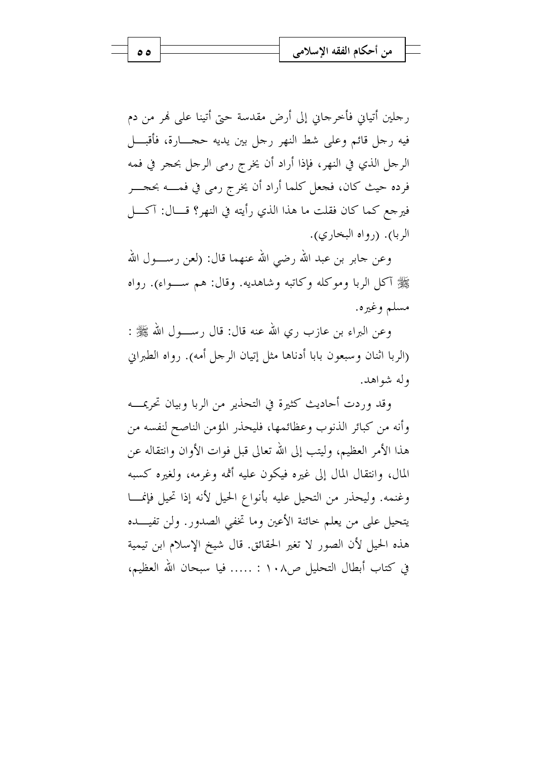رجلين أتياني فأخرجاني إلى أرض مقدسة حتى أتينا على نهر من دم فيه رجل قائم وعلى شط النهر رجل بين يديه حجارة، فأقبل الرجل الذي في النهر، فإذا أراد أن يخرج رمى الرجل بحجر في فمه فرده حيث كان، فجعل كلما أراد أن يخرج رمى في فمه بحجر فيرجع كما كان فقلت ما هذا الذي رأيته في النهر؟ قال: آكل الربا). (رواه البخاري).

وعن جابر بن عبد الله رضي الله عنهما قال: (لعن رسول الله ﷺ آكل الربا وموكله وكاتبه وشاهديه. وقال: هم سواء). رواه مسلم وغيره.

وعن البراء بن عازب ري الله عنه قال: قال رسول الله ﷺ: (الربا اثنان وسبعون بابا أدناها مثل إتيان الرجل أمه). رواه الطبراني وله شواهد.

وقد وردت أحاديث كثيرة في التحذير من الربا وبيان تحريمه وأنه من كبائر الذنوب وعظائمها، فليحذر المؤمن الناصح لنفسه من هذا الأمر العظيم، وليتب إلى الله تعالى قبل فوات الأوان وانتقاله عن المال، وانتقال المال إلى غيره فيكون عليه أثمه وغرمه، ولغيره كسبه وغنمه. وليحذر من التحيل عليه بأنواع الحيل لأنه إذا تحيل فإنما يتحيل على من يعلم خائنة الأعين وما تخفي الصدور. ولن تفيده هذه الحيل لأن الصور لا تغير الحقائق. قال شيخ الإسلام ابن تيمية في كتاب أبطال التحليل ص١٠٨ : ..... فيا سبحان الله العظيم،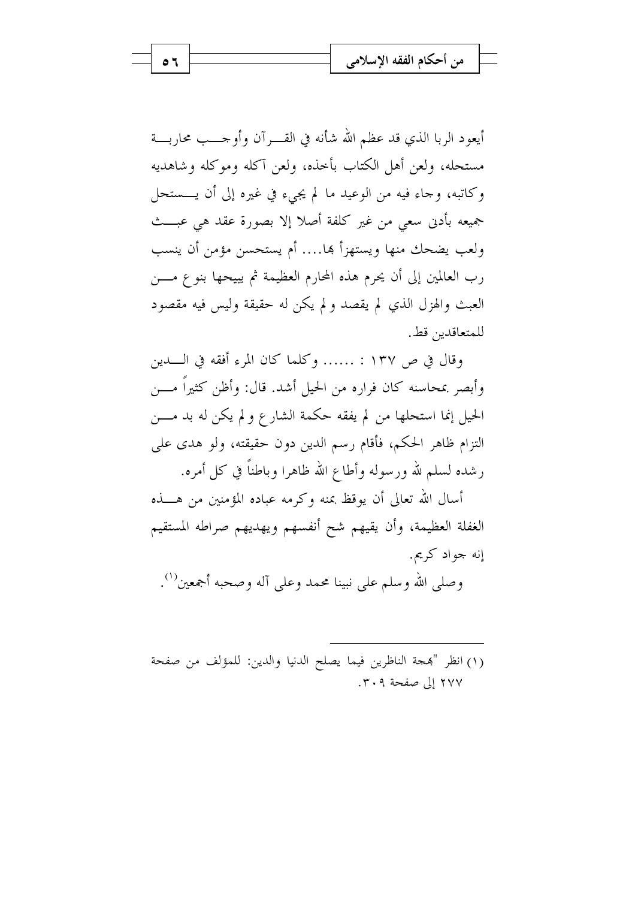أيعود الربا الذي قد عظم الله شأنه في القرآن وأوجب محاربة مستحله، ولعن أهل الكتاب بأخذه، ولعن آكله وموكله وشاهديه وكاتبه، وجاء فيه من الوعيد ما لم يجيء في غيره إلى أن يستحل جميعه بأدنى سعي من غير كلفة أصلا إلا بصورة عقد هي عبث ولعب يضحك منها ويستهزأ بها.... أم يستحسن مؤمن أن ينسب رب العالمين إلى أن يحرم هذه المحارم العظيمة ثم يبيحها بنوع من العبث والهزل الذي لم يقصد ولم يكن له حقيقة وليس فيه مقصود للمتعاقدين قط.

وقال في ص ١٣٧ : ...... وكلما كان المرء أفقه في الدين وأبصر بمحاسنه كان فراره من الحيل أشد. قال: وأظن كثيراً من الحيل إنما استحلها من لم يفقه حكمة الشارع ولم يكن له بد من التزام ظاهر الحكم، فأقام رسم الدين دون حقيقته، ولو هدى على رشده لسلم لله ورسوله وأطاع الله ظاهرا وباطناً في كل أمره.

أسال الله تعالى أن يوقظ بمنه وكرمه عباده المؤمنين من هذه الغفلة العظيمة، وأن يقيهم شح أنفسهم ويهديهم صراطه المستقيم إنه جواد كريم.

وصلى الله وسلم على نبينا محمد وعلى آله وصحبه أجمعين[1].

---

(١) انظر "بهجة الناظرين فيما يصلح الدنيا والدين: للمؤلف من صفحة ٢٧٧ إلى صفحة ٣٠٩.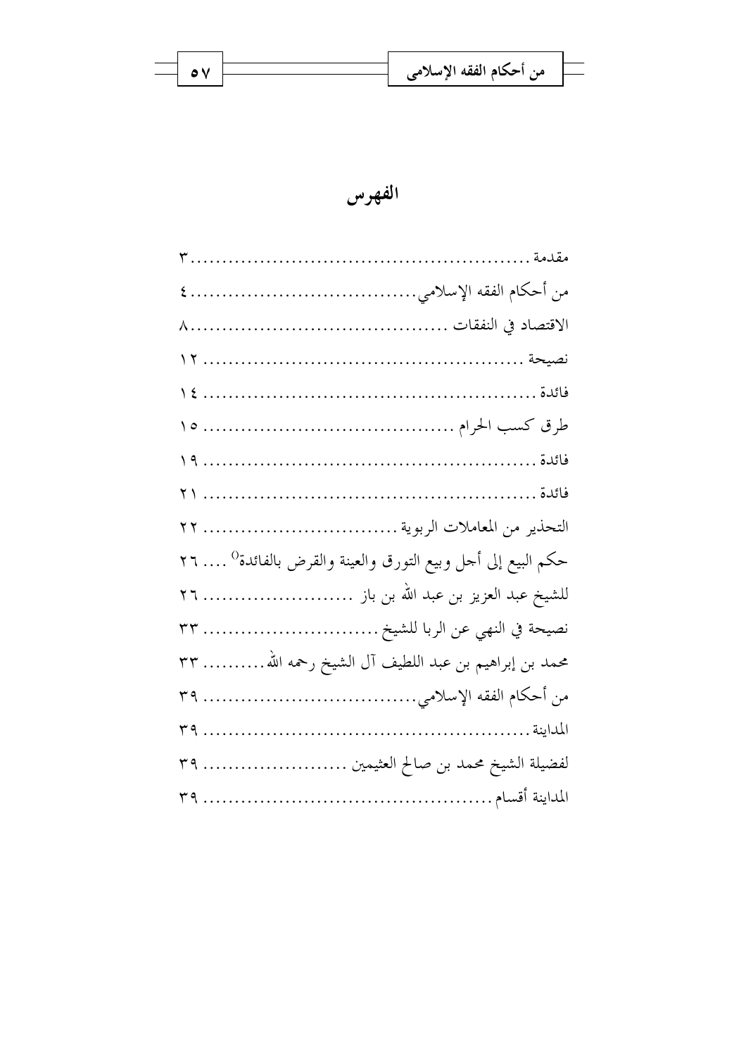# الفهرس

مقدمة ........................................... ٣

من أحكام الفقه الإسلامي................................... ٤

الاقتصاد في النفقات ......................................... ٨

نصيحة .............................................. ١٢

فائدة ................................................ ١٤

طرق كسب الحرام ...................................... ١٥

فائدة ................................................ ١٩

فائدة ................................................ ٢١

التحذير من المعاملات الربوية .............................. ٢٢

حكم البيع إلى أجل وبيع التورق والعينة والقرض بالفائدة() .... ٢٦

للشيخ عبد العزيز بن عبد الله بن باز ......................... ٢٦

نصيحة في النهي عن الربا للشيخ ............................ ٣٣

محمد بن إبراهيم بن عبد اللطيف آل الشيخ رحمه الله.......... ٣٣

من أحكام الفقه الإسلامي.................................. ٣٩

المداينة ................................................ ٣٩

لفضيلة الشيخ محمد بن صالح العثيمين ...................... ٣٩

المداينة أقسام ........................................... ٣٩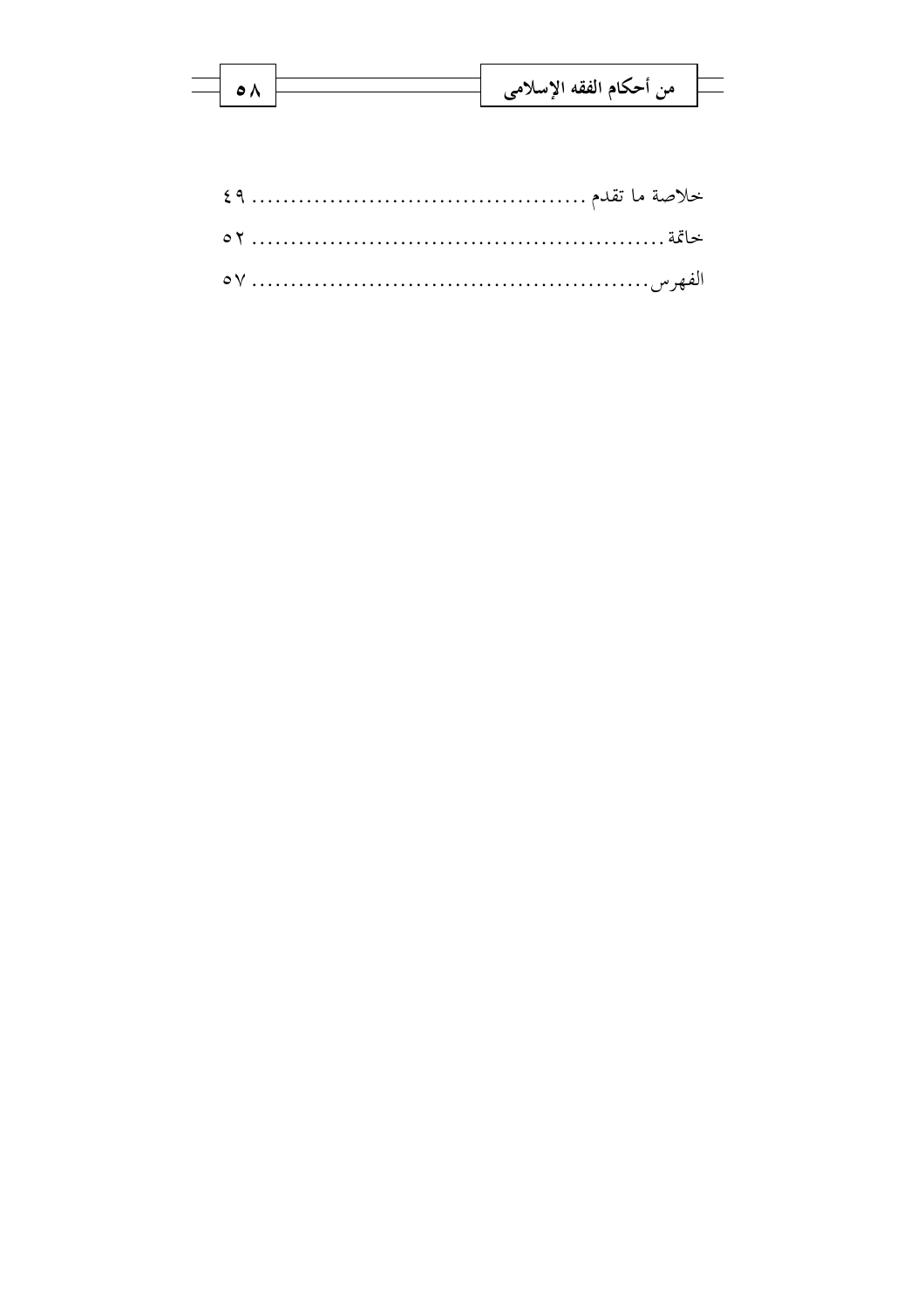خلاصة ما تقدم ........................................... ٤٩

خاتمة ..................................................... ٥٢

الفهرس.................................................... ٥٧